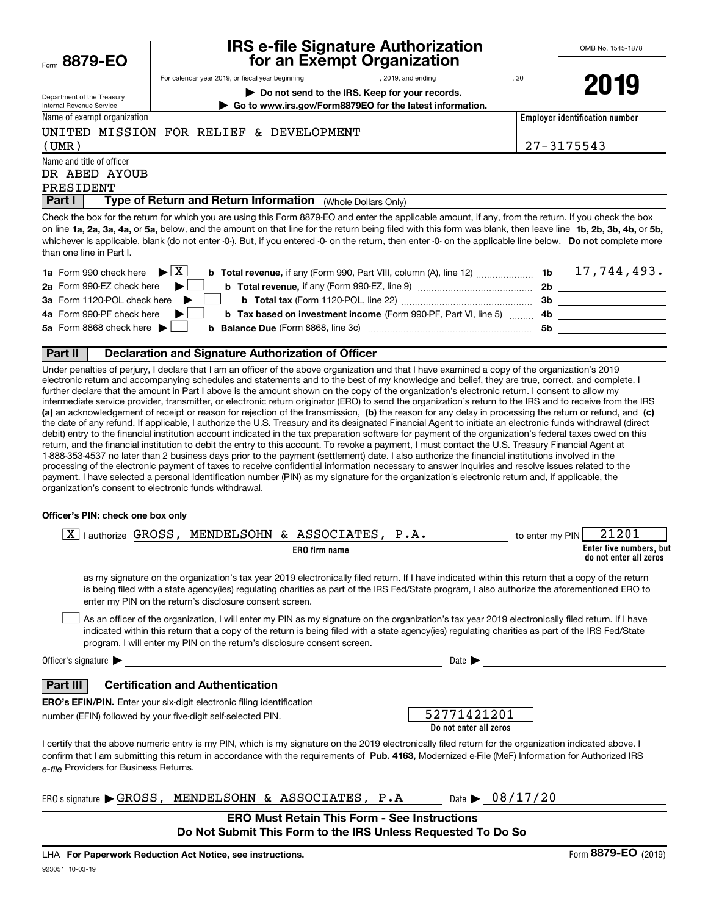Form **8879-EO**

Department of the Treasury
Internal Revenue Service

# IRS e-file Signature Authorization for an Exempt Organization

For calendar year 2019, or fiscal year beginning ______________ , 2019, and ending ______________ , 20____

**▶ Do not send to the IRS. Keep for your records.**

**▶ Go to www.irs.gov/Form8879EO for the latest information.**

OMB No. 1545-1878

**2019**

Name of exempt organization: UNITED MISSION FOR RELIEF & DEVELOPMENT (UMR)

**Employer identification number:** 27-3175543

Name and title of officer: DR ABED AYOUB, PRESIDENT

## Part I — Type of Return and Return Information (Whole Dollars Only)

Check the box for the return for which you are using this Form 8879-EO and enter the applicable amount, if any, from the return. If you check the box on line **1a, 2a, 3a, 4a,** or **5a,** below, and the amount on that line for the return being filed with this form was blank, then leave line **1b, 2b, 3b, 4b,** or **5b,** whichever is applicable, blank (do not enter -0-). But, if you entered -0- on the return, then enter -0- on the applicable line below. **Do not** complete more than one line in Part I.

| | | | | |
|---|---|---|---|---|
| **1a** Form 990 check here | ▶ [X] | **b Total revenue,** if any (Form 990, Part VIII, column (A), line 12) | **1b** | 17,744,493. |
| **2a** Form 990-EZ check here | ▶ [ ] | **b Total revenue,** if any (Form 990-EZ, line 9) | **2b** | |
| **3a** Form 1120-POL check here | ▶ [ ] | **b Total tax** (Form 1120-POL, line 22) | **3b** | |
| **4a** Form 990-PF check here | ▶ [ ] | **b Tax based on investment income** (Form 990-PF, Part VI, line 5) | **4b** | |
| **5a** Form 8868 check here | ▶ [ ] | **b Balance Due** (Form 8868, line 3c) | **5b** | |

## Part II — Declaration and Signature Authorization of Officer

Under penalties of perjury, I declare that I am an officer of the above organization and that I have examined a copy of the organization's 2019 electronic return and accompanying schedules and statements and to the best of my knowledge and belief, they are true, correct, and complete. I further declare that the amount in Part I above is the amount shown on the copy of the organization's electronic return. I consent to allow my intermediate service provider, transmitter, or electronic return originator (ERO) to send the organization's return to the IRS and to receive from the IRS **(a)** an acknowledgement of receipt or reason for rejection of the transmission, **(b)** the reason for any delay in processing the return or refund, and **(c)** the date of any refund. If applicable, I authorize the U.S. Treasury and its designated Financial Agent to initiate an electronic funds withdrawal (direct debit) entry to the financial institution account indicated in the tax preparation software for payment of the organization's federal taxes owed on this return, and the financial institution to debit the entry to this account. To revoke a payment, I must contact the U.S. Treasury Financial Agent at 1-888-353-4537 no later than 2 business days prior to the payment (settlement) date. I also authorize the financial institutions involved in the processing of the electronic payment of taxes to receive confidential information necessary to answer inquiries and resolve issues related to the payment. I have selected a personal identification number (PIN) as my signature for the organization's electronic return and, if applicable, the organization's consent to electronic funds withdrawal.

**Officer's PIN: check one box only**

[X] I authorize GROSS, MENDELSOHN & ASSOCIATES, P.A. (**ERO firm name**) to enter my PIN 21201 (**Enter five numbers, but do not enter all zeros**)

as my signature on the organization's tax year 2019 electronically filed return. If I have indicated within this return that a copy of the return is being filed with a state agency(ies) regulating charities as part of the IRS Fed/State program, I also authorize the aforementioned ERO to enter my PIN on the return's disclosure consent screen.

[ ] As an officer of the organization, I will enter my PIN as my signature on the organization's tax year 2019 electronically filed return. If I have indicated within this return that a copy of the return is being filed with a state agency(ies) regulating charities as part of the IRS Fed/State program, I will enter my PIN on the return's disclosure consent screen.

Officer's signature ▶ ______________________ Date ▶ ______________

## Part III — Certification and Authentication

**ERO's EFIN/PIN.** Enter your six-digit electronic filing identification number (EFIN) followed by your five-digit self-selected PIN. 52771421201 (**Do not enter all zeros**)

I certify that the above numeric entry is my PIN, which is my signature on the 2019 electronically filed return for the organization indicated above. I confirm that I am submitting this return in accordance with the requirements of **Pub. 4163,** Modernized e-File (MeF) Information for Authorized IRS *e-file* Providers for Business Returns.

ERO's signature ▶ GROSS, MENDELSOHN & ASSOCIATES, P.A   Date ▶ 08/17/20

**ERO Must Retain This Form - See Instructions**
**Do Not Submit This Form to the IRS Unless Requested To Do So**

LHA **For Paperwork Reduction Act Notice, see instructions.**

Form **8879-EO** (2019)

923051 10-03-19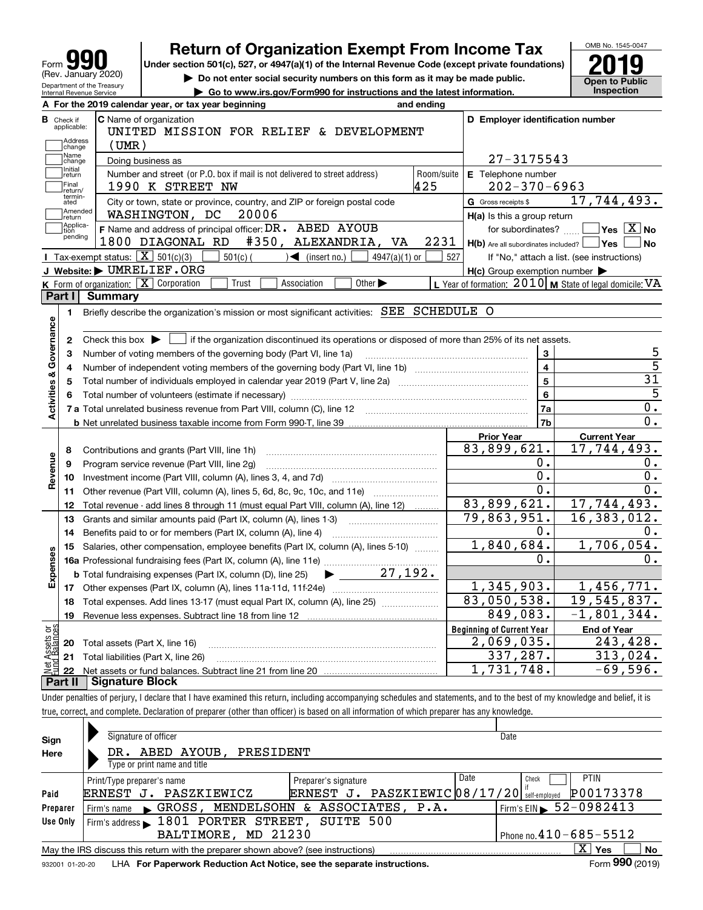# Form 990 — Return of Organization Exempt From Income Tax (2019)

Form **990** (Rev. January 2020)
Department of the Treasury
Internal Revenue Service

Under section 501(c), 527, or 4947(a)(1) of the Internal Revenue Code (except private foundations)
▶ Do not enter social security numbers on this form as it may be made public.
▶ Go to www.irs.gov/Form990 for instructions and the latest information.

OMB No. 1545-0047
**2019**
**Open to Public Inspection**

**A** For the 2019 calendar year, or tax year beginning and ending

**B** Check if applicable: Address change, Name change, Initial return, Final return/terminated, Amended return, Application pending

**C** Name of organization: UNITED MISSION FOR RELIEF & DEVELOPMENT (UMR)

Doing business as

Number and street (or P.O. box if mail is not delivered to street address): 1990 K STREET NW — Room/suite: 425

City or town, state or province, country, and ZIP or foreign postal code: WASHINGTON, DC 20006

**D** Employer identification number: 27-3175543

**E** Telephone number: 202-370-6963

**G** Gross receipts $ 17,744,493.

**F** Name and address of principal officer: DR. ABED AYOUB, 1800 DIAGONAL RD #350, ALEXANDRIA, VA 2231

**H(a)** Is this a group return for subordinates? ☐ Yes ☒ No

**H(b)** Are all subordinates included? ☐ Yes ☐ No — If "No," attach a list. (see instructions)

**H(c)** Group exemption number ▶

**I** Tax-exempt status: ☒ 501(c)(3) ☐ 501(c) ( ) ◀ (insert no.) ☐ 4947(a)(1) or ☐ 527

**J** Website: ▶ UMRELIEF.ORG

**K** Form of organization: ☒ Corporation ☐ Trust ☐ Association ☐ Other ▶

**L** Year of formation: 2010 **M** State of legal domicile: VA

## Part I Summary

**Activities & Governance**

1. Briefly describe the organization's mission or most significant activities: SEE SCHEDULE O
2. Check this box ▶ ☐ if the organization discontinued its operations or disposed of more than 25% of its net assets.

| Line | Description | | Value |
|---|---|---|---|
| 3 | Number of voting members of the governing body (Part VI, line 1a) | 3 | 5 |
| 4 | Number of independent voting members of the governing body (Part VI, line 1b) | 4 | 5 |
| 5 | Total number of individuals employed in calendar year 2019 (Part V, line 2a) | 5 | 31 |
| 6 | Total number of volunteers (estimate if necessary) | 6 | 5 |
| 7a | Total unrelated business revenue from Part VIII, column (C), line 12 | 7a | 0. |
| 7b | Net unrelated business taxable income from Form 990-T, line 39 | 7b | 0. |

| Line | Description | Prior Year | Current Year |
|---|---|---|---|
| **Revenue** | | | |
| 8 | Contributions and grants (Part VIII, line 1h) | 83,899,621. | 17,744,493. |
| 9 | Program service revenue (Part VIII, line 2g) | 0. | 0. |
| 10 | Investment income (Part VIII, column (A), lines 3, 4, and 7d) | 0. | 0. |
| 11 | Other revenue (Part VIII, column (A), lines 5, 6d, 8c, 9c, 10c, and 11e) | 0. | 0. |
| 12 | Total revenue - add lines 8 through 11 (must equal Part VIII, column (A), line 12) | 83,899,621. | 17,744,493. |
| **Expenses** | | | |
| 13 | Grants and similar amounts paid (Part IX, column (A), lines 1-3) | 79,863,951. | 16,383,012. |
| 14 | Benefits paid to or for members (Part IX, column (A), line 4) | 0. | 0. |
| 15 | Salaries, other compensation, employee benefits (Part IX, column (A), lines 5-10) | 1,840,684. | 1,706,054. |
| 16a | Professional fundraising fees (Part IX, column (A), line 11e) | 0. | 0. |
| b | Total fundraising expenses (Part IX, column (D), line 25) ▶ 27,192. | | |
| 17 | Other expenses (Part IX, column (A), lines 11a-11d, 11f-24e) | 1,345,903. | 1,456,771. |
| 18 | Total expenses. Add lines 13-17 (must equal Part IX, column (A), line 25) | 83,050,538. | 19,545,837. |
| 19 | Revenue less expenses. Subtract line 18 from line 12 | 849,083. | -1,801,344. |

| Line | Net Assets or Fund Balances | Beginning of Current Year | End of Year |
|---|---|---|---|
| 20 | Total assets (Part X, line 16) | 2,069,035. | 243,428. |
| 21 | Total liabilities (Part X, line 26) | 337,287. | 313,024. |
| 22 | Net assets or fund balances. Subtract line 21 from line 20 | 1,731,748. | -69,596. |

## Part II Signature Block

Under penalties of perjury, I declare that I have examined this return, including accompanying schedules and statements, and to the best of my knowledge and belief, it is true, correct, and complete. Declaration of preparer (other than officer) is based on all information of which preparer has any knowledge.

**Sign Here**

Signature of officer — Date

DR. ABED AYOUB, PRESIDENT
Type or print name and title

**Paid Preparer Use Only**

| Print/Type preparer's name | Preparer's signature | Date | Check if self-employed | PTIN |
|---|---|---|---|---|
| ERNEST J. PASZKIEWICZ | ERNEST J. PASZKIEWIC | 08/17/20 | ☐ | P00173378 |

Firm's name ▶ GROSS, MENDELSOHN & ASSOCIATES, P.A. — Firm's EIN ▶ 52-0982413

Firm's address ▶ 1801 PORTER STREET, SUITE 500, BALTIMORE, MD 21230 — Phone no. 410-685-5512

May the IRS discuss this return with the preparer shown above? (see instructions) ☒ Yes ☐ No

932001 01-20-20 LHA For Paperwork Reduction Act Notice, see the separate instructions. Form **990** (2019)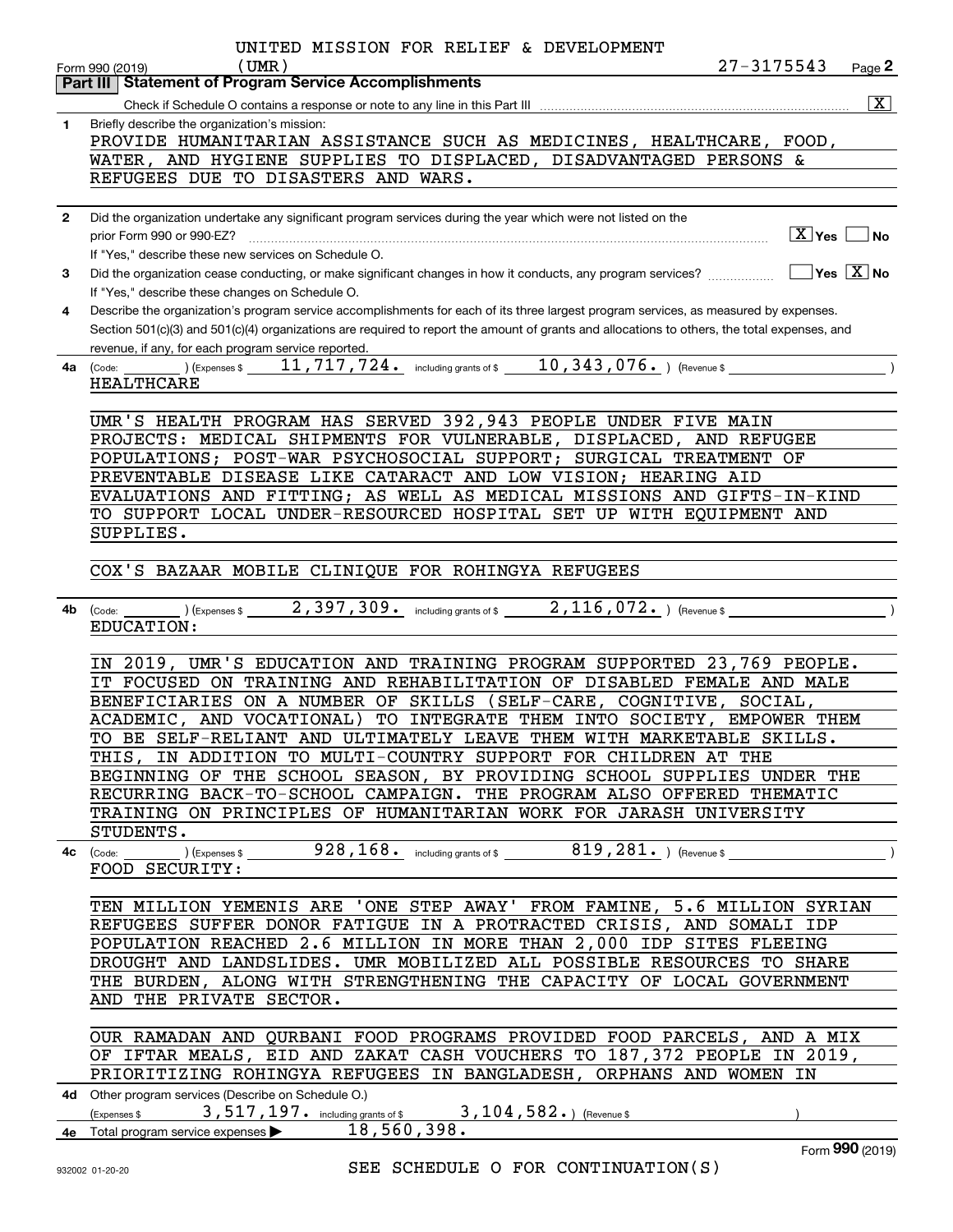UNITED MISSION FOR RELIEF & DEVELOPMENT (UMR) 27-3175543

Form 990 (2019) Page **2**

## Part III Statement of Program Service Accomplishments

Check if Schedule O contains a response or note to any line in this Part III [X]

**1** Briefly describe the organization's mission:

PROVIDE HUMANITARIAN ASSISTANCE SUCH AS MEDICINES, HEALTHCARE, FOOD, WATER, AND HYGIENE SUPPLIES TO DISPLACED, DISADVANTAGED PERSONS & REFUGEES DUE TO DISASTERS AND WARS.

**2** Did the organization undertake any significant program services during the year which were not listed on the prior Form 990 or 990-EZ? [X] Yes [ ] No

If "Yes," describe these new services on Schedule O.

**3** Did the organization cease conducting, or make significant changes in how it conducts, any program services? [ ] Yes [X] No

If "Yes," describe these changes on Schedule O.

**4** Describe the organization's program service accomplishments for each of its three largest program services, as measured by expenses. Section 501(c)(3) and 501(c)(4) organizations are required to report the amount of grants and allocations to others, the total expenses, and revenue, if any, for each program service reported.

**4a** (Code: ) (Expenses $ 11,717,724. including grants of $ 10,343,076. ) (Revenue $ )

HEALTHCARE

UMR'S HEALTH PROGRAM HAS SERVED 392,943 PEOPLE UNDER FIVE MAIN PROJECTS: MEDICAL SHIPMENTS FOR VULNERABLE, DISPLACED, AND REFUGEE POPULATIONS; POST-WAR PSYCHOSOCIAL SUPPORT; SURGICAL TREATMENT OF PREVENTABLE DISEASE LIKE CATARACT AND LOW VISION; HEARING AID EVALUATIONS AND FITTING; AS WELL AS MEDICAL MISSIONS AND GIFTS-IN-KIND TO SUPPORT LOCAL UNDER-RESOURCED HOSPITAL SET UP WITH EQUIPMENT AND SUPPLIES.

COX'S BAZAAR MOBILE CLINIQUE FOR ROHINGYA REFUGEES

**4b** (Code: ) (Expenses $ 2,397,309. including grants of $ 2,116,072. ) (Revenue $ )

EDUCATION:

IN 2019, UMR'S EDUCATION AND TRAINING PROGRAM SUPPORTED 23,769 PEOPLE. IT FOCUSED ON TRAINING AND REHABILITATION OF DISABLED FEMALE AND MALE BENEFICIARIES ON A NUMBER OF SKILLS (SELF-CARE, COGNITIVE, SOCIAL, ACADEMIC, AND VOCATIONAL) TO INTEGRATE THEM INTO SOCIETY, EMPOWER THEM TO BE SELF-RELIANT AND ULTIMATELY LEAVE THEM WITH MARKETABLE SKILLS. THIS, IN ADDITION TO MULTI-COUNTRY SUPPORT FOR CHILDREN AT THE BEGINNING OF THE SCHOOL SEASON, BY PROVIDING SCHOOL SUPPLIES UNDER THE RECURRING BACK-TO-SCHOOL CAMPAIGN. THE PROGRAM ALSO OFFERED THEMATIC TRAINING ON PRINCIPLES OF HUMANITARIAN WORK FOR JARASH UNIVERSITY STUDENTS.

**4c** (Code: ) (Expenses $ 928,168. including grants of $ 819,281. ) (Revenue $ )

FOOD SECURITY:

TEN MILLION YEMENIS ARE 'ONE STEP AWAY' FROM FAMINE, 5.6 MILLION SYRIAN REFUGEES SUFFER DONOR FATIGUE IN A PROTRACTED CRISIS, AND SOMALI IDP POPULATION REACHED 2.6 MILLION IN MORE THAN 2,000 IDP SITES FLEEING DROUGHT AND LANDSLIDES. UMR MOBILIZED ALL POSSIBLE RESOURCES TO SHARE THE BURDEN, ALONG WITH STRENGTHENING THE CAPACITY OF LOCAL GOVERNMENT AND THE PRIVATE SECTOR.

OUR RAMADAN AND QURBANI FOOD PROGRAMS PROVIDED FOOD PARCELS, AND A MIX OF IFTAR MEALS, EID AND ZAKAT CASH VOUCHERS TO 187,372 PEOPLE IN 2019, PRIORITIZING ROHINGYA REFUGEES IN BANGLADESH, ORPHANS AND WOMEN IN

**4d** Other program services (Describe on Schedule O.)

(Expenses $ 3,517,197. including grants of $ 3,104,582. ) (Revenue $ )

**4e** Total program service expenses ▶ 18,560,398.

Form **990** (2019)

SEE SCHEDULE O FOR CONTINUATION(S)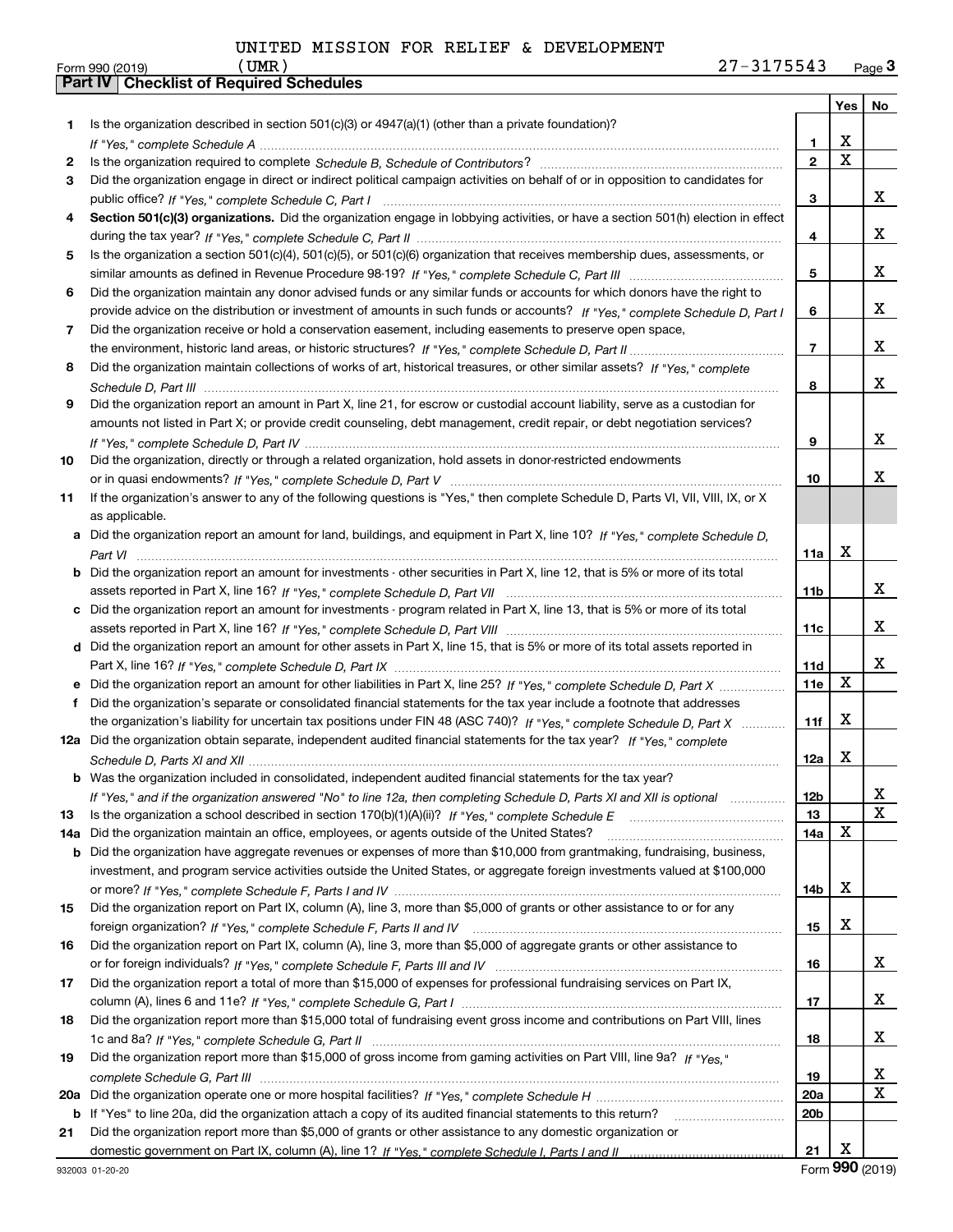UNITED MISSION FOR RELIEF & DEVELOPMENT
(UMR) 27-3175543

Form 990 (2019)

## Part IV Checklist of Required Schedules

| | | | Yes | No |
|---|---|---|---|---|
| 1 | Is the organization described in section 501(c)(3) or 4947(a)(1) (other than a private foundation)? *If "Yes," complete Schedule A* | 1 | X | |
| 2 | Is the organization required to complete *Schedule B, Schedule of Contributors*? | 2 | X | |
| 3 | Did the organization engage in direct or indirect political campaign activities on behalf of or in opposition to candidates for public office? *If "Yes," complete Schedule C, Part I* | 3 | | X |
| 4 | **Section 501(c)(3) organizations.** Did the organization engage in lobbying activities, or have a section 501(h) election in effect during the tax year? *If "Yes," complete Schedule C, Part II* | 4 | | X |
| 5 | Is the organization a section 501(c)(4), 501(c)(5), or 501(c)(6) organization that receives membership dues, assessments, or similar amounts as defined in Revenue Procedure 98-19? *If "Yes," complete Schedule C, Part III* | 5 | | X |
| 6 | Did the organization maintain any donor advised funds or any similar funds or accounts for which donors have the right to provide advice on the distribution or investment of amounts in such funds or accounts? *If "Yes," complete Schedule D, Part I* | 6 | | X |
| 7 | Did the organization receive or hold a conservation easement, including easements to preserve open space, the environment, historic land areas, or historic structures? *If "Yes," complete Schedule D, Part II* | 7 | | X |
| 8 | Did the organization maintain collections of works of art, historical treasures, or other similar assets? *If "Yes," complete Schedule D, Part III* | 8 | | X |
| 9 | Did the organization report an amount in Part X, line 21, for escrow or custodial account liability, serve as a custodian for amounts not listed in Part X; or provide credit counseling, debt management, credit repair, or debt negotiation services? *If "Yes," complete Schedule D, Part IV* | 9 | | X |
| 10 | Did the organization, directly or through a related organization, hold assets in donor-restricted endowments or in quasi endowments? *If "Yes," complete Schedule D, Part V* | 10 | | X |
| 11 | If the organization's answer to any of the following questions is "Yes," then complete Schedule D, Parts VI, VII, VIII, IX, or X as applicable. | | | |
| a | Did the organization report an amount for land, buildings, and equipment in Part X, line 10? *If "Yes," complete Schedule D, Part VI* | 11a | X | |
| b | Did the organization report an amount for investments - other securities in Part X, line 12, that is 5% or more of its total assets reported in Part X, line 16? *If "Yes," complete Schedule D, Part VII* | 11b | | X |
| c | Did the organization report an amount for investments - program related in Part X, line 13, that is 5% or more of its total assets reported in Part X, line 16? *If "Yes," complete Schedule D, Part VIII* | 11c | | X |
| d | Did the organization report an amount for other assets in Part X, line 15, that is 5% or more of its total assets reported in Part X, line 16? *If "Yes," complete Schedule D, Part IX* | 11d | | X |
| e | Did the organization report an amount for other liabilities in Part X, line 25? *If "Yes," complete Schedule D, Part X* | 11e | X | |
| f | Did the organization's separate or consolidated financial statements for the tax year include a footnote that addresses the organization's liability for uncertain tax positions under FIN 48 (ASC 740)? *If "Yes," complete Schedule D, Part X* | 11f | X | |
| 12a | Did the organization obtain separate, independent audited financial statements for the tax year? *If "Yes," complete Schedule D, Parts XI and XII* | 12a | X | |
| b | Was the organization included in consolidated, independent audited financial statements for the tax year? *If "Yes," and if the organization answered "No" to line 12a, then completing Schedule D, Parts XI and XII is optional* | 12b | | X |
| 13 | Is the organization a school described in section 170(b)(1)(A)(ii)? *If "Yes," complete Schedule E* | 13 | | X |
| 14a | Did the organization maintain an office, employees, or agents outside of the United States? | 14a | X | |
| b | Did the organization have aggregate revenues or expenses of more than $10,000 from grantmaking, fundraising, business, investment, and program service activities outside the United States, or aggregate foreign investments valued at $100,000 or more? *If "Yes," complete Schedule F, Parts I and IV* | 14b | X | |
| 15 | Did the organization report on Part IX, column (A), line 3, more than $5,000 of grants or other assistance to or for any foreign organization? *If "Yes," complete Schedule F, Parts II and IV* | 15 | X | |
| 16 | Did the organization report on Part IX, column (A), line 3, more than $5,000 of aggregate grants or other assistance to or for foreign individuals? *If "Yes," complete Schedule F, Parts III and IV* | 16 | | X |
| 17 | Did the organization report a total of more than $15,000 of expenses for professional fundraising services on Part IX, column (A), lines 6 and 11e? *If "Yes," complete Schedule G, Part I* | 17 | | X |
| 18 | Did the organization report more than $15,000 total of fundraising event gross income and contributions on Part VIII, lines 1c and 8a? *If "Yes," complete Schedule G, Part II* | 18 | | X |
| 19 | Did the organization report more than $15,000 of gross income from gaming activities on Part VIII, line 9a? *If "Yes," complete Schedule G, Part III* | 19 | | X |
| 20a | Did the organization operate one or more hospital facilities? *If "Yes," complete Schedule H* | 20a | | X |
| b | If "Yes" to line 20a, did the organization attach a copy of its audited financial statements to this return? | 20b | | |
| 21 | Did the organization report more than $5,000 of grants or other assistance to any domestic organization or domestic government on Part IX, column (A), line 1? *If "Yes," complete Schedule I, Parts I and II* | 21 | X | |

932003 01-20-20 Form 990 (2019)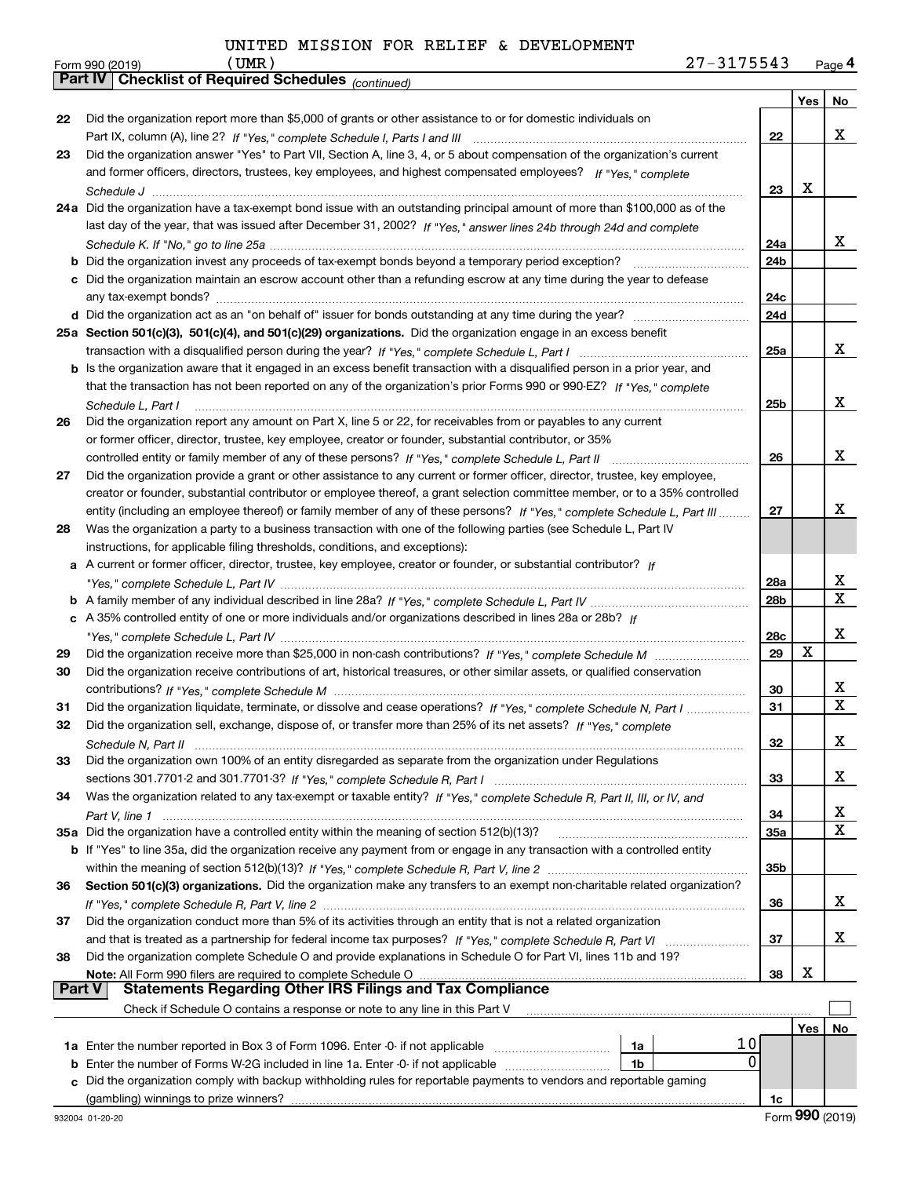UNITED MISSION FOR RELIEF & DEVELOPMENT

Form 990 (2019) (UMR) 27-3175543 Page 4

**Part IV Checklist of Required Schedules** *(continued)*

| | | | Yes | No |
|---|---|---|---|---|
| 22 | Did the organization report more than $5,000 of grants or other assistance to or for domestic individuals on Part IX, column (A), line 2? *If "Yes," complete Schedule I, Parts I and III* | 22 | | X |
| 23 | Did the organization answer "Yes" to Part VII, Section A, line 3, 4, or 5 about compensation of the organization's current and former officers, directors, trustees, key employees, and highest compensated employees? *If "Yes," complete Schedule J* | 23 | X | |
| 24a | Did the organization have a tax-exempt bond issue with an outstanding principal amount of more than $100,000 as of the last day of the year, that was issued after December 31, 2002? *If "Yes," answer lines 24b through 24d and complete Schedule K. If "No," go to line 25a* | 24a | | X |
| b | Did the organization invest any proceeds of tax-exempt bonds beyond a temporary period exception? | 24b | | |
| c | Did the organization maintain an escrow account other than a refunding escrow at any time during the year to defease any tax-exempt bonds? | 24c | | |
| d | Did the organization act as an "on behalf of" issuer for bonds outstanding at any time during the year? | 24d | | |
| 25a | **Section 501(c)(3), 501(c)(4), and 501(c)(29) organizations.** Did the organization engage in an excess benefit transaction with a disqualified person during the year? *If "Yes," complete Schedule L, Part I* | 25a | | X |
| b | Is the organization aware that it engaged in an excess benefit transaction with a disqualified person in a prior year, and that the transaction has not been reported on any of the organization's prior Forms 990 or 990-EZ? *If "Yes," complete Schedule L, Part I* | 25b | | X |
| 26 | Did the organization report any amount on Part X, line 5 or 22, for receivables from or payables to any current or former officer, director, trustee, key employee, creator or founder, substantial contributor, or 35% controlled entity or family member of any of these persons? *If "Yes," complete Schedule L, Part II* | 26 | | X |
| 27 | Did the organization provide a grant or other assistance to any current or former officer, director, trustee, key employee, creator or founder, substantial contributor or employee thereof, a grant selection committee member, or to a 35% controlled entity (including an employee thereof) or family member of any of these persons? *If "Yes," complete Schedule L, Part III* | 27 | | X |
| 28 | Was the organization a party to a business transaction with one of the following parties (see Schedule L, Part IV instructions, for applicable filing thresholds, conditions, and exceptions): | | | |
| a | A current or former officer, director, trustee, key employee, creator or founder, or substantial contributor? *If "Yes," complete Schedule L, Part IV* | 28a | | X |
| b | A family member of any individual described in line 28a? *If "Yes," complete Schedule L, Part IV* | 28b | | X |
| c | A 35% controlled entity of one or more individuals and/or organizations described in lines 28a or 28b? *If "Yes," complete Schedule L, Part IV* | 28c | | X |
| 29 | Did the organization receive more than $25,000 in non-cash contributions? *If "Yes," complete Schedule M* | 29 | X | |
| 30 | Did the organization receive contributions of art, historical treasures, or other similar assets, or qualified conservation contributions? *If "Yes," complete Schedule M* | 30 | | X |
| 31 | Did the organization liquidate, terminate, or dissolve and cease operations? *If "Yes," complete Schedule N, Part I* | 31 | | X |
| 32 | Did the organization sell, exchange, dispose of, or transfer more than 25% of its net assets? *If "Yes," complete Schedule N, Part II* | 32 | | X |
| 33 | Did the organization own 100% of an entity disregarded as separate from the organization under Regulations sections 301.7701-2 and 301.7701-3? *If "Yes," complete Schedule R, Part I* | 33 | | X |
| 34 | Was the organization related to any tax-exempt or taxable entity? *If "Yes," complete Schedule R, Part II, III, or IV, and Part V, line 1* | 34 | | X |
| 35a | Did the organization have a controlled entity within the meaning of section 512(b)(13)? | 35a | | X |
| b | If "Yes" to line 35a, did the organization receive any payment from or engage in any transaction with a controlled entity within the meaning of section 512(b)(13)? *If "Yes," complete Schedule R, Part V, line 2* | 35b | | |
| 36 | **Section 501(c)(3) organizations.** Did the organization make any transfers to an exempt non-charitable related organization? *If "Yes," complete Schedule R, Part V, line 2* | 36 | | X |
| 37 | Did the organization conduct more than 5% of its activities through an entity that is not a related organization and that is treated as a partnership for federal income tax purposes? *If "Yes," complete Schedule R, Part VI* | 37 | | X |
| 38 | Did the organization complete Schedule O and provide explanations in Schedule O for Part VI, lines 11b and 19? **Note:** All Form 990 filers are required to complete Schedule O | 38 | X | |

**Part V Statements Regarding Other IRS Filings and Tax Compliance**

Check if Schedule O contains a response or note to any line in this Part V ☐

| | | | | | Yes | No |
|---|---|---|---|---|---|---|
| 1a | Enter the number reported in Box 3 of Form 1096. Enter -0- if not applicable | 1a | 10 | | | |
| b | Enter the number of Forms W-2G included in line 1a. Enter -0- if not applicable | 1b | 0 | | | |
| c | Did the organization comply with backup withholding rules for reportable payments to vendors and reportable gaming (gambling) winnings to prize winners? | | | 1c | | |

932004 01-20-20 Form **990** (2019)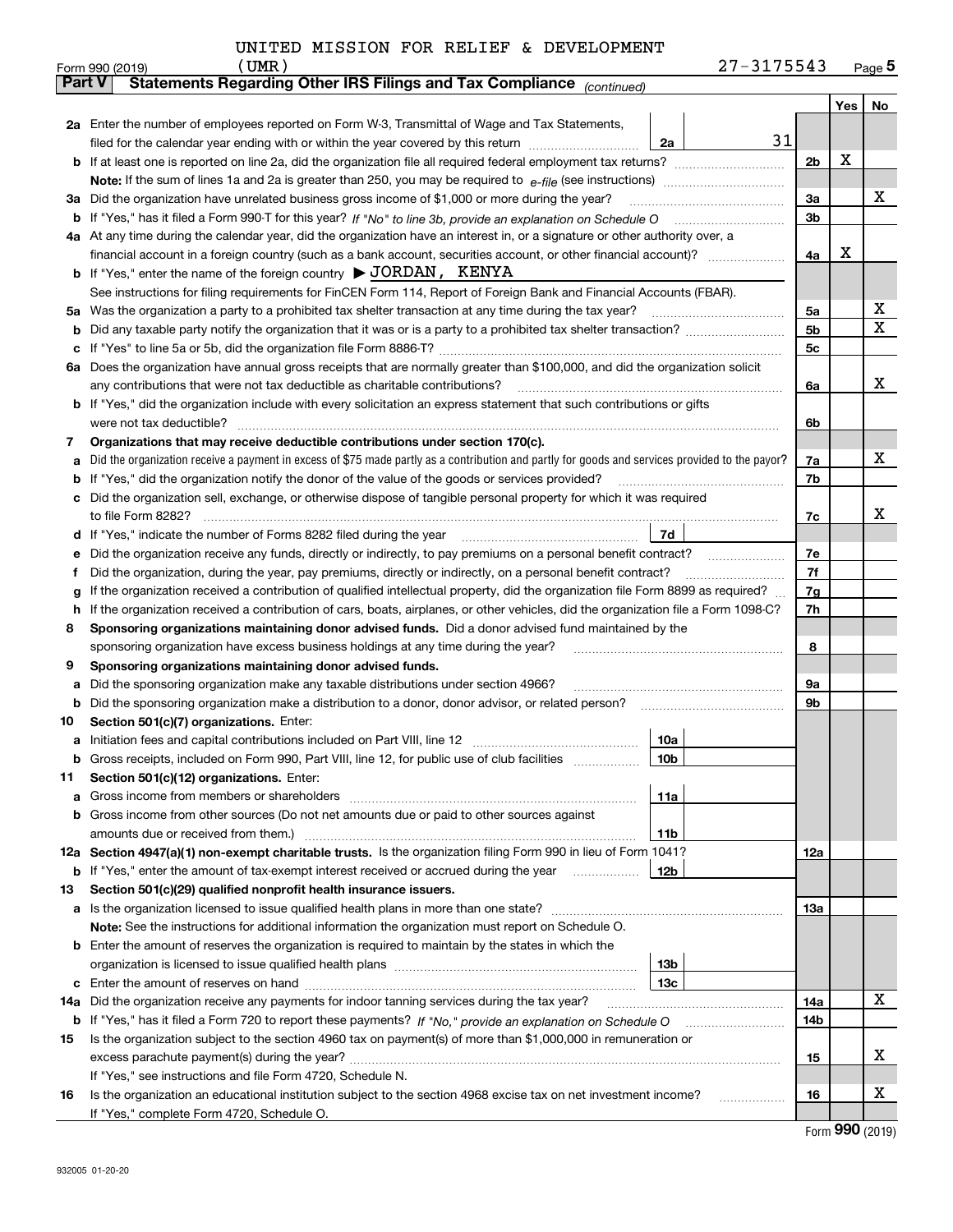UNITED MISSION FOR RELIEF & DEVELOPMENT

Form 990 (2019) (UMR) 27-3175543 Page 5

**Part V Statements Regarding Other IRS Filings and Tax Compliance** *(continued)*

| | | | | | Yes | No |
|---|---|---|---|---|---|---|
| **2a** | Enter the number of employees reported on Form W-3, Transmittal of Wage and Tax Statements, filed for the calendar year ending with or within the year covered by this return | 2a | 31 | | | |
| **b** | If at least one is reported on line 2a, did the organization file all required federal employment tax returns? | | | 2b | X | |
| | **Note:** If the sum of lines 1a and 2a is greater than 250, you may be required to *e-file* (see instructions) | | | | | |
| **3a** | Did the organization have unrelated business gross income of $1,000 or more during the year? | | | 3a | | X |
| **b** | If "Yes," has it filed a Form 990-T for this year? *If "No" to line 3b, provide an explanation on Schedule O* | | | 3b | | |
| **4a** | At any time during the calendar year, did the organization have an interest in, or a signature or other authority over, a financial account in a foreign country (such as a bank account, securities account, or other financial account)? | | | 4a | X | |
| **b** | If "Yes," enter the name of the foreign country ▶ JORDAN, KENYA | | | | | |
| | See instructions for filing requirements for FinCEN Form 114, Report of Foreign Bank and Financial Accounts (FBAR). | | | | | |
| **5a** | Was the organization a party to a prohibited tax shelter transaction at any time during the tax year? | | | 5a | | X |
| **b** | Did any taxable party notify the organization that it was or is a party to a prohibited tax shelter transaction? | | | 5b | | X |
| **c** | If "Yes" to line 5a or 5b, did the organization file Form 8886-T? | | | 5c | | |
| **6a** | Does the organization have annual gross receipts that are normally greater than $100,000, and did the organization solicit any contributions that were not tax deductible as charitable contributions? | | | 6a | | X |
| **b** | If "Yes," did the organization include with every solicitation an express statement that such contributions or gifts were not tax deductible? | | | 6b | | |
| **7** | **Organizations that may receive deductible contributions under section 170(c).** | | | | | |
| **a** | Did the organization receive a payment in excess of $75 made partly as a contribution and partly for goods and services provided to the payor? | | | 7a | | X |
| **b** | If "Yes," did the organization notify the donor of the value of the goods or services provided? | | | 7b | | |
| **c** | Did the organization sell, exchange, or otherwise dispose of tangible personal property for which it was required to file Form 8282? | | | 7c | | X |
| **d** | If "Yes," indicate the number of Forms 8282 filed during the year | 7d | | | | |
| **e** | Did the organization receive any funds, directly or indirectly, to pay premiums on a personal benefit contract? | | | 7e | | |
| **f** | Did the organization, during the year, pay premiums, directly or indirectly, on a personal benefit contract? | | | 7f | | |
| **g** | If the organization received a contribution of qualified intellectual property, did the organization file Form 8899 as required? | | | 7g | | |
| **h** | If the organization received a contribution of cars, boats, airplanes, or other vehicles, did the organization file a Form 1098-C? | | | 7h | | |
| **8** | **Sponsoring organizations maintaining donor advised funds.** Did a donor advised fund maintained by the sponsoring organization have excess business holdings at any time during the year? | | | 8 | | |
| **9** | **Sponsoring organizations maintaining donor advised funds.** | | | | | |
| **a** | Did the sponsoring organization make any taxable distributions under section 4966? | | | 9a | | |
| **b** | Did the sponsoring organization make a distribution to a donor, donor advisor, or related person? | | | 9b | | |
| **10** | **Section 501(c)(7) organizations.** Enter: | | | | | |
| **a** | Initiation fees and capital contributions included on Part VIII, line 12 | 10a | | | | |
| **b** | Gross receipts, included on Form 990, Part VIII, line 12, for public use of club facilities | 10b | | | | |
| **11** | **Section 501(c)(12) organizations.** Enter: | | | | | |
| **a** | Gross income from members or shareholders | 11a | | | | |
| **b** | Gross income from other sources (Do not net amounts due or paid to other sources against amounts due or received from them.) | 11b | | | | |
| **12a** | **Section 4947(a)(1) non-exempt charitable trusts.** Is the organization filing Form 990 in lieu of Form 1041? | | | 12a | | |
| **b** | If "Yes," enter the amount of tax-exempt interest received or accrued during the year | 12b | | | | |
| **13** | **Section 501(c)(29) qualified nonprofit health insurance issuers.** | | | | | |
| **a** | Is the organization licensed to issue qualified health plans in more than one state? | | | 13a | | |
| | **Note:** See the instructions for additional information the organization must report on Schedule O. | | | | | |
| **b** | Enter the amount of reserves the organization is required to maintain by the states in which the organization is licensed to issue qualified health plans | 13b | | | | |
| **c** | Enter the amount of reserves on hand | 13c | | | | |
| **14a** | Did the organization receive any payments for indoor tanning services during the tax year? | | | 14a | | X |
| **b** | If "Yes," has it filed a Form 720 to report these payments? *If "No," provide an explanation on Schedule O* | | | 14b | | |
| **15** | Is the organization subject to the section 4960 tax on payment(s) of more than $1,000,000 in remuneration or excess parachute payment(s) during the year? | | | 15 | | X |
| | If "Yes," see instructions and file Form 4720, Schedule N. | | | | | |
| **16** | Is the organization an educational institution subject to the section 4968 excise tax on net investment income? | | | 16 | | X |
| | If "Yes," complete Form 4720, Schedule O. | | | | | |

Form **990** (2019)

932005 01-20-20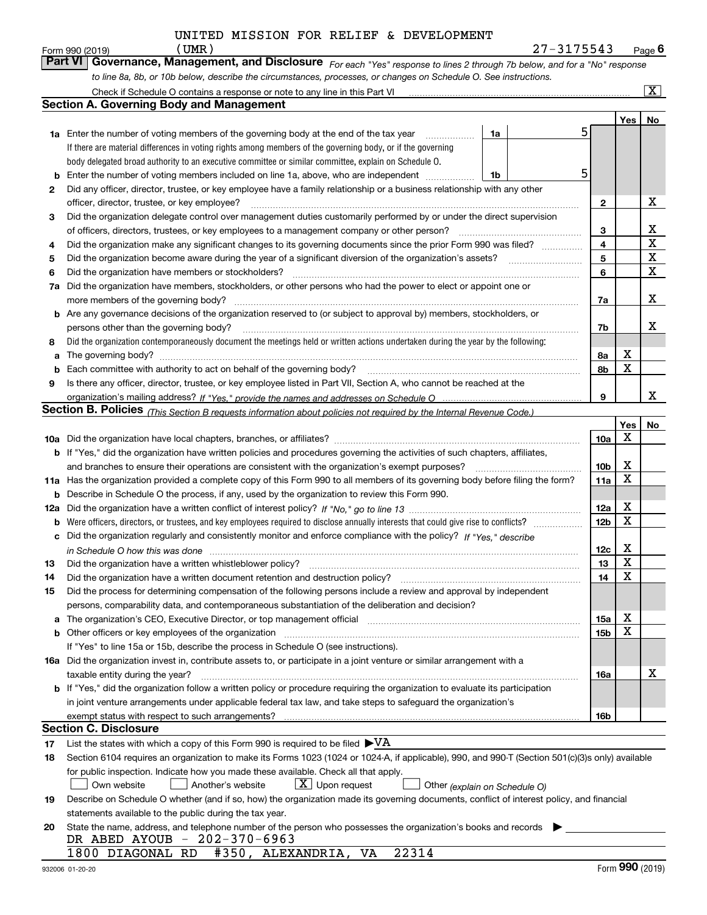UNITED MISSION FOR RELIEF & DEVELOPMENT

Form 990 (2019) (UMR) 27-3175543 Page 6

**Part VI Governance, Management, and Disclosure** *For each "Yes" response to lines 2 through 7b below, and for a "No" response to line 8a, 8b, or 10b below, describe the circumstances, processes, or changes on Schedule O. See instructions.*

Check if Schedule O contains a response or note to any line in this Part VI [X]

## Section A. Governing Body and Management

| | | | | Yes | No |
|---|---|---|---|---|---|
| 1a | Enter the number of voting members of the governing body at the end of the tax year. If there are material differences in voting rights among members of the governing body, or if the governing body delegated broad authority to an executive committee or similar committee, explain on Schedule O. | 1a | 5 | | |
| b | Enter the number of voting members included on line 1a, above, who are independent | 1b | 5 | | |
| 2 | Did any officer, director, trustee, or key employee have a family relationship or a business relationship with any other officer, director, trustee, or key employee? | 2 | | | X |
| 3 | Did the organization delegate control over management duties customarily performed by or under the direct supervision of officers, directors, trustees, or key employees to a management company or other person? | 3 | | | X |
| 4 | Did the organization make any significant changes to its governing documents since the prior Form 990 was filed? | 4 | | | X |
| 5 | Did the organization become aware during the year of a significant diversion of the organization's assets? | 5 | | | X |
| 6 | Did the organization have members or stockholders? | 6 | | | X |
| 7a | Did the organization have members, stockholders, or other persons who had the power to elect or appoint one or more members of the governing body? | 7a | | | X |
| b | Are any governance decisions of the organization reserved to (or subject to approval by) members, stockholders, or persons other than the governing body? | 7b | | | X |
| 8 | Did the organization contemporaneously document the meetings held or written actions undertaken during the year by the following: | | | | |
| a | The governing body? | 8a | | X | |
| b | Each committee with authority to act on behalf of the governing body? | 8b | | X | |
| 9 | Is there any officer, director, trustee, or key employee listed in Part VII, Section A, who cannot be reached at the organization's mailing address? *If "Yes," provide the names and addresses on Schedule O* | 9 | | | X |

## Section B. Policies *(This Section B requests information about policies not required by the Internal Revenue Code.)*

| | | | Yes | No |
|---|---|---|---|---|
| 10a | Did the organization have local chapters, branches, or affiliates? | 10a | X | |
| b | If "Yes," did the organization have written policies and procedures governing the activities of such chapters, affiliates, and branches to ensure their operations are consistent with the organization's exempt purposes? | 10b | X | |
| 11a | Has the organization provided a complete copy of this Form 990 to all members of its governing body before filing the form? | 11a | X | |
| b | Describe in Schedule O the process, if any, used by the organization to review this Form 990. | | | |
| 12a | Did the organization have a written conflict of interest policy? *If "No," go to line 13* | 12a | X | |
| b | Were officers, directors, or trustees, and key employees required to disclose annually interests that could give rise to conflicts? | 12b | X | |
| c | Did the organization regularly and consistently monitor and enforce compliance with the policy? *If "Yes," describe in Schedule O how this was done* | 12c | X | |
| 13 | Did the organization have a written whistleblower policy? | 13 | X | |
| 14 | Did the organization have a written document retention and destruction policy? | 14 | X | |
| 15 | Did the process for determining compensation of the following persons include a review and approval by independent persons, comparability data, and contemporaneous substantiation of the deliberation and decision? | | | |
| a | The organization's CEO, Executive Director, or top management official | 15a | X | |
| b | Other officers or key employees of the organization | 15b | X | |
| | If "Yes" to line 15a or 15b, describe the process in Schedule O (see instructions). | | | |
| 16a | Did the organization invest in, contribute assets to, or participate in a joint venture or similar arrangement with a taxable entity during the year? | 16a | | X |
| b | If "Yes," did the organization follow a written policy or procedure requiring the organization to evaluate its participation in joint venture arrangements under applicable federal tax law, and take steps to safeguard the organization's exempt status with respect to such arrangements? | 16b | | |

## Section C. Disclosure

17 List the states with which a copy of this Form 990 is required to be filed ▶VA

18 Section 6104 requires an organization to make its Forms 1023 (1024 or 1024-A, if applicable), 990, and 990-T (Section 501(c)(3)s only) available for public inspection. Indicate how you made these available. Check all that apply.

[ ] Own website [ ] Another's website [X] Upon request [ ] Other *(explain on Schedule O)*

19 Describe on Schedule O whether (and if so, how) the organization made its governing documents, conflict of interest policy, and financial statements available to the public during the tax year.

20 State the name, address, and telephone number of the person who possesses the organization's books and records ▶

DR ABED AYOUB - 202-370-6963
1800 DIAGONAL RD #350, ALEXANDRIA, VA 22314

932006 01-20-20 Form **990** (2019)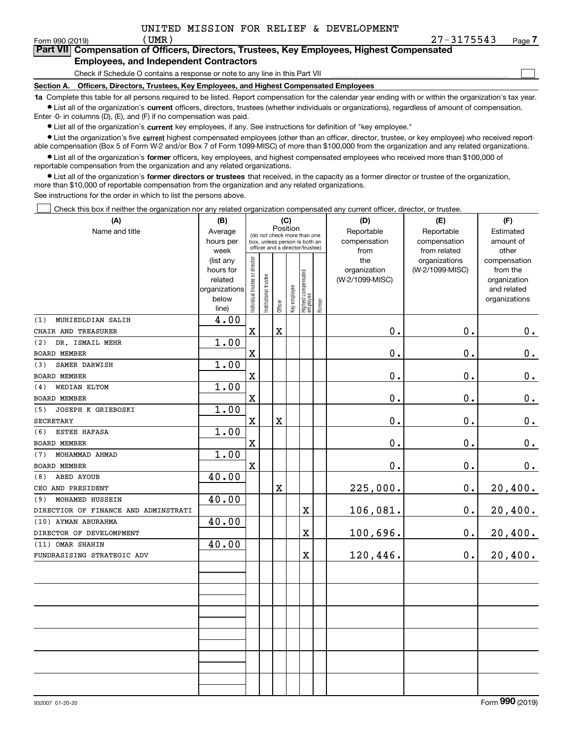UNITED MISSION FOR RELIEF & DEVELOPMENT

Form 990 (2019) (UMR) 27-3175543 Page 7

## Part VII Compensation of Officers, Directors, Trustees, Key Employees, Highest Compensated Employees, and Independent Contractors

Check if Schedule O contains a response or note to any line in this Part VII ☐

**Section A. Officers, Directors, Trustees, Key Employees, and Highest Compensated Employees**

**1a** Complete this table for all persons required to be listed. Report compensation for the calendar year ending with or within the organization's tax year.

- List all of the organization's **current** officers, directors, trustees (whether individuals or organizations), regardless of amount of compensation. Enter -0- in columns (D), (E), and (F) if no compensation was paid.
- List all of the organization's **current** key employees, if any. See instructions for definition of "key employee."
- List the organization's five **current** highest compensated employees (other than an officer, director, trustee, or key employee) who received reportable compensation (Box 5 of Form W-2 and/or Box 7 of Form 1099-MISC) of more than $100,000 from the organization and any related organizations.
- List all of the organization's **former** officers, key employees, and highest compensated employees who received more than $100,000 of reportable compensation from the organization and any related organizations.
- List all of the organization's **former directors or trustees** that received, in the capacity as a former director or trustee of the organization, more than $10,000 of reportable compensation from the organization and any related organizations.

See instructions for the order in which to list the persons above.

☐ Check this box if neither the organization nor any related organization compensated any current officer, director, or trustee.

| (A) Name and title | (B) Average hours per week (list any hours for related organizations below line) | (C) Position: Individual trustee or director | Institutional trustee | Officer | Key employee | Highest compensated employee | Former | (D) Reportable compensation from the organization (W-2/1099-MISC) | (E) Reportable compensation from related organizations (W-2/1099-MISC) | (F) Estimated amount of other compensation from the organization and related organizations |
|---|---|---|---|---|---|---|---|---|---|---|
| (1) MUHIEDLDIAN SALIH<br>CHAIR AND TREASURER | 4.00 | X | | X | | | | 0. | 0. | 0. |
| (2) DR. ISMAIL MEHR<br>BOARD MEMBER | 1.00 | X | | | | | | 0. | 0. | 0. |
| (3) SAMER DARWISH<br>BOARD MEMBER | 1.00 | X | | | | | | 0. | 0. | 0. |
| (4) WEDIAN ELTOM<br>BOARD MEMBER | 1.00 | X | | | | | | 0. | 0. | 0. |
| (5) JOSEPH K GRIEBOSKI<br>SECRETARY | 1.00 | X | | X | | | | 0. | 0. | 0. |
| (6) ESTEE HAFASA<br>BOARD MEMBER | 1.00 | X | | | | | | 0. | 0. | 0. |
| (7) MOHAMMAD AHMAD<br>BOARD MEMBER | 1.00 | X | | | | | | 0. | 0. | 0. |
| (8) ABED AYOUB<br>CEO AND PRESIDENT | 40.00 | | | X | | | | 225,000. | 0. | 20,400. |
| (9) MOHAMED HUSSEIN<br>DIRECTOR OF FINANCE AND ADMINSTRATI | 40.00 | | | | | X | | 106,081. | 0. | 20,400. |
| (10) AYMAN ABURAHMA<br>DIRECTOR OF DEVELOMPMENT | 40.00 | | | | | X | | 100,696. | 0. | 20,400. |
| (11) OMAR SHAHIN<br>FUNDRASISING STRATEGIC ADV | 40.00 | | | | | X | | 120,446. | 0. | 20,400. |

932007 01-20-20 Form **990** (2019)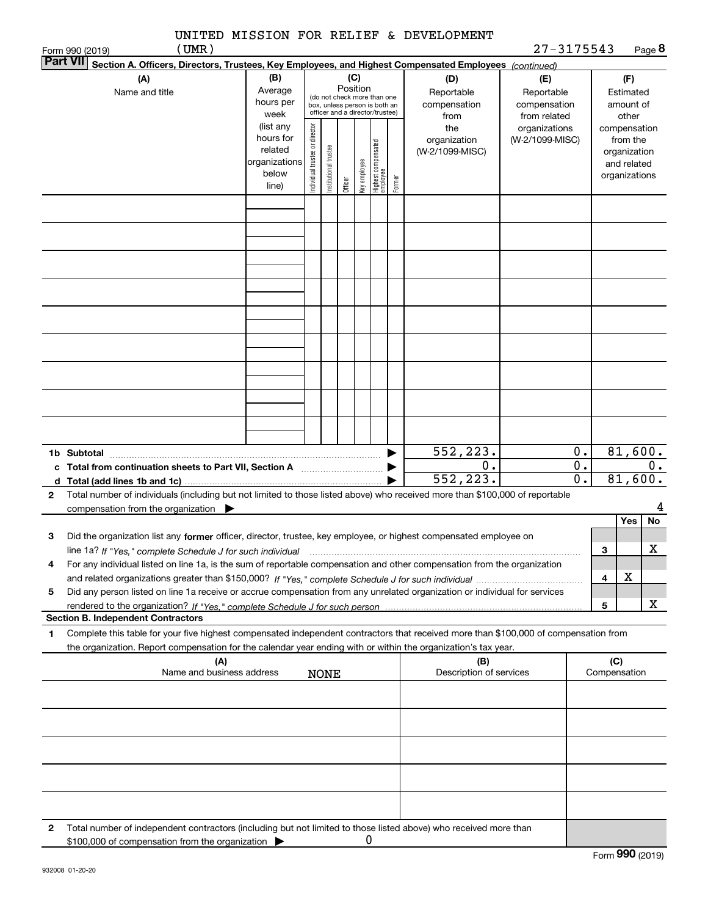UNITED MISSION FOR RELIEF & DEVELOPMENT (UMR) 27-3175543

Form 990 (2019) Page **8**

**Part VII** Section A. Officers, Directors, Trustees, Key Employees, and Highest Compensated Employees *(continued)*

| (A) Name and title | (B) Average hours per week (list any hours for related organizations below line) | (C) Position (do not check more than one box, unless person is both an officer and a director/trustee): Individual trustee or director | Institutional trustee | Officer | Key employee | Highest compensated employee | Former | (D) Reportable compensation from the organization (W-2/1099-MISC) | (E) Reportable compensation from related organizations (W-2/1099-MISC) | (F) Estimated amount of other compensation from the organization and related organizations |
|---|---|---|---|---|---|---|---|---|---|---|
| | | | | | | | | | | |
| | | | | | | | | | | |
| | | | | | | | | | | |
| | | | | | | | | | | |
| | | | | | | | | | | |
| | | | | | | | | | | |
| | | | | | | | | | | |
| | | | | | | | | | | |
| | | | | | | | | | | |
| **1b Subtotal** | | | | | | | | 552,223. | 0. | 81,600. |
| **c Total from continuation sheets to Part VII, Section A** | | | | | | | | 0. | 0. | 0. |
| **d Total (add lines 1b and 1c)** | | | | | | | | 552,223. | 0. | 81,600. |

**2** Total number of individuals (including but not limited to those listed above) who received more than $100,000 of reportable compensation from the organization ▶ 4

| | | | Yes | No |
|---|---|---|---|---|
| **3** | Did the organization list any **former** officer, director, trustee, key employee, or highest compensated employee on line 1a? *If "Yes," complete Schedule J for such individual* | 3 | | X |
| **4** | For any individual listed on line 1a, is the sum of reportable compensation and other compensation from the organization and related organizations greater than $150,000? *If "Yes," complete Schedule J for such individual* | 4 | X | |
| **5** | Did any person listed on line 1a receive or accrue compensation from any unrelated organization or individual for services rendered to the organization? *If "Yes," complete Schedule J for such person* | 5 | | X |

**Section B. Independent Contractors**

**1** Complete this table for your five highest compensated independent contractors that received more than $100,000 of compensation from the organization. Report compensation for the calendar year ending with or within the organization's tax year.

| (A) Name and business address | (B) Description of services | (C) Compensation |
|---|---|---|
| NONE | | |
| | | |
| | | |
| | | |
| | | |

**2** Total number of independent contractors (including but not limited to those listed above) who received more than $100,000 of compensation from the organization ▶ 0

932008 01-20-20 Form **990** (2019)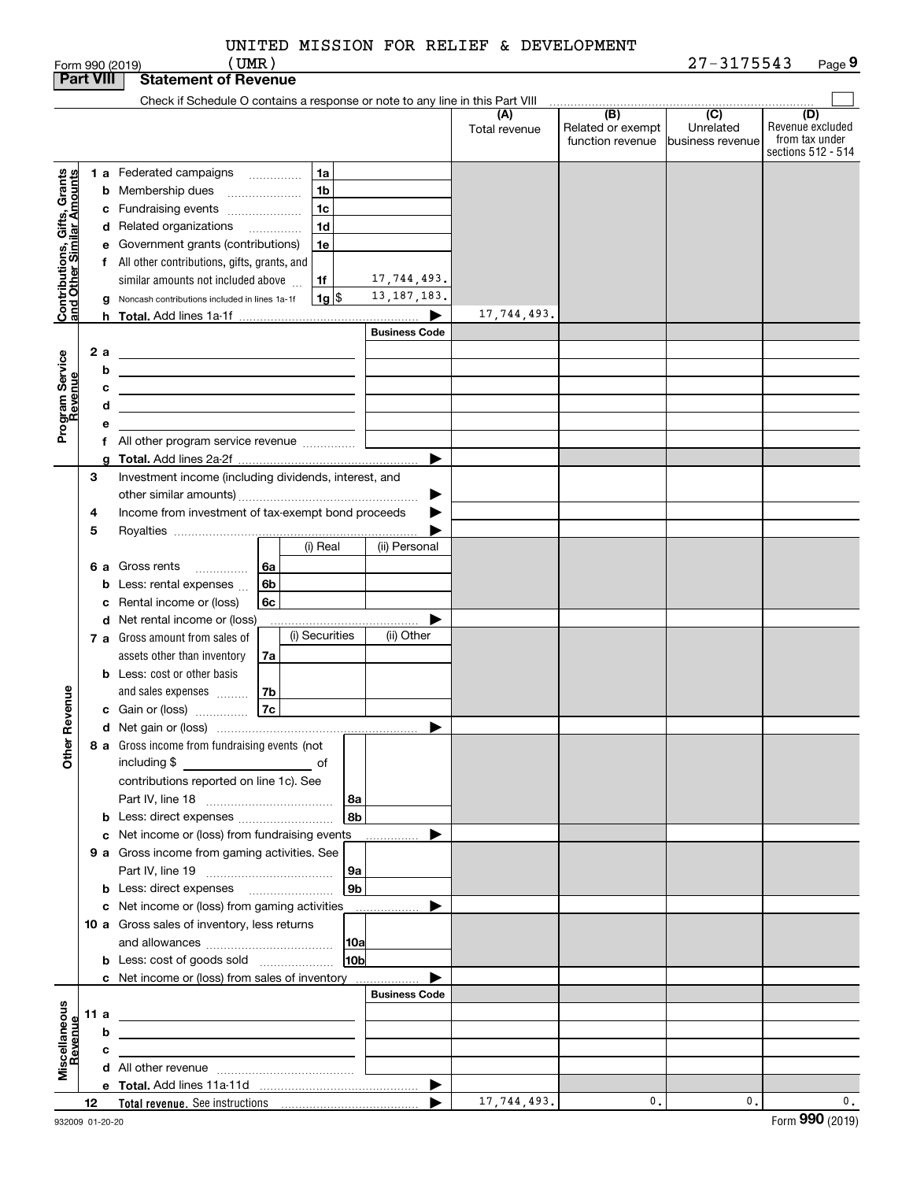UNITED MISSION FOR RELIEF & DEVELOPMENT (UMR)

Form 990 (2019) 27-3175543 Page **9**

**Part VIII Statement of Revenue**

Check if Schedule O contains a response or note to any line in this Part VIII

| | | | | (A) Total revenue | (B) Related or exempt function revenue | (C) Unrelated business revenue | (D) Revenue excluded from tax under sections 512 - 514 |
|---|---|---|---|---|---|---|---|
| **Contributions, Gifts, Grants and Other Similar Amounts** | 1 a | Federated campaigns | 1a | | | | |
| | b | Membership dues | 1b | | | | |
| | c | Fundraising events | 1c | | | | |
| | d | Related organizations | 1d | | | | |
| | e | Government grants (contributions) | 1e | | | | |
| | f | All other contributions, gifts, grants, and similar amounts not included above | 1f 17,744,493. | | | | |
| | g | Noncash contributions included in lines 1a-1f | 1g $ 13,187,183. | | | | |
| | h | **Total.** Add lines 1a-1f | | 17,744,493. | | | |
| **Program Service Revenue** | | | Business Code | | | | |
| | 2 a | | | | | | |
| | b | | | | | | |
| | c | | | | | | |
| | d | | | | | | |
| | e | | | | | | |
| | f | All other program service revenue | | | | | |
| | g | **Total.** Add lines 2a-2f | | | | | |
| **Other Revenue** | 3 | Investment income (including dividends, interest, and other similar amounts) | | | | | |
| | 4 | Income from investment of tax-exempt bond proceeds | | | | | |
| | 5 | Royalties | | | | | |
| | | | (i) Real / (ii) Personal | | | | |
| | 6 a | Gross rents | 6a | | | | |
| | b | Less: rental expenses | 6b | | | | |
| | c | Rental income or (loss) | 6c | | | | |
| | d | Net rental income or (loss) | | | | | |
| | | | (i) Securities / (ii) Other | | | | |
| | 7 a | Gross amount from sales of assets other than inventory | 7a | | | | |
| | b | Less: cost or other basis and sales expenses | 7b | | | | |
| | c | Gain or (loss) | 7c | | | | |
| | d | Net gain or (loss) | | | | | |
| | 8 a | Gross income from fundraising events (not including $ of contributions reported on line 1c). See Part IV, line 18 | 8a | | | | |
| | b | Less: direct expenses | 8b | | | | |
| | c | Net income or (loss) from fundraising events | | | | | |
| | 9 a | Gross income from gaming activities. See Part IV, line 19 | 9a | | | | |
| | b | Less: direct expenses | 9b | | | | |
| | c | Net income or (loss) from gaming activities | | | | | |
| | 10 a | Gross sales of inventory, less returns and allowances | 10a | | | | |
| | b | Less: cost of goods sold | 10b | | | | |
| | c | Net income or (loss) from sales of inventory | | | | | |
| **Miscellaneous Revenue** | | | Business Code | | | | |
| | 11 a | | | | | | |
| | b | | | | | | |
| | c | | | | | | |
| | d | All other revenue | | | | | |
| | e | **Total.** Add lines 11a-11d | | | | | |
| | 12 | **Total revenue.** See instructions | | 17,744,493. | 0. | 0. | 0. |

932009 01-20-20

Form **990** (2019)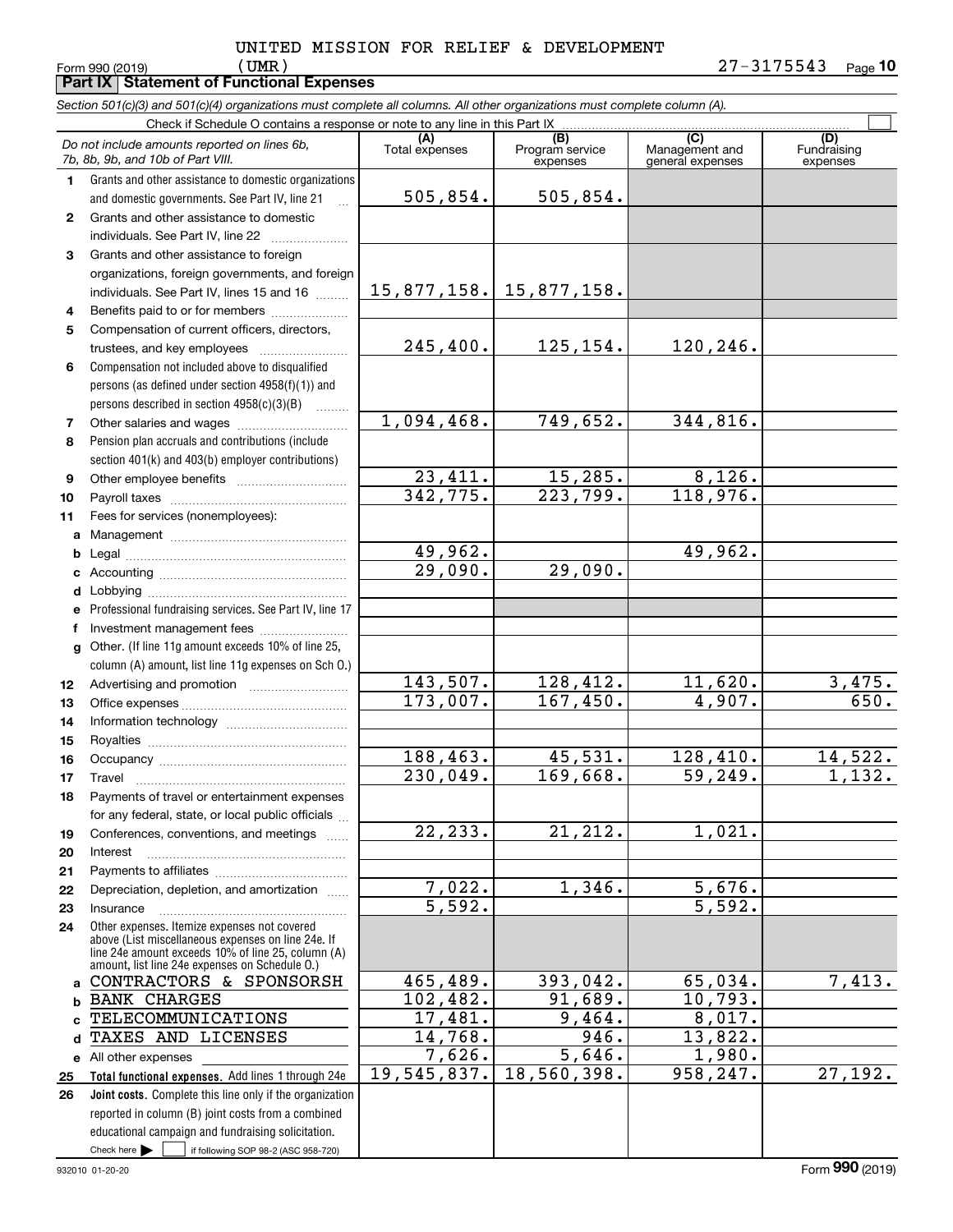UNITED MISSION FOR RELIEF & DEVELOPMENT

Form 990 (2019) (UMR) 27-3175543 Page **10**

**Part IX Statement of Functional Expenses**

*Section 501(c)(3) and 501(c)(4) organizations must complete all columns. All other organizations must complete column (A).*

Check if Schedule O contains a response or note to any line in this Part IX ☐

| | *Do not include amounts reported on lines 6b, 7b, 8b, 9b, and 10b of Part VIII.* | (A) Total expenses | (B) Program service expenses | (C) Management and general expenses | (D) Fundraising expenses |
|---|---|---|---|---|---|
| 1 | Grants and other assistance to domestic organizations and domestic governments. See Part IV, line 21 | 505,854. | 505,854. | | |
| 2 | Grants and other assistance to domestic individuals. See Part IV, line 22 | | | | |
| 3 | Grants and other assistance to foreign organizations, foreign governments, and foreign individuals. See Part IV, lines 15 and 16 | 15,877,158. | 15,877,158. | | |
| 4 | Benefits paid to or for members | | | | |
| 5 | Compensation of current officers, directors, trustees, and key employees | 245,400. | 125,154. | 120,246. | |
| 6 | Compensation not included above to disqualified persons (as defined under section 4958(f)(1)) and persons described in section 4958(c)(3)(B) | | | | |
| 7 | Other salaries and wages | 1,094,468. | 749,652. | 344,816. | |
| 8 | Pension plan accruals and contributions (include section 401(k) and 403(b) employer contributions) | | | | |
| 9 | Other employee benefits | 23,411. | 15,285. | 8,126. | |
| 10 | Payroll taxes | 342,775. | 223,799. | 118,976. | |
| 11 | Fees for services (nonemployees): | | | | |
| a | Management | | | | |
| b | Legal | 49,962. | | 49,962. | |
| c | Accounting | 29,090. | 29,090. | | |
| d | Lobbying | | | | |
| e | Professional fundraising services. See Part IV, line 17 | | | | |
| f | Investment management fees | | | | |
| g | Other. (If line 11g amount exceeds 10% of line 25, column (A) amount, list line 11g expenses on Sch O.) | | | | |
| 12 | Advertising and promotion | 143,507. | 128,412. | 11,620. | 3,475. |
| 13 | Office expenses | 173,007. | 167,450. | 4,907. | 650. |
| 14 | Information technology | | | | |
| 15 | Royalties | | | | |
| 16 | Occupancy | 188,463. | 45,531. | 128,410. | 14,522. |
| 17 | Travel | 230,049. | 169,668. | 59,249. | 1,132. |
| 18 | Payments of travel or entertainment expenses for any federal, state, or local public officials | | | | |
| 19 | Conferences, conventions, and meetings | 22,233. | 21,212. | 1,021. | |
| 20 | Interest | | | | |
| 21 | Payments to affiliates | | | | |
| 22 | Depreciation, depletion, and amortization | 7,022. | 1,346. | 5,676. | |
| 23 | Insurance | 5,592. | | 5,592. | |
| 24 | Other expenses. Itemize expenses not covered above (List miscellaneous expenses on line 24e. If line 24e amount exceeds 10% of line 25, column (A) amount, list line 24e expenses on Schedule O.) | | | | |
| a | CONTRACTORS & SPONSORSH | 465,489. | 393,042. | 65,034. | 7,413. |
| b | BANK CHARGES | 102,482. | 91,689. | 10,793. | |
| c | TELECOMMUNICATIONS | 17,481. | 9,464. | 8,017. | |
| d | TAXES AND LICENSES | 14,768. | 946. | 13,822. | |
| e | All other expenses | 7,626. | 5,646. | 1,980. | |
| 25 | **Total functional expenses.** Add lines 1 through 24e | 19,545,837. | 18,560,398. | 958,247. | 27,192. |
| 26 | **Joint costs.** Complete this line only if the organization reported in column (B) joint costs from a combined educational campaign and fundraising solicitation. Check here ☐ if following SOP 98-2 (ASC 958-720) | | | | |

932010 01-20-20 Form **990** (2019)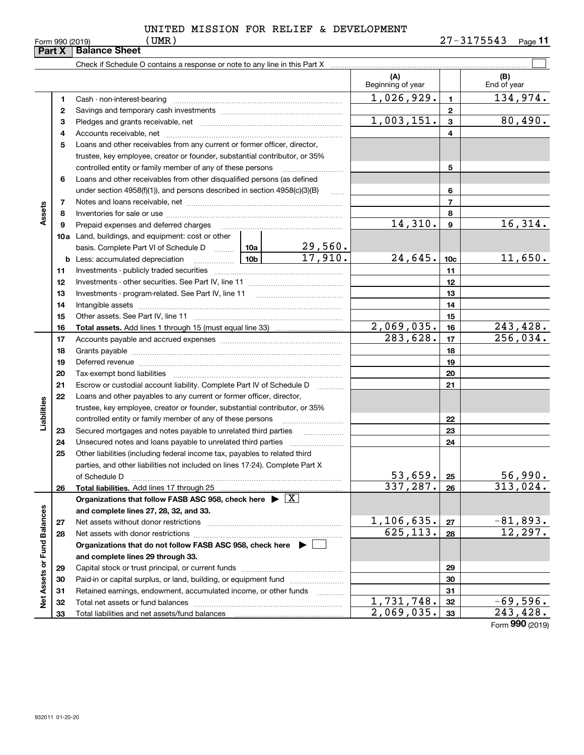UNITED MISSION FOR RELIEF & DEVELOPMENT (UMR)

Form 990 (2019) 27-3175543 Page **11**

**Part X Balance Sheet**

Check if Schedule O contains a response or note to any line in this Part X ☐

| | | | | (A) Beginning of year | | (B) End of year |
|---|---|---|---|---|---|---|
| **Assets** | 1 | Cash - non-interest-bearing | | 1,026,929. | 1 | 134,974. |
| | 2 | Savings and temporary cash investments | | | 2 | |
| | 3 | Pledges and grants receivable, net | | 1,003,151. | 3 | 80,490. |
| | 4 | Accounts receivable, net | | | 4 | |
| | 5 | Loans and other receivables from any current or former officer, director, trustee, key employee, creator or founder, substantial contributor, or 35% controlled entity or family member of any of these persons | | | 5 | |
| | 6 | Loans and other receivables from other disqualified persons (as defined under section 4958(f)(1)), and persons described in section 4958(c)(3)(B) | | | 6 | |
| | 7 | Notes and loans receivable, net | | | 7 | |
| | 8 | Inventories for sale or use | | | 8 | |
| | 9 | Prepaid expenses and deferred charges | | 14,310. | 9 | 16,314. |
| | 10a | Land, buildings, and equipment: cost or other basis. Complete Part VI of Schedule D | 10a 29,560. | | | |
| | b | Less: accumulated depreciation | 10b 17,910. | 24,645. | 10c | 11,650. |
| | 11 | Investments - publicly traded securities | | | 11 | |
| | 12 | Investments - other securities. See Part IV, line 11 | | | 12 | |
| | 13 | Investments - program-related. See Part IV, line 11 | | | 13 | |
| | 14 | Intangible assets | | | 14 | |
| | 15 | Other assets. See Part IV, line 11 | | | 15 | |
| | 16 | **Total assets.** Add lines 1 through 15 (must equal line 33) | | 2,069,035. | 16 | 243,428. |
| **Liabilities** | 17 | Accounts payable and accrued expenses | | 283,628. | 17 | 256,034. |
| | 18 | Grants payable | | | 18 | |
| | 19 | Deferred revenue | | | 19 | |
| | 20 | Tax-exempt bond liabilities | | | 20 | |
| | 21 | Escrow or custodial account liability. Complete Part IV of Schedule D | | | 21 | |
| | 22 | Loans and other payables to any current or former officer, director, trustee, key employee, creator or founder, substantial contributor, or 35% controlled entity or family member of any of these persons | | | 22 | |
| | 23 | Secured mortgages and notes payable to unrelated third parties | | | 23 | |
| | 24 | Unsecured notes and loans payable to unrelated third parties | | | 24 | |
| | 25 | Other liabilities (including federal income tax, payables to related third parties, and other liabilities not included on lines 17-24). Complete Part X of Schedule D | | 53,659. | 25 | 56,990. |
| | 26 | **Total liabilities.** Add lines 17 through 25 | | 337,287. | 26 | 313,024. |
| **Net Assets or Fund Balances** | | **Organizations that follow FASB ASC 958, check here ▶ ☒ and complete lines 27, 28, 32, and 33.** | | | | |
| | 27 | Net assets without donor restrictions | | 1,106,635. | 27 | -81,893. |
| | 28 | Net assets with donor restrictions | | 625,113. | 28 | 12,297. |
| | | **Organizations that do not follow FASB ASC 958, check here ▶ ☐ and complete lines 29 through 33.** | | | | |
| | 29 | Capital stock or trust principal, or current funds | | | 29 | |
| | 30 | Paid-in or capital surplus, or land, building, or equipment fund | | | 30 | |
| | 31 | Retained earnings, endowment, accumulated income, or other funds | | | 31 | |
| | 32 | Total net assets or fund balances | | 1,731,748. | 32 | -69,596. |
| | 33 | Total liabilities and net assets/fund balances | | 2,069,035. | 33 | 243,428. |

Form **990** (2019)

932011 01-20-20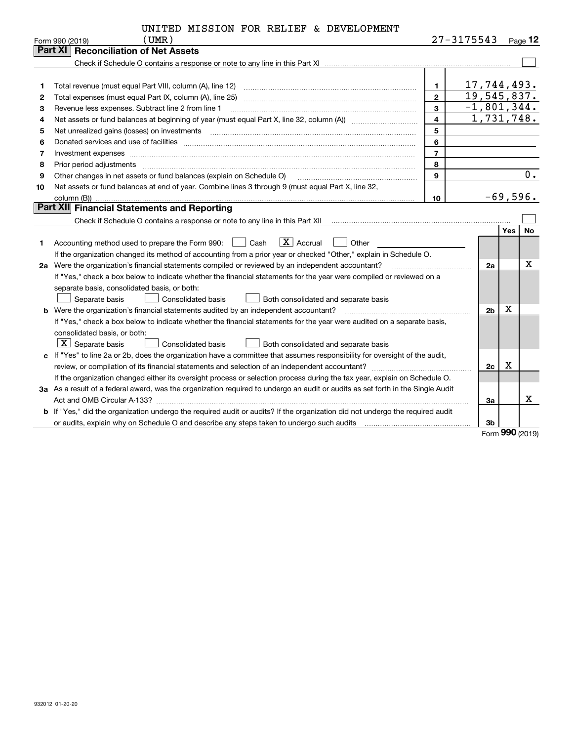UNITED MISSION FOR RELIEF & DEVELOPMENT (UMR)

Form 990 (2019) 27-3175543 Page 12

## Part XI Reconciliation of Net Assets

Check if Schedule O contains a response or note to any line in this Part XI ☐

| | | | |
|---|---|---|---|
| 1 | Total revenue (must equal Part VIII, column (A), line 12) | 1 | 17,744,493. |
| 2 | Total expenses (must equal Part IX, column (A), line 25) | 2 | 19,545,837. |
| 3 | Revenue less expenses. Subtract line 2 from line 1 | 3 | -1,801,344. |
| 4 | Net assets or fund balances at beginning of year (must equal Part X, line 32, column (A)) | 4 | 1,731,748. |
| 5 | Net unrealized gains (losses) on investments | 5 | |
| 6 | Donated services and use of facilities | 6 | |
| 7 | Investment expenses | 7 | |
| 8 | Prior period adjustments | 8 | |
| 9 | Other changes in net assets or fund balances (explain on Schedule O) | 9 | 0. |
| 10 | Net assets or fund balances at end of year. Combine lines 3 through 9 (must equal Part X, line 32, column (B)) | 10 | -69,596. |

## Part XII Financial Statements and Reporting

Check if Schedule O contains a response or note to any line in this Part XII ☐

| | | | Yes | No |
|---|---|---|---|---|
| 1 | Accounting method used to prepare the Form 990: ☐ Cash ☒ Accrual ☐ Other<br>If the organization changed its method of accounting from a prior year or checked "Other," explain in Schedule O. | | | |
| 2a | Were the organization's financial statements compiled or reviewed by an independent accountant?<br>If "Yes," check a box below to indicate whether the financial statements for the year were compiled or reviewed on a separate basis, consolidated basis, or both:<br>☐ Separate basis ☐ Consolidated basis ☐ Both consolidated and separate basis | 2a | | X |
| b | Were the organization's financial statements audited by an independent accountant?<br>If "Yes," check a box below to indicate whether the financial statements for the year were audited on a separate basis, consolidated basis, or both:<br>☒ Separate basis ☐ Consolidated basis ☐ Both consolidated and separate basis | 2b | X | |
| c | If "Yes" to line 2a or 2b, does the organization have a committee that assumes responsibility for oversight of the audit, review, or compilation of its financial statements and selection of an independent accountant?<br>If the organization changed either its oversight process or selection process during the tax year, explain on Schedule O. | 2c | X | |
| 3a | As a result of a federal award, was the organization required to undergo an audit or audits as set forth in the Single Audit Act and OMB Circular A-133? | 3a | | X |
| b | If "Yes," did the organization undergo the required audit or audits? If the organization did not undergo the required audit or audits, explain why on Schedule O and describe any steps taken to undergo such audits | 3b | | |

Form 990 (2019)

932012 01-20-20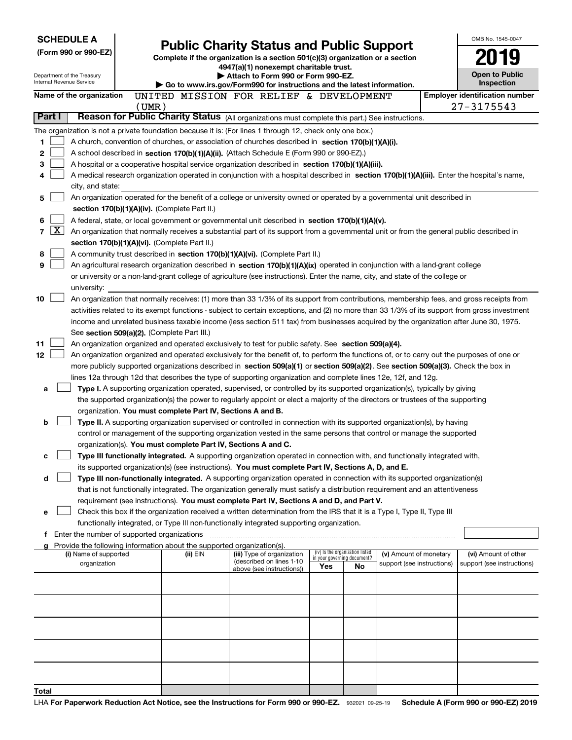**SCHEDULE A**
**(Form 990 or 990-EZ)**

Department of the Treasury
Internal Revenue Service

# Public Charity Status and Public Support

**Complete if the organization is a section 501(c)(3) organization or a section 4947(a)(1) nonexempt charitable trust.**
**▶ Attach to Form 990 or Form 990-EZ.**
**▶ Go to www.irs.gov/Form990 for instructions and the latest information.**

OMB No. 1545-0047

**2019**

**Open to Public Inspection**

**Name of the organization** UNITED MISSION FOR RELIEF & DEVELOPMENT (UMR)

**Employer identification number** 27-3175543

**Part I** **Reason for Public Charity Status** (All organizations must complete this part.) See instructions.

The organization is not a private foundation because it is: (For lines 1 through 12, check only one box.)

1. ☐ A church, convention of churches, or association of churches described in **section 170(b)(1)(A)(i).**
2. ☐ A school described in **section 170(b)(1)(A)(ii).** (Attach Schedule E (Form 990 or 990-EZ).)
3. ☐ A hospital or a cooperative hospital service organization described in **section 170(b)(1)(A)(iii).**
4. ☐ A medical research organization operated in conjunction with a hospital described in **section 170(b)(1)(A)(iii).** Enter the hospital's name, city, and state:
5. ☐ An organization operated for the benefit of a college or university owned or operated by a governmental unit described in **section 170(b)(1)(A)(iv).** (Complete Part II.)
6. ☐ A federal, state, or local government or governmental unit described in **section 170(b)(1)(A)(v).**
7. ☒ An organization that normally receives a substantial part of its support from a governmental unit or from the general public described in **section 170(b)(1)(A)(vi).** (Complete Part II.)
8. ☐ A community trust described in **section 170(b)(1)(A)(vi).** (Complete Part II.)
9. ☐ An agricultural research organization described in **section 170(b)(1)(A)(ix)** operated in conjunction with a land-grant college or university or a non-land-grant college of agriculture (see instructions). Enter the name, city, and state of the college or university:
10. ☐ An organization that normally receives: (1) more than 33 1/3% of its support from contributions, membership fees, and gross receipts from activities related to its exempt functions - subject to certain exceptions, and (2) no more than 33 1/3% of its support from gross investment income and unrelated business taxable income (less section 511 tax) from businesses acquired by the organization after June 30, 1975. See **section 509(a)(2).** (Complete Part III.)
11. ☐ An organization organized and operated exclusively to test for public safety. See **section 509(a)(4).**
12. ☐ An organization organized and operated exclusively for the benefit of, to perform the functions of, or to carry out the purposes of one or more publicly supported organizations described in **section 509(a)(1)** or **section 509(a)(2).** See **section 509(a)(3).** Check the box in lines 12a through 12d that describes the type of supporting organization and complete lines 12e, 12f, and 12g.
   - **a** ☐ **Type I.** A supporting organization operated, supervised, or controlled by its supported organization(s), typically by giving the supported organization(s) the power to regularly appoint or elect a majority of the directors or trustees of the supporting organization. **You must complete Part IV, Sections A and B.**
   - **b** ☐ **Type II.** A supporting organization supervised or controlled in connection with its supported organization(s), by having control or management of the supporting organization vested in the same persons that control or manage the supported organization(s). **You must complete Part IV, Sections A and C.**
   - **c** ☐ **Type III functionally integrated.** A supporting organization operated in connection with, and functionally integrated with, its supported organization(s) (see instructions). **You must complete Part IV, Sections A, D, and E.**
   - **d** ☐ **Type III non-functionally integrated.** A supporting organization operated in connection with its supported organization(s) that is not functionally integrated. The organization generally must satisfy a distribution requirement and an attentiveness requirement (see instructions). **You must complete Part IV, Sections A and D, and Part V.**
   - **e** ☐ Check this box if the organization received a written determination from the IRS that it is a Type I, Type II, Type III functionally integrated, or Type III non-functionally integrated supporting organization.
   - **f** Enter the number of supported organizations
   - **g** Provide the following information about the supported organization(s).

| (i) Name of supported organization | (ii) EIN | (iii) Type of organization (described on lines 1-10 above (see instructions)) | (iv) Is the organization listed in your governing document? Yes | No | (v) Amount of monetary support (see instructions) | (vi) Amount of other support (see instructions) |
|---|---|---|---|---|---|---|
| | | | | | | |
| | | | | | | |
| | | | | | | |
| | | | | | | |
| | | | | | | |
| **Total** | | | | | | |

LHA **For Paperwork Reduction Act Notice, see the Instructions for Form 990 or 990-EZ.** 932021 09-25-19 **Schedule A (Form 990 or 990-EZ) 2019**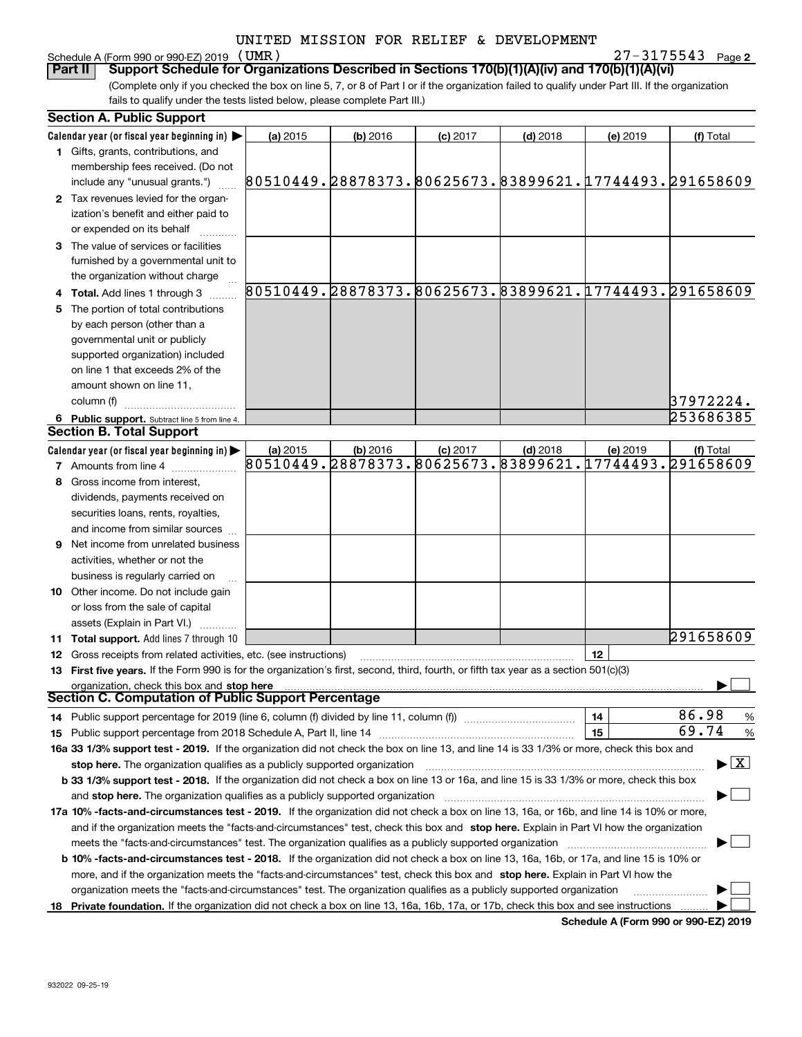UNITED MISSION FOR RELIEF & DEVELOPMENT

Schedule A (Form 990 or 990-EZ) 2019 (UMR) 27-3175543 Page 2

**Part II** **Support Schedule for Organizations Described in Sections 170(b)(1)(A)(iv) and 170(b)(1)(A)(vi)**

(Complete only if you checked the box on line 5, 7, or 8 of Part I or if the organization failed to qualify under Part III. If the organization fails to qualify under the tests listed below, please complete Part III.)

## Section A. Public Support

| Calendar year (or fiscal year beginning in) ▶ | (a) 2015 | (b) 2016 | (c) 2017 | (d) 2018 | (e) 2019 | (f) Total |
|---|---|---|---|---|---|---|
| 1 Gifts, grants, contributions, and membership fees received. (Do not include any "unusual grants.") | 80510449. | 28878373. | 80625673. | 83899621. | 17744493. | 291658609 |
| 2 Tax revenues levied for the organization's benefit and either paid to or expended on its behalf | | | | | | |
| 3 The value of services or facilities furnished by a governmental unit to the organization without charge | | | | | | |
| 4 Total. Add lines 1 through 3 | 80510449. | 28878373. | 80625673. | 83899621. | 17744493. | 291658609 |
| 5 The portion of total contributions by each person (other than a governmental unit or publicly supported organization) included on line 1 that exceeds 2% of the amount shown on line 11, column (f) | | | | | | 37972224. |
| 6 Public support. Subtract line 5 from line 4. | | | | | | 253686385 |

## Section B. Total Support

| Calendar year (or fiscal year beginning in) ▶ | (a) 2015 | (b) 2016 | (c) 2017 | (d) 2018 | (e) 2019 | (f) Total |
|---|---|---|---|---|---|---|
| 7 Amounts from line 4 | 80510449. | 28878373. | 80625673. | 83899621. | 17744493. | 291658609 |
| 8 Gross income from interest, dividends, payments received on securities loans, rents, royalties, and income from similar sources | | | | | | |
| 9 Net income from unrelated business activities, whether or not the business is regularly carried on | | | | | | |
| 10 Other income. Do not include gain or loss from the sale of capital assets (Explain in Part VI.) | | | | | | |
| 11 Total support. Add lines 7 through 10 | | | | | | 291658609 |

12 Gross receipts from related activities, etc. (see instructions) | 12 |

13 **First five years.** If the Form 990 is for the organization's first, second, third, fourth, or fifth tax year as a section 501(c)(3) organization, check this box and **stop here** ☐

## Section C. Computation of Public Support Percentage

14 Public support percentage for 2019 (line 6, column (f) divided by line 11, column (f)) | 14 | 86.98 %

15 Public support percentage from 2018 Schedule A, Part II, line 14 | 15 | 69.74 %

**16a 33 1/3% support test - 2019.** If the organization did not check the box on line 13, and line 14 is 33 1/3% or more, check this box and **stop here.** The organization qualifies as a publicly supported organization ☒

**b 33 1/3% support test - 2018.** If the organization did not check a box on line 13 or 16a, and line 15 is 33 1/3% or more, check this box and **stop here.** The organization qualifies as a publicly supported organization ☐

**17a 10% -facts-and-circumstances test - 2019.** If the organization did not check a box on line 13, 16a, or 16b, and line 14 is 10% or more, and if the organization meets the "facts-and-circumstances" test, check this box and **stop here.** Explain in Part VI how the organization meets the "facts-and-circumstances" test. The organization qualifies as a publicly supported organization ☐

**b 10% -facts-and-circumstances test - 2018.** If the organization did not check a box on line 13, 16a, 16b, or 17a, and line 15 is 10% or more, and if the organization meets the "facts-and-circumstances" test, check this box and **stop here.** Explain in Part VI how the organization meets the "facts-and-circumstances" test. The organization qualifies as a publicly supported organization ☐

**18 Private foundation.** If the organization did not check a box on line 13, 16a, 16b, 17a, or 17b, check this box and see instructions ☐

**Schedule A (Form 990 or 990-EZ) 2019**

932022 09-25-19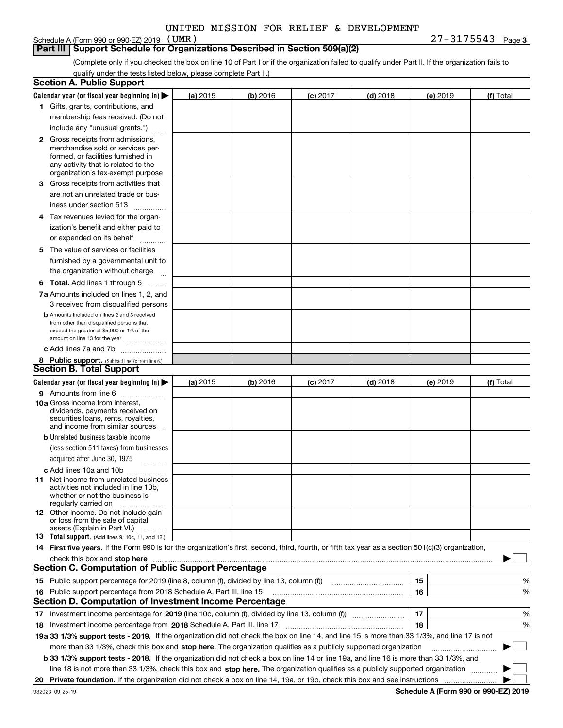UNITED MISSION FOR RELIEF & DEVELOPMENT

Schedule A (Form 990 or 990-EZ) 2019 (UMR) 27-3175543 Page 3

## Part III Support Schedule for Organizations Described in Section 509(a)(2)

(Complete only if you checked the box on line 10 of Part I or if the organization failed to qualify under Part II. If the organization fails to qualify under the tests listed below, please complete Part II.)

### Section A. Public Support

| Calendar year (or fiscal year beginning in) | (a) 2015 | (b) 2016 | (c) 2017 | (d) 2018 | (e) 2019 | (f) Total |
|---|---|---|---|---|---|---|
| 1 Gifts, grants, contributions, and membership fees received. (Do not include any "unusual grants.") | | | | | | |
| 2 Gross receipts from admissions, merchandise sold or services performed, or facilities furnished in any activity that is related to the organization's tax-exempt purpose | | | | | | |
| 3 Gross receipts from activities that are not an unrelated trade or business under section 513 | | | | | | |
| 4 Tax revenues levied for the organization's benefit and either paid to or expended on its behalf | | | | | | |
| 5 The value of services or facilities furnished by a governmental unit to the organization without charge | | | | | | |
| 6 Total. Add lines 1 through 5 | | | | | | |
| 7a Amounts included on lines 1, 2, and 3 received from disqualified persons | | | | | | |
| b Amounts included on lines 2 and 3 received from other than disqualified persons that exceed the greater of $5,000 or 1% of the amount on line 13 for the year | | | | | | |
| c Add lines 7a and 7b | | | | | | |
| 8 Public support. (Subtract line 7c from line 6.) | | | | | | |

### Section B. Total Support

| Calendar year (or fiscal year beginning in) | (a) 2015 | (b) 2016 | (c) 2017 | (d) 2018 | (e) 2019 | (f) Total |
|---|---|---|---|---|---|---|
| 9 Amounts from line 6 | | | | | | |
| 10a Gross income from interest, dividends, payments received on securities loans, rents, royalties, and income from similar sources | | | | | | |
| b Unrelated business taxable income (less section 511 taxes) from businesses acquired after June 30, 1975 | | | | | | |
| c Add lines 10a and 10b | | | | | | |
| 11 Net income from unrelated business activities not included in line 10b, whether or not the business is regularly carried on | | | | | | |
| 12 Other income. Do not include gain or loss from the sale of capital assets (Explain in Part VI.) | | | | | | |
| 13 Total support. (Add lines 9, 10c, 11, and 12.) | | | | | | |

14 **First five years.** If the Form 990 is for the organization's first, second, third, fourth, or fifth tax year as a section 501(c)(3) organization, check this box and **stop here** ☐

### Section C. Computation of Public Support Percentage

| | | |
|---|---|---|
| 15 Public support percentage for 2019 (line 8, column (f), divided by line 13, column (f)) | 15 | % |
| 16 Public support percentage from 2018 Schedule A, Part III, line 15 | 16 | % |

### Section D. Computation of Investment Income Percentage

| | | |
|---|---|---|
| 17 Investment income percentage for **2019** (line 10c, column (f), divided by line 13, column (f)) | 17 | % |
| 18 Investment income percentage from **2018** Schedule A, Part III, line 17 | 18 | % |

**19a 33 1/3% support tests - 2019.** If the organization did not check the box on line 14, and line 15 is more than 33 1/3%, and line 17 is not more than 33 1/3%, check this box and **stop here.** The organization qualifies as a publicly supported organization ☐

**b 33 1/3% support tests - 2018.** If the organization did not check a box on line 14 or line 19a, and line 16 is more than 33 1/3%, and line 18 is not more than 33 1/3%, check this box and **stop here.** The organization qualifies as a publicly supported organization ☐

**20 Private foundation.** If the organization did not check a box on line 14, 19a, or 19b, check this box and see instructions ☐

932023 09-25-19 **Schedule A (Form 990 or 990-EZ) 2019**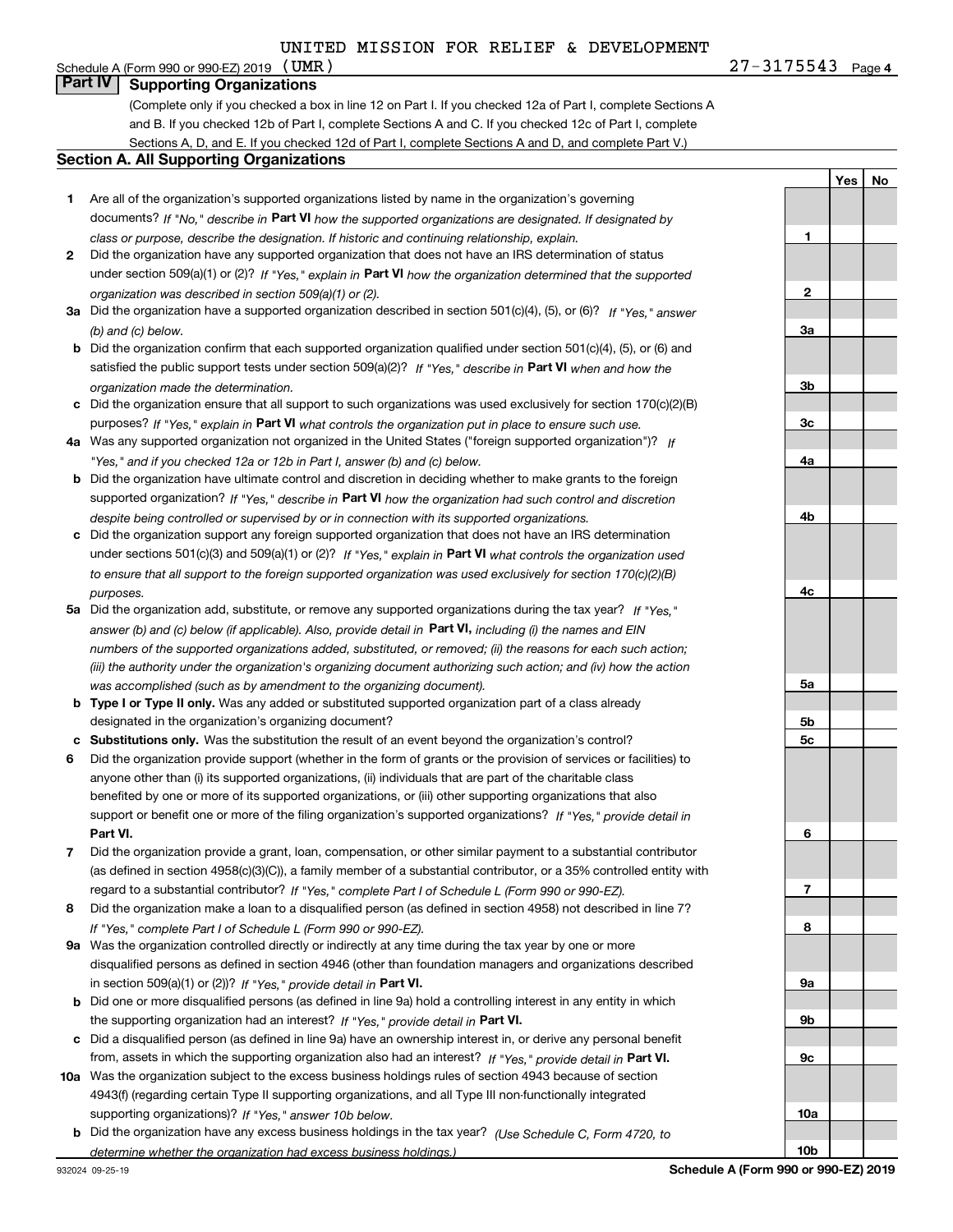UNITED MISSION FOR RELIEF & DEVELOPMENT

Schedule A (Form 990 or 990-EZ) 2019 (UMR) 27-3175543 Page 4

## Part IV Supporting Organizations

(Complete only if you checked a box in line 12 on Part I. If you checked 12a of Part I, complete Sections A and B. If you checked 12b of Part I, complete Sections A and C. If you checked 12c of Part I, complete Sections A, D, and E. If you checked 12d of Part I, complete Sections A and D, and complete Part V.)

### Section A. All Supporting Organizations

| | | Line | Yes | No |
|---|---|---|---|---|
| **1** | Are all of the organization's supported organizations listed by name in the organization's governing documents? *If "No," describe in* **Part VI** *how the supported organizations are designated. If designated by class or purpose, describe the designation. If historic and continuing relationship, explain.* | 1 | | |
| **2** | Did the organization have any supported organization that does not have an IRS determination of status under section 509(a)(1) or (2)? *If "Yes," explain in* **Part VI** *how the organization determined that the supported organization was described in section 509(a)(1) or (2).* | 2 | | |
| **3a** | Did the organization have a supported organization described in section 501(c)(4), (5), or (6)? *If "Yes," answer (b) and (c) below.* | 3a | | |
| **b** | Did the organization confirm that each supported organization qualified under section 501(c)(4), (5), or (6) and satisfied the public support tests under section 509(a)(2)? *If "Yes," describe in* **Part VI** *when and how the organization made the determination.* | 3b | | |
| **c** | Did the organization ensure that all support to such organizations was used exclusively for section 170(c)(2)(B) purposes? *If "Yes," explain in* **Part VI** *what controls the organization put in place to ensure such use.* | 3c | | |
| **4a** | Was any supported organization not organized in the United States ("foreign supported organization")? *If "Yes," and if you checked 12a or 12b in Part I, answer (b) and (c) below.* | 4a | | |
| **b** | Did the organization have ultimate control and discretion in deciding whether to make grants to the foreign supported organization? *If "Yes," describe in* **Part VI** *how the organization had such control and discretion despite being controlled or supervised by or in connection with its supported organizations.* | 4b | | |
| **c** | Did the organization support any foreign supported organization that does not have an IRS determination under sections 501(c)(3) and 509(a)(1) or (2)? *If "Yes," explain in* **Part VI** *what controls the organization used to ensure that all support to the foreign supported organization was used exclusively for section 170(c)(2)(B) purposes.* | 4c | | |
| **5a** | Did the organization add, substitute, or remove any supported organizations during the tax year? *If "Yes," answer (b) and (c) below (if applicable). Also, provide detail in* **Part VI,** *including (i) the names and EIN numbers of the supported organizations added, substituted, or removed; (ii) the reasons for each such action; (iii) the authority under the organization's organizing document authorizing such action; and (iv) how the action was accomplished (such as by amendment to the organizing document).* | 5a | | |
| **b** | **Type I or Type II only.** Was any added or substituted supported organization part of a class already designated in the organization's organizing document? | 5b | | |
| **c** | **Substitutions only.** Was the substitution the result of an event beyond the organization's control? | 5c | | |
| **6** | Did the organization provide support (whether in the form of grants or the provision of services or facilities) to anyone other than (i) its supported organizations, (ii) individuals that are part of the charitable class benefited by one or more of its supported organizations, or (iii) other supporting organizations that also support or benefit one or more of the filing organization's supported organizations? *If "Yes," provide detail in* **Part VI.** | 6 | | |
| **7** | Did the organization provide a grant, loan, compensation, or other similar payment to a substantial contributor (as defined in section 4958(c)(3)(C)), a family member of a substantial contributor, or a 35% controlled entity with regard to a substantial contributor? *If "Yes," complete Part I of Schedule L (Form 990 or 990-EZ).* | 7 | | |
| **8** | Did the organization make a loan to a disqualified person (as defined in section 4958) not described in line 7? *If "Yes," complete Part I of Schedule L (Form 990 or 990-EZ).* | 8 | | |
| **9a** | Was the organization controlled directly or indirectly at any time during the tax year by one or more disqualified persons as defined in section 4946 (other than foundation managers and organizations described in section 509(a)(1) or (2))? *If "Yes," provide detail in* **Part VI.** | 9a | | |
| **b** | Did one or more disqualified persons (as defined in line 9a) hold a controlling interest in any entity in which the supporting organization had an interest? *If "Yes," provide detail in* **Part VI.** | 9b | | |
| **c** | Did a disqualified person (as defined in line 9a) have an ownership interest in, or derive any personal benefit from, assets in which the supporting organization also had an interest? *If "Yes," provide detail in* **Part VI.** | 9c | | |
| **10a** | Was the organization subject to the excess business holdings rules of section 4943 because of section 4943(f) (regarding certain Type II supporting organizations, and all Type III non-functionally integrated supporting organizations)? *If "Yes," answer 10b below.* | 10a | | |
| **b** | Did the organization have any excess business holdings in the tax year? *(Use Schedule C, Form 4720, to determine whether the organization had excess business holdings.)* | 10b | | |

932024 09-25-19 **Schedule A (Form 990 or 990-EZ) 2019**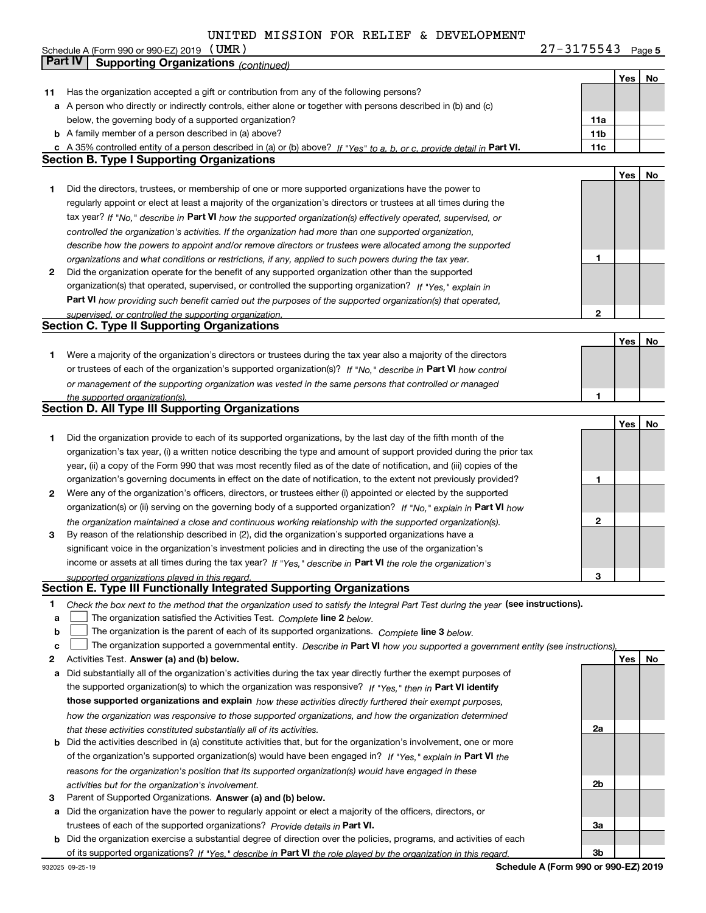UNITED MISSION FOR RELIEF & DEVELOPMENT

Schedule A (Form 990 or 990-EZ) 2019 (UMR) 27-3175543 Page 5

## Part IV Supporting Organizations *(continued)*

| | | | Yes | No |
|---|---|---|---|---|
| **11** | Has the organization accepted a gift or contribution from any of the following persons? | | | |
| **a** | A person who directly or indirectly controls, either alone or together with persons described in (b) and (c) below, the governing body of a supported organization? | **11a** | | |
| **b** | A family member of a person described in (a) above? | **11b** | | |
| **c** | A 35% controlled entity of a person described in (a) or (b) above? *If "Yes" to a, b, or c, provide detail in* **Part VI.** | **11c** | | |

### Section B. Type I Supporting Organizations

| | | | Yes | No |
|---|---|---|---|---|
| **1** | Did the directors, trustees, or membership of one or more supported organizations have the power to regularly appoint or elect at least a majority of the organization's directors or trustees at all times during the tax year? *If "No," describe in* **Part VI** *how the supported organization(s) effectively operated, supervised, or controlled the organization's activities. If the organization had more than one supported organization, describe how the powers to appoint and/or remove directors or trustees were allocated among the supported organizations and what conditions or restrictions, if any, applied to such powers during the tax year.* | **1** | | |
| **2** | Did the organization operate for the benefit of any supported organization other than the supported organization(s) that operated, supervised, or controlled the supporting organization? *If "Yes," explain in* **Part VI** *how providing such benefit carried out the purposes of the supported organization(s) that operated, supervised, or controlled the supporting organization.* | **2** | | |

### Section C. Type II Supporting Organizations

| | | | Yes | No |
|---|---|---|---|---|
| **1** | Were a majority of the organization's directors or trustees during the tax year also a majority of the directors or trustees of each of the organization's supported organization(s)? *If "No," describe in* **Part VI** *how control or management of the supporting organization was vested in the same persons that controlled or managed the supported organization(s).* | **1** | | |

### Section D. All Type III Supporting Organizations

| | | | Yes | No |
|---|---|---|---|---|
| **1** | Did the organization provide to each of its supported organizations, by the last day of the fifth month of the organization's tax year, (i) a written notice describing the type and amount of support provided during the prior tax year, (ii) a copy of the Form 990 that was most recently filed as of the date of notification, and (iii) copies of the organization's governing documents in effect on the date of notification, to the extent not previously provided? | **1** | | |
| **2** | Were any of the organization's officers, directors, or trustees either (i) appointed or elected by the supported organization(s) or (ii) serving on the governing body of a supported organization? *If "No," explain in* **Part VI** *how the organization maintained a close and continuous working relationship with the supported organization(s).* | **2** | | |
| **3** | By reason of the relationship described in (2), did the organization's supported organizations have a significant voice in the organization's investment policies and in directing the use of the organization's income or assets at all times during the tax year? *If "Yes," describe in* **Part VI** *the role the organization's supported organizations played in this regard.* | **3** | | |

### Section E. Type III Functionally Integrated Supporting Organizations

**1** *Check the box next to the method that the organization used to satisfy the Integral Part Test during the year* **(see instructions).**

- **a** ☐ The organization satisfied the Activities Test. *Complete* **line 2** *below.*
- **b** ☐ The organization is the parent of each of its supported organizations. *Complete* **line 3** *below.*
- **c** ☐ The organization supported a governmental entity. *Describe in* **Part VI** *how you supported a government entity (see instructions).*

| | | | Yes | No |
|---|---|---|---|---|
| **2** | Activities Test. **Answer (a) and (b) below.** | | | |
| **a** | Did substantially all of the organization's activities during the tax year directly further the exempt purposes of the supported organization(s) to which the organization was responsive? *If "Yes," then in* **Part VI identify those supported organizations and explain** *how these activities directly furthered their exempt purposes, how the organization was responsive to those supported organizations, and how the organization determined that these activities constituted substantially all of its activities.* | **2a** | | |
| **b** | Did the activities described in (a) constitute activities that, but for the organization's involvement, one or more of the organization's supported organization(s) would have been engaged in? *If "Yes," explain in* **Part VI** *the reasons for the organization's position that its supported organization(s) would have engaged in these activities but for the organization's involvement.* | **2b** | | |
| **3** | Parent of Supported Organizations. **Answer (a) and (b) below.** | | | |
| **a** | Did the organization have the power to regularly appoint or elect a majority of the officers, directors, or trustees of each of the supported organizations? *Provide details in* **Part VI.** | **3a** | | |
| **b** | Did the organization exercise a substantial degree of direction over the policies, programs, and activities of each of its supported organizations? *If "Yes," describe in* **Part VI** *the role played by the organization in this regard.* | **3b** | | |

932025 09-25-19 **Schedule A (Form 990 or 990-EZ) 2019**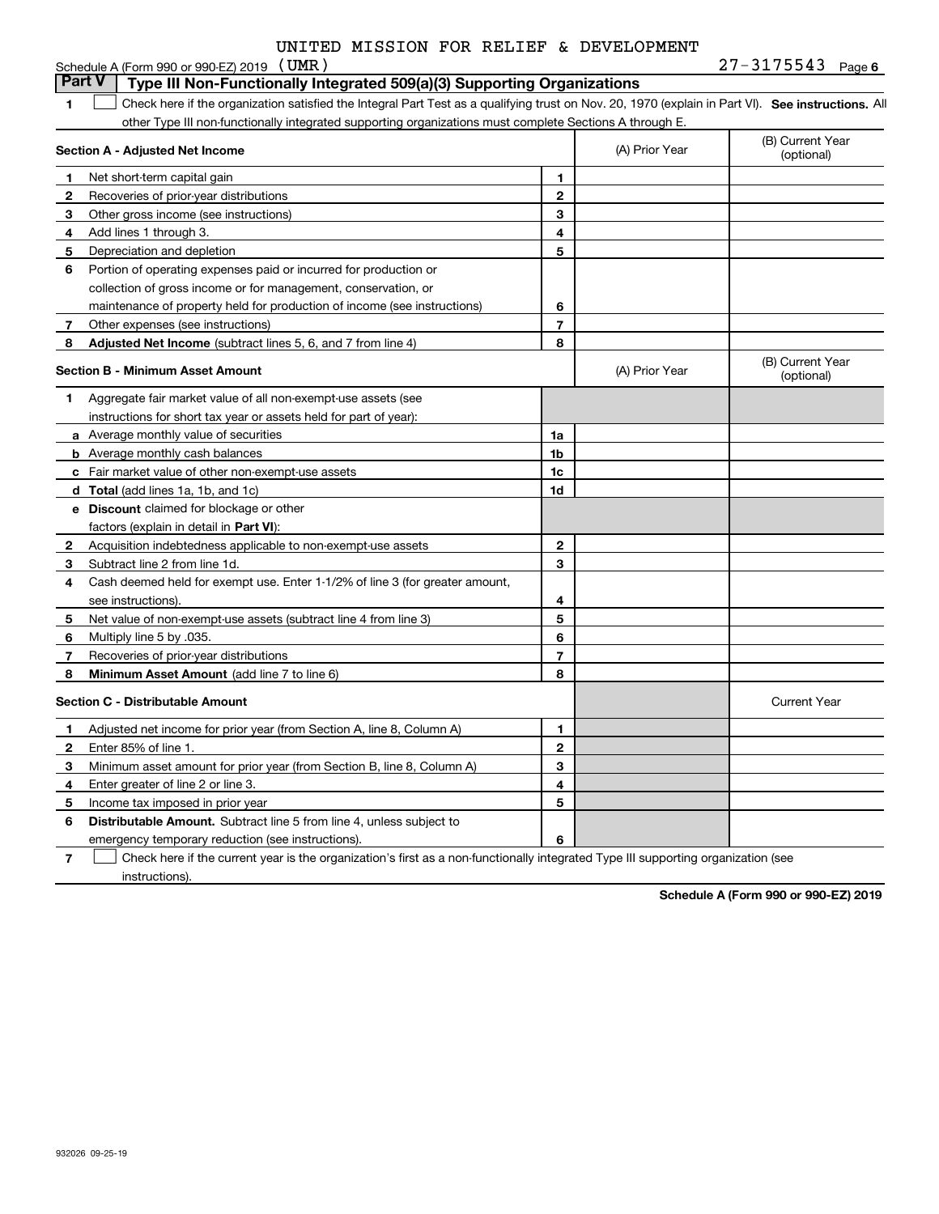UNITED MISSION FOR RELIEF & DEVELOPMENT

Schedule A (Form 990 or 990-EZ) 2019 (UMR) 27-3175543 Page 6

**Part V | Type III Non-Functionally Integrated 509(a)(3) Supporting Organizations**

1 ☐ Check here if the organization satisfied the Integral Part Test as a qualifying trust on Nov. 20, 1970 (explain in Part VI). **See instructions.** All other Type III non-functionally integrated supporting organizations must complete Sections A through E.

| **Section A - Adjusted Net Income** | | | (A) Prior Year | (B) Current Year (optional) |
|---|---|---|---|---|
| 1 | Net short-term capital gain | 1 | | |
| 2 | Recoveries of prior-year distributions | 2 | | |
| 3 | Other gross income (see instructions) | 3 | | |
| 4 | Add lines 1 through 3. | 4 | | |
| 5 | Depreciation and depletion | 5 | | |
| 6 | Portion of operating expenses paid or incurred for production or collection of gross income or for management, conservation, or maintenance of property held for production of income (see instructions) | 6 | | |
| 7 | Other expenses (see instructions) | 7 | | |
| 8 | **Adjusted Net Income** (subtract lines 5, 6, and 7 from line 4) | 8 | | |

| **Section B - Minimum Asset Amount** | | | (A) Prior Year | (B) Current Year (optional) |
|---|---|---|---|---|
| 1 | Aggregate fair market value of all non-exempt-use assets (see instructions for short tax year or assets held for part of year): | | | |
| a | Average monthly value of securities | 1a | | |
| b | Average monthly cash balances | 1b | | |
| c | Fair market value of other non-exempt-use assets | 1c | | |
| d | **Total** (add lines 1a, 1b, and 1c) | 1d | | |
| e | **Discount** claimed for blockage or other factors (explain in detail in **Part VI**): | | | |
| 2 | Acquisition indebtedness applicable to non-exempt-use assets | 2 | | |
| 3 | Subtract line 2 from line 1d. | 3 | | |
| 4 | Cash deemed held for exempt use. Enter 1-1/2% of line 3 (for greater amount, see instructions). | 4 | | |
| 5 | Net value of non-exempt-use assets (subtract line 4 from line 3) | 5 | | |
| 6 | Multiply line 5 by .035. | 6 | | |
| 7 | Recoveries of prior-year distributions | 7 | | |
| 8 | **Minimum Asset Amount** (add line 7 to line 6) | 8 | | |

| **Section C - Distributable Amount** | | | | Current Year |
|---|---|---|---|---|
| 1 | Adjusted net income for prior year (from Section A, line 8, Column A) | 1 | | |
| 2 | Enter 85% of line 1. | 2 | | |
| 3 | Minimum asset amount for prior year (from Section B, line 8, Column A) | 3 | | |
| 4 | Enter greater of line 2 or line 3. | 4 | | |
| 5 | Income tax imposed in prior year | 5 | | |
| 6 | **Distributable Amount.** Subtract line 5 from line 4, unless subject to emergency temporary reduction (see instructions). | 6 | | |

7 ☐ Check here if the current year is the organization's first as a non-functionally integrated Type III supporting organization (see instructions).

**Schedule A (Form 990 or 990-EZ) 2019**

932026 09-25-19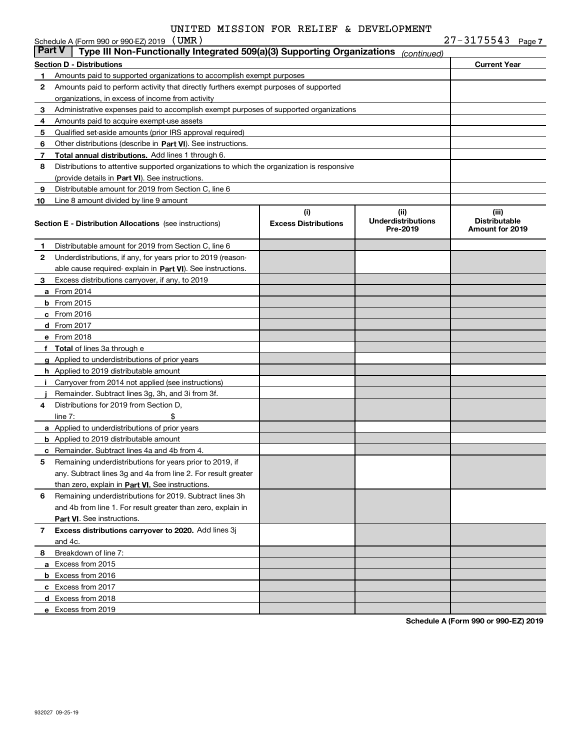UNITED MISSION FOR RELIEF & DEVELOPMENT

Schedule A (Form 990 or 990-EZ) 2019 (UMR) 27-3175543 Page 7

**Part V | Type III Non-Functionally Integrated 509(a)(3) Supporting Organizations** *(continued)*

| **Section D - Distributions** | | **Current Year** |
|---|---|---|
| 1 | Amounts paid to supported organizations to accomplish exempt purposes | |
| 2 | Amounts paid to perform activity that directly furthers exempt purposes of supported organizations, in excess of income from activity | |
| 3 | Administrative expenses paid to accomplish exempt purposes of supported organizations | |
| 4 | Amounts paid to acquire exempt-use assets | |
| 5 | Qualified set-aside amounts (prior IRS approval required) | |
| 6 | Other distributions (describe in **Part VI**). See instructions. | |
| 7 | **Total annual distributions.** Add lines 1 through 6. | |
| 8 | Distributions to attentive supported organizations to which the organization is responsive (provide details in **Part VI**). See instructions. | |
| 9 | Distributable amount for 2019 from Section C, line 6 | |
| 10 | Line 8 amount divided by line 9 amount | |

| **Section E - Distribution Allocations** (see instructions) | **(i) Excess Distributions** | **(ii) Underdistributions Pre-2019** | **(iii) Distributable Amount for 2019** |
|---|---|---|---|
| **1** Distributable amount for 2019 from Section C, line 6 | | | |
| **2** Underdistributions, if any, for years prior to 2019 (reasonable cause required- explain in **Part VI**). See instructions. | | | |
| **3** Excess distributions carryover, if any, to 2019 | | | |
| **a** From 2014 | | | |
| **b** From 2015 | | | |
| **c** From 2016 | | | |
| **d** From 2017 | | | |
| **e** From 2018 | | | |
| **f** **Total** of lines 3a through e | | | |
| **g** Applied to underdistributions of prior years | | | |
| **h** Applied to 2019 distributable amount | | | |
| **i** Carryover from 2014 not applied (see instructions) | | | |
| **j** Remainder. Subtract lines 3g, 3h, and 3i from 3f. | | | |
| **4** Distributions for 2019 from Section D, line 7: $ | | | |
| **a** Applied to underdistributions of prior years | | | |
| **b** Applied to 2019 distributable amount | | | |
| **c** Remainder. Subtract lines 4a and 4b from 4. | | | |
| **5** Remaining underdistributions for years prior to 2019, if any. Subtract lines 3g and 4a from line 2. For result greater than zero, explain in **Part VI.** See instructions. | | | |
| **6** Remaining underdistributions for 2019. Subtract lines 3h and 4b from line 1. For result greater than zero, explain in **Part VI**. See instructions. | | | |
| **7** **Excess distributions carryover to 2020.** Add lines 3j and 4c. | | | |
| **8** Breakdown of line 7: | | | |
| **a** Excess from 2015 | | | |
| **b** Excess from 2016 | | | |
| **c** Excess from 2017 | | | |
| **d** Excess from 2018 | | | |
| **e** Excess from 2019 | | | |

**Schedule A (Form 990 or 990-EZ) 2019**

932027 09-25-19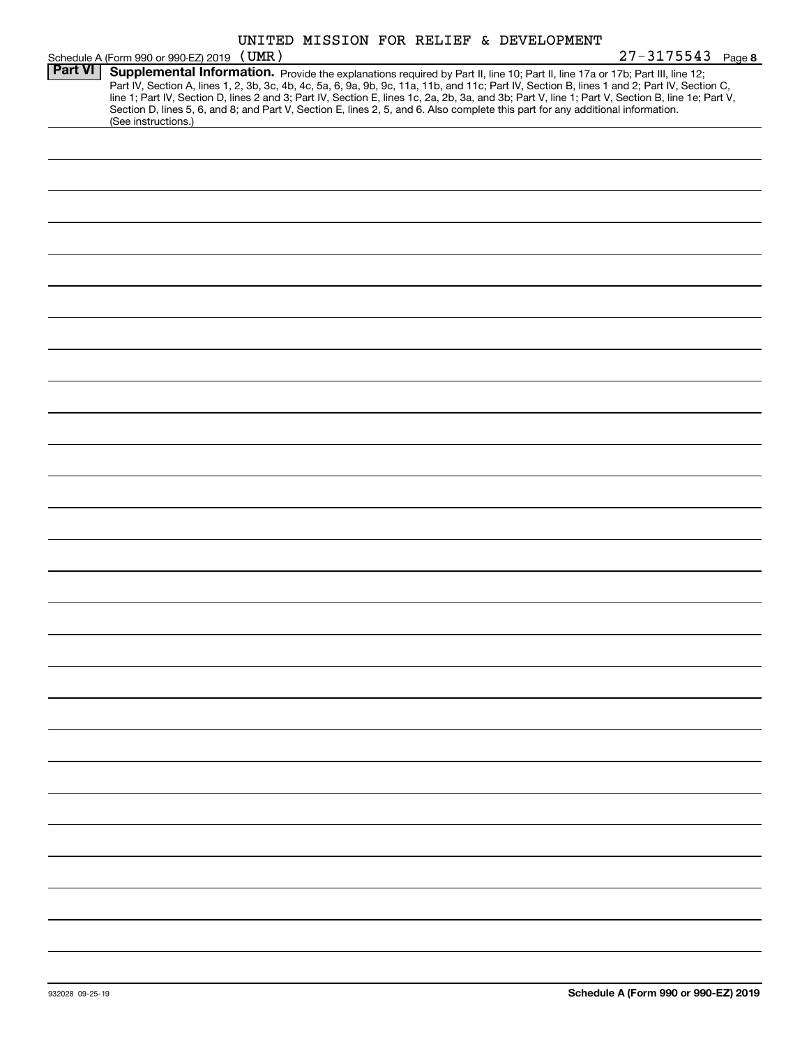UNITED MISSION FOR RELIEF & DEVELOPMENT

Schedule A (Form 990 or 990-EZ) 2019 (UMR) 27-3175543 Page 8

**Part VI** **Supplemental Information.** Provide the explanations required by Part II, line 10; Part II, line 17a or 17b; Part III, line 12; Part IV, Section A, lines 1, 2, 3b, 3c, 4b, 4c, 5a, 6, 9a, 9b, 9c, 11a, 11b, and 11c; Part IV, Section B, lines 1 and 2; Part IV, Section C, line 1; Part IV, Section D, lines 2 and 3; Part IV, Section E, lines 1c, 2a, 2b, 3a, and 3b; Part V, line 1; Part V, Section B, line 1e; Part V, Section D, lines 5, 6, and 8; and Part V, Section E, lines 2, 5, and 6. Also complete this part for any additional information. (See instructions.)

932028 09-25-19 **Schedule A (Form 990 or 990-EZ) 2019**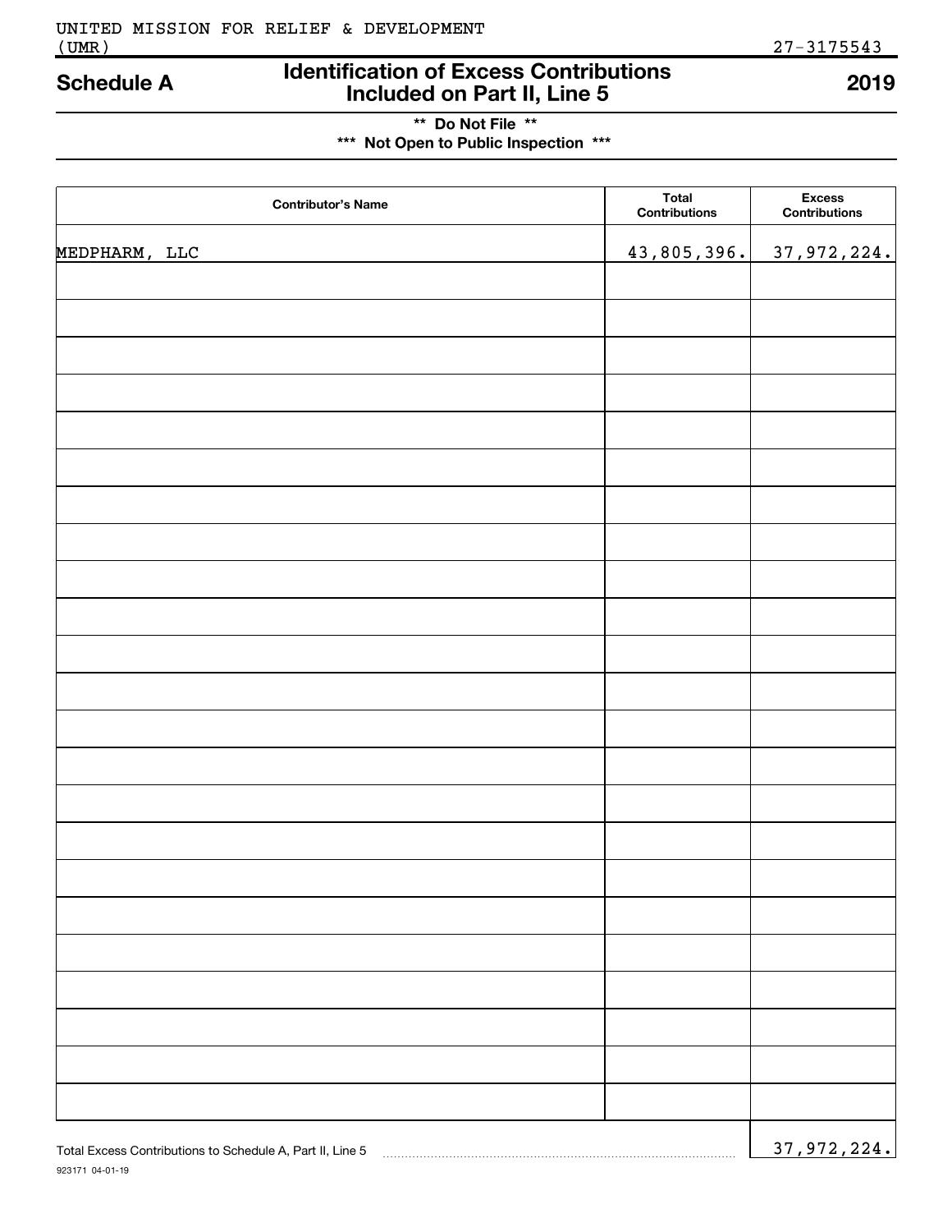UNITED MISSION FOR RELIEF & DEVELOPMENT
(UMR) 27-3175543

## Schedule A — Identification of Excess Contributions Included on Part II, Line 5 — 2019

**\*\* Do Not File \*\***
**\*\*\* Not Open to Public Inspection \*\*\***

| Contributor's Name | Total Contributions | Excess Contributions |
|---|---|---|
| MEDPHARM, LLC | 43,805,396. | 37,972,224. |
| | | |
| | | |
| | | |
| | | |
| | | |
| | | |
| | | |
| | | |
| | | |
| | | |
| | | |
| | | |
| | | |
| | | |
| | | |
| | | |
| | | |
| | | |
| | | |
| | | |
| | | |
| | | |
| | | |

Total Excess Contributions to Schedule A, Part II, Line 5 ........ 37,972,224.

923171 04-01-19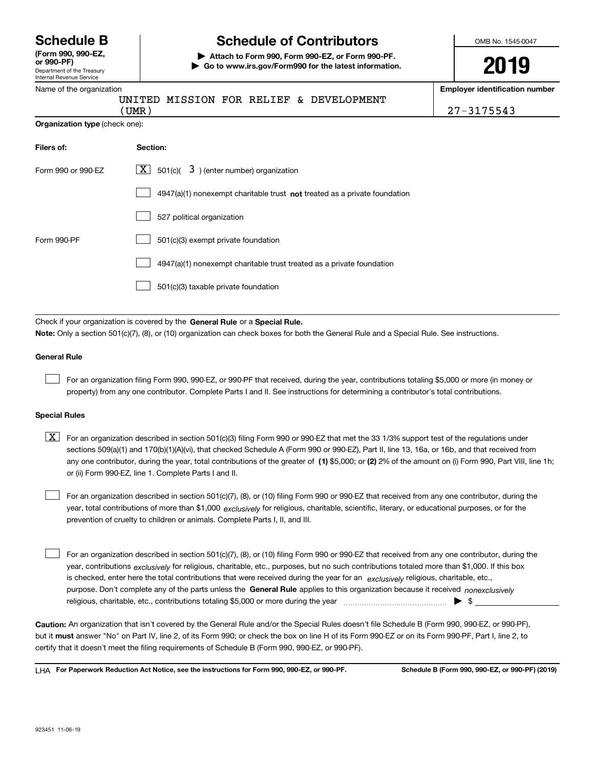# Schedule B

**(Form 990, 990-EZ, or 990-PF)**

Department of the Treasury
Internal Revenue Service

## Schedule of Contributors

**▶ Attach to Form 990, Form 990-EZ, or Form 990-PF.**
**▶ Go to www.irs.gov/Form990 for the latest information.**

OMB No. 1545-0047

**2019**

Name of the organization: UNITED MISSION FOR RELIEF & DEVELOPMENT (UMR)

**Employer identification number:** 27-3175543

**Organization type** (check one):

| **Filers of:** | **Section:** |
|---|---|
| Form 990 or 990-EZ | [X] 501(c)( 3 ) (enter number) organization |
| | [ ] 4947(a)(1) nonexempt charitable trust **not** treated as a private foundation |
| | [ ] 527 political organization |
| Form 990-PF | [ ] 501(c)(3) exempt private foundation |
| | [ ] 4947(a)(1) nonexempt charitable trust treated as a private foundation |
| | [ ] 501(c)(3) taxable private foundation |

Check if your organization is covered by the **General Rule** or a **Special Rule.**

**Note:** Only a section 501(c)(7), (8), or (10) organization can check boxes for both the General Rule and a Special Rule. See instructions.

### General Rule

[ ] For an organization filing Form 990, 990-EZ, or 990-PF that received, during the year, contributions totaling $5,000 or more (in money or property) from any one contributor. Complete Parts I and II. See instructions for determining a contributor's total contributions.

### Special Rules

[X] For an organization described in section 501(c)(3) filing Form 990 or 990-EZ that met the 33 1/3% support test of the regulations under sections 509(a)(1) and 170(b)(1)(A)(vi), that checked Schedule A (Form 990 or 990-EZ), Part II, line 13, 16a, or 16b, and that received from any one contributor, during the year, total contributions of the greater of **(1)** $5,000; or **(2)** 2% of the amount on (i) Form 990, Part VIII, line 1h; or (ii) Form 990-EZ, line 1. Complete Parts I and II.

[ ] For an organization described in section 501(c)(7), (8), or (10) filing Form 990 or 990-EZ that received from any one contributor, during the year, total contributions of more than $1,000 *exclusively* for religious, charitable, scientific, literary, or educational purposes, or for the prevention of cruelty to children or animals. Complete Parts I, II, and III.

[ ] For an organization described in section 501(c)(7), (8), or (10) filing Form 990 or 990-EZ that received from any one contributor, during the year, contributions *exclusively* for religious, charitable, etc., purposes, but no such contributions totaled more than $1,000. If this box is checked, enter here the total contributions that were received during the year for an *exclusively* religious, charitable, etc., purpose. Don't complete any of the parts unless the **General Rule** applies to this organization because it received *nonexclusively* religious, charitable, etc., contributions totaling $5,000 or more during the year ▶ $ \_\_\_\_\_\_\_\_\_\_

**Caution:** An organization that isn't covered by the General Rule and/or the Special Rules doesn't file Schedule B (Form 990, 990-EZ, or 990-PF), but it **must** answer "No" on Part IV, line 2, of its Form 990; or check the box on line H of its Form 990-EZ or on its Form 990-PF, Part I, line 2, to certify that it doesn't meet the filing requirements of Schedule B (Form 990, 990-EZ, or 990-PF).

LHA **For Paperwork Reduction Act Notice, see the instructions for Form 990, 990-EZ, or 990-PF.** **Schedule B (Form 990, 990-EZ, or 990-PF) (2019)**

923451 11-06-19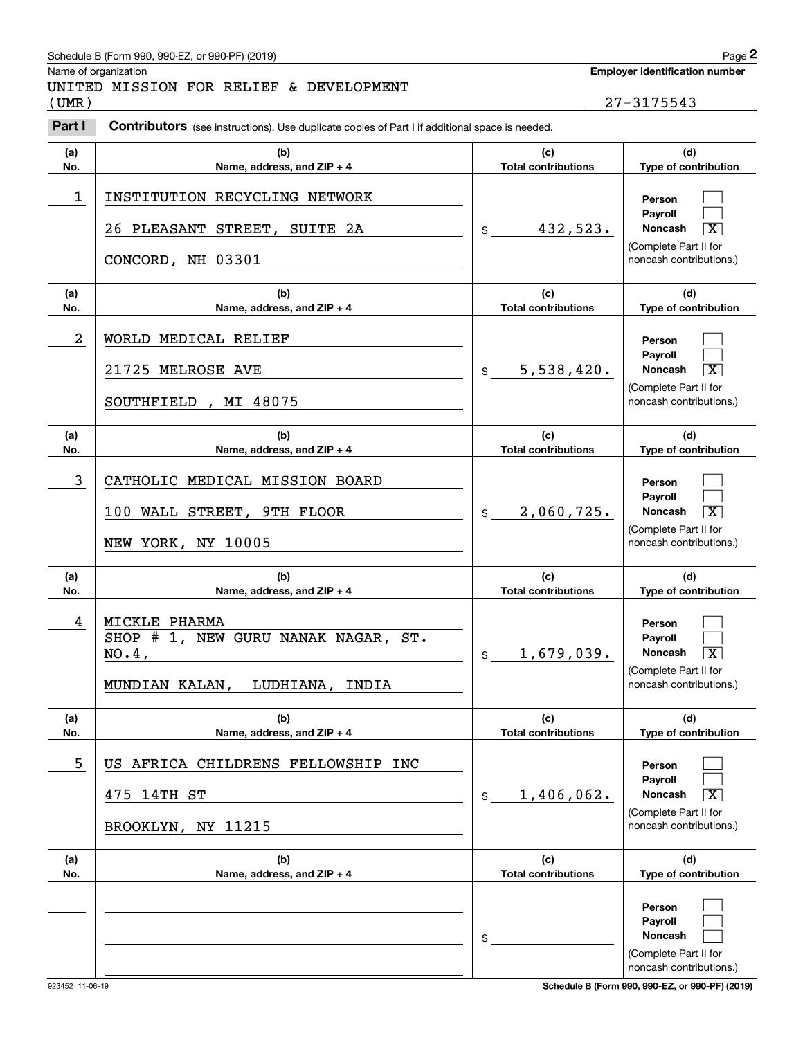Schedule B (Form 990, 990-EZ, or 990-PF) (2019)

Name of organization

UNITED MISSION FOR RELIEF & DEVELOPMENT (UMR)

**Employer identification number**

27-3175543

**Part I** **Contributors** (see instructions). Use duplicate copies of Part I if additional space is needed.

| (a) No. | (b) Name, address, and ZIP + 4 | (c) Total contributions | (d) Type of contribution |
|---|---|---|---|
| 1 | INSTITUTION RECYCLING NETWORK<br>26 PLEASANT STREET, SUITE 2A<br>CONCORD, NH 03301 | $ 432,523. | Person [ ]<br>Payroll [ ]<br>Noncash [X]<br>(Complete Part II for noncash contributions.) |
| 2 | WORLD MEDICAL RELIEF<br>21725 MELROSE AVE<br>SOUTHFIELD , MI 48075 | $ 5,538,420. | Person [ ]<br>Payroll [ ]<br>Noncash [X]<br>(Complete Part II for noncash contributions.) |
| 3 | CATHOLIC MEDICAL MISSION BOARD<br>100 WALL STREET, 9TH FLOOR<br>NEW YORK, NY 10005 | $ 2,060,725. | Person [ ]<br>Payroll [ ]<br>Noncash [X]<br>(Complete Part II for noncash contributions.) |
| 4 | MICKLE PHARMA<br>SHOP # 1, NEW GURU NANAK NAGAR, ST. NO.4,<br>MUNDIAN KALAN, LUDHIANA, INDIA | $ 1,679,039. | Person [ ]<br>Payroll [ ]<br>Noncash [X]<br>(Complete Part II for noncash contributions.) |
| 5 | US AFRICA CHILDRENS FELLOWSHIP INC<br>475 14TH ST<br>BROOKLYN, NY 11215 | $ 1,406,062. | Person [ ]<br>Payroll [ ]<br>Noncash [X]<br>(Complete Part II for noncash contributions.) |
| | | $ | Person [ ]<br>Payroll [ ]<br>Noncash [ ]<br>(Complete Part II for noncash contributions.) |

923452 11-06-19

**Schedule B (Form 990, 990-EZ, or 990-PF) (2019)**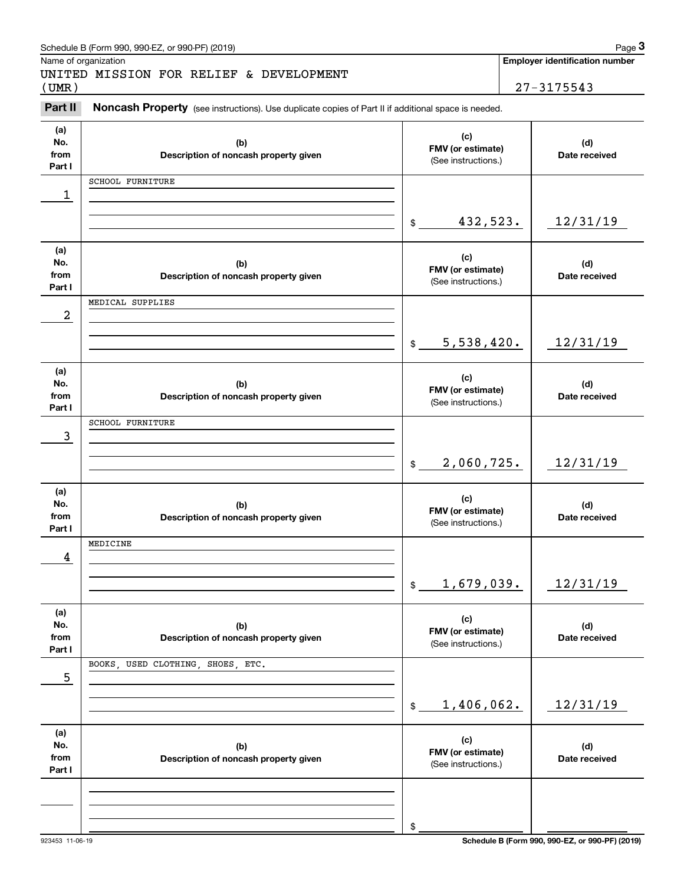Schedule B (Form 990, 990-EZ, or 990-PF) (2019) Page **3**

Name of organization

UNITED MISSION FOR RELIEF & DEVELOPMENT (UMR)

**Employer identification number**

27-3175543

**Part II** **Noncash Property** (see instructions). Use duplicate copies of Part II if additional space is needed.

| (a) No. from Part I | (b) Description of noncash property given | (c) FMV (or estimate) (See instructions.) | (d) Date received |
|---|---|---|---|
| 1 | SCHOOL FURNITURE | $ 432,523. | 12/31/19 |
| 2 | MEDICAL SUPPLIES | $ 5,538,420. | 12/31/19 |
| 3 | SCHOOL FURNITURE | $ 2,060,725. | 12/31/19 |
| 4 | MEDICINE | $ 1,679,039. | 12/31/19 |
| 5 | BOOKS, USED CLOTHING, SHOES, ETC. | $ 1,406,062. | 12/31/19 |
| | | $ | |

923453 11-06-19 **Schedule B (Form 990, 990-EZ, or 990-PF) (2019)**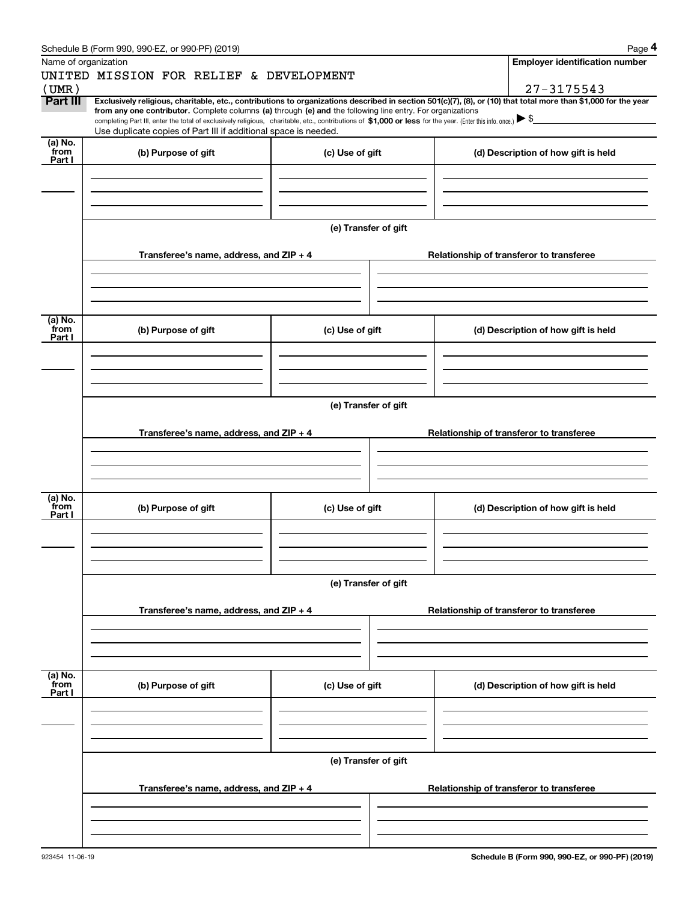Schedule B (Form 990, 990-EZ, or 990-PF) (2019)

Name of organization

UNITED MISSION FOR RELIEF & DEVELOPMENT (UMR)

**Employer identification number**

27-3175543

**Part III** **Exclusively religious, charitable, etc., contributions to organizations described in section 501(c)(7), (8), or (10) that total more than $1,000 for the year from any one contributor.** Complete columns **(a)** through **(e) and** the following line entry. For organizations completing Part III, enter the total of exclusively religious, charitable, etc., contributions of **$1,000 or less** for the year. (Enter this info. once.) ▶ $

Use duplicate copies of Part III if additional space is needed.

| (a) No. from Part I | (b) Purpose of gift | (c) Use of gift | (d) Description of how gift is held |
|---|---|---|---|
| | | | |

**(e) Transfer of gift**

| Transferee's name, address, and ZIP + 4 | Relationship of transferor to transferee |
|---|---|
| | |

| (a) No. from Part I | (b) Purpose of gift | (c) Use of gift | (d) Description of how gift is held |
|---|---|---|---|
| | | | |

**(e) Transfer of gift**

| Transferee's name, address, and ZIP + 4 | Relationship of transferor to transferee |
|---|---|
| | |

| (a) No. from Part I | (b) Purpose of gift | (c) Use of gift | (d) Description of how gift is held |
|---|---|---|---|
| | | | |

**(e) Transfer of gift**

| Transferee's name, address, and ZIP + 4 | Relationship of transferor to transferee |
|---|---|
| | |

| (a) No. from Part I | (b) Purpose of gift | (c) Use of gift | (d) Description of how gift is held |
|---|---|---|---|
| | | | |

**(e) Transfer of gift**

| Transferee's name, address, and ZIP + 4 | Relationship of transferor to transferee |
|---|---|
| | |

923454 11-06-19

**Schedule B (Form 990, 990-EZ, or 990-PF) (2019)**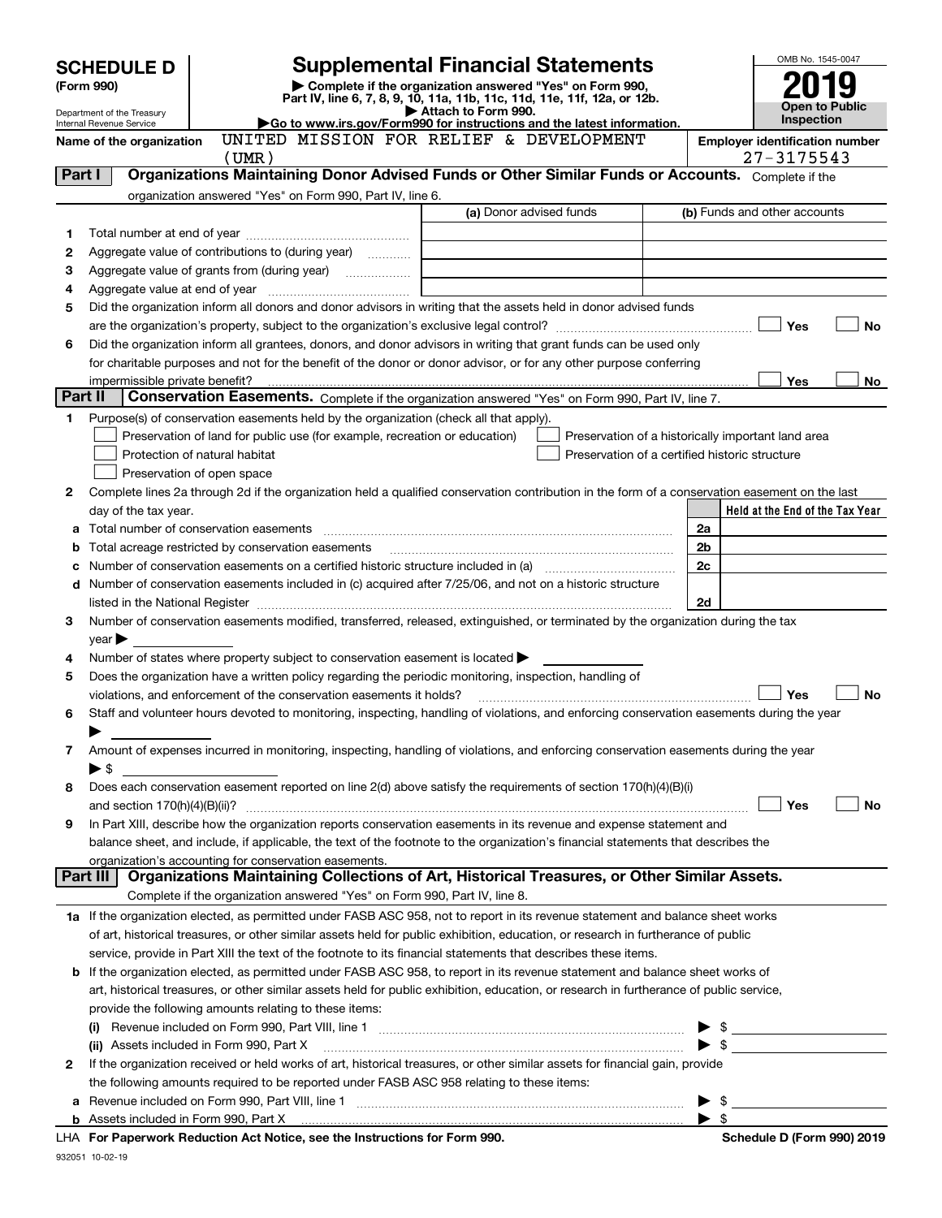# SCHEDULE D (Form 990)

Department of the Treasury
Internal Revenue Service

## Supplemental Financial Statements

▶ Complete if the organization answered "Yes" on Form 990, Part IV, line 6, 7, 8, 9, 10, 11a, 11b, 11c, 11d, 11e, 11f, 12a, or 12b.
▶ Attach to Form 990.
▶Go to www.irs.gov/Form990 for instructions and the latest information.

OMB No. 1545-0047
**2019**
**Open to Public Inspection**

Name of the organization: UNITED MISSION FOR RELIEF & DEVELOPMENT (UMR)

Employer identification number: 27-3175543

### Part I — Organizations Maintaining Donor Advised Funds or Other Similar Funds or Accounts.
Complete if the organization answered "Yes" on Form 990, Part IV, line 6.

| | | (a) Donor advised funds | (b) Funds and other accounts |
|---|---|---|---|
| 1 | Total number at end of year | | |
| 2 | Aggregate value of contributions to (during year) | | |
| 3 | Aggregate value of grants from (during year) | | |
| 4 | Aggregate value at end of year | | |

5 Did the organization inform all donors and donor advisors in writing that the assets held in donor advised funds are the organization's property, subject to the organization's exclusive legal control? ☐ Yes ☐ No

6 Did the organization inform all grantees, donors, and donor advisors in writing that grant funds can be used only for charitable purposes and not for the benefit of the donor or donor advisor, or for any other purpose conferring impermissible private benefit? ☐ Yes ☐ No

### Part II — Conservation Easements.
Complete if the organization answered "Yes" on Form 990, Part IV, line 7.

1 Purpose(s) of conservation easements held by the organization (check all that apply).
- ☐ Preservation of land for public use (for example, recreation or education)
- ☐ Protection of natural habitat
- ☐ Preservation of open space
- ☐ Preservation of a historically important land area
- ☐ Preservation of a certified historic structure

2 Complete lines 2a through 2d if the organization held a qualified conservation contribution in the form of a conservation easement on the last day of the tax year.

| | | | Held at the End of the Tax Year |
|---|---|---|---|
| a | Total number of conservation easements | 2a | |
| b | Total acreage restricted by conservation easements | 2b | |
| c | Number of conservation easements on a certified historic structure included in (a) | 2c | |
| d | Number of conservation easements included in (c) acquired after 7/25/06, and not on a historic structure listed in the National Register | 2d | |

3 Number of conservation easements modified, transferred, released, extinguished, or terminated by the organization during the tax year ▶

4 Number of states where property subject to conservation easement is located ▶

5 Does the organization have a written policy regarding the periodic monitoring, inspection, handling of violations, and enforcement of the conservation easements it holds? ☐ Yes ☐ No

6 Staff and volunteer hours devoted to monitoring, inspecting, handling of violations, and enforcing conservation easements during the year ▶

7 Amount of expenses incurred in monitoring, inspecting, handling of violations, and enforcing conservation easements during the year ▶ $

8 Does each conservation easement reported on line 2(d) above satisfy the requirements of section 170(h)(4)(B)(i) and section 170(h)(4)(B)(ii)? ☐ Yes ☐ No

9 In Part XIII, describe how the organization reports conservation easements in its revenue and expense statement and balance sheet, and include, if applicable, the text of the footnote to the organization's financial statements that describes the organization's accounting for conservation easements.

### Part III — Organizations Maintaining Collections of Art, Historical Treasures, or Other Similar Assets.
Complete if the organization answered "Yes" on Form 990, Part IV, line 8.

1a If the organization elected, as permitted under FASB ASC 958, not to report in its revenue statement and balance sheet works of art, historical treasures, or other similar assets held for public exhibition, education, or research in furtherance of public service, provide in Part XIII the text of the footnote to its financial statements that describes these items.

b If the organization elected, as permitted under FASB ASC 958, to report in its revenue statement and balance sheet works of art, historical treasures, or other similar assets held for public exhibition, education, or research in furtherance of public service, provide the following amounts relating to these items:

(i) Revenue included on Form 990, Part VIII, line 1 ▶ $

(ii) Assets included in Form 990, Part X ▶ $

2 If the organization received or held works of art, historical treasures, or other similar assets for financial gain, provide the following amounts required to be reported under FASB ASC 958 relating to these items:

a Revenue included on Form 990, Part VIII, line 1 ▶ $

b Assets included in Form 990, Part X ▶ $

LHA For Paperwork Reduction Act Notice, see the Instructions for Form 990. Schedule D (Form 990) 2019

932051 10-02-19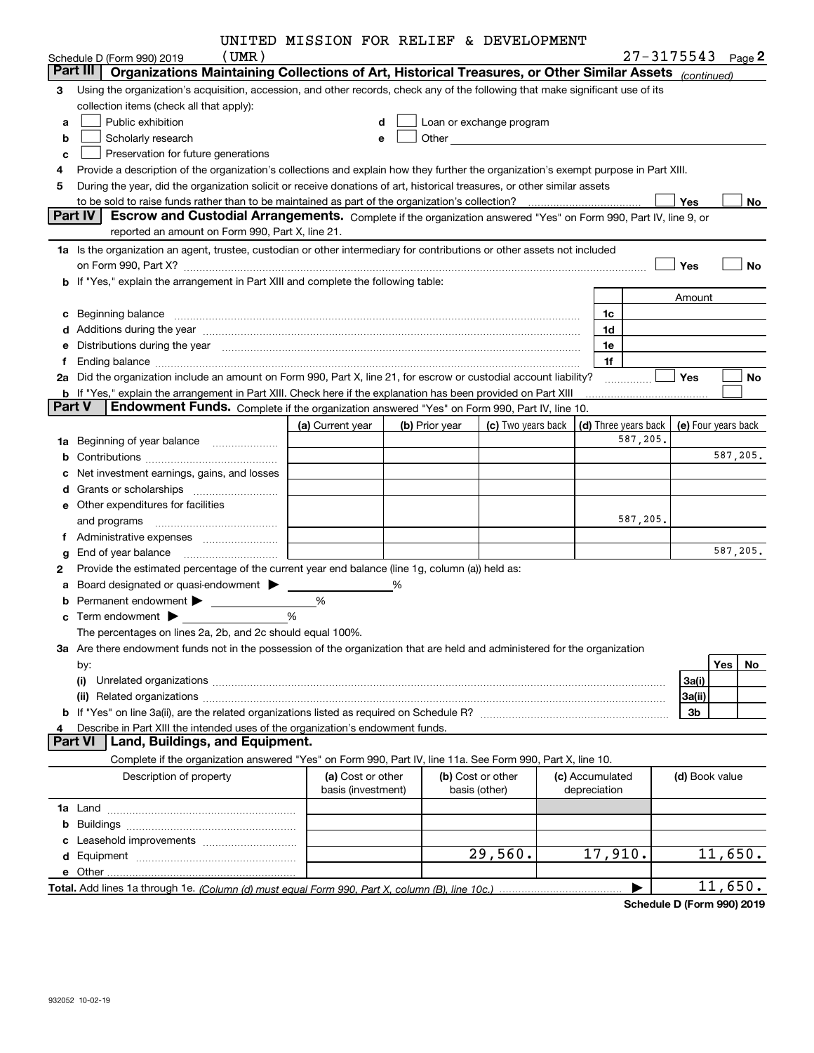UNITED MISSION FOR RELIEF & DEVELOPMENT

Schedule D (Form 990) 2019 (UMR) 27-3175543 Page 2

**Part III | Organizations Maintaining Collections of Art, Historical Treasures, or Other Similar Assets** *(continued)*

3 Using the organization's acquisition, accession, and other records, check any of the following that make significant use of its collection items (check all that apply):

a ☐ Public exhibition
b ☐ Scholarly research
c ☐ Preservation for future generations
d ☐ Loan or exchange program
e ☐ Other

4 Provide a description of the organization's collections and explain how they further the organization's exempt purpose in Part XIII.

5 During the year, did the organization solicit or receive donations of art, historical treasures, or other similar assets to be sold to raise funds rather than to be maintained as part of the organization's collection? ☐ Yes ☐ No

**Part IV | Escrow and Custodial Arrangements.** Complete if the organization answered "Yes" on Form 990, Part IV, line 9, or reported an amount on Form 990, Part X, line 21.

1a Is the organization an agent, trustee, custodian or other intermediary for contributions or other assets not included on Form 990, Part X? ☐ Yes ☐ No

b If "Yes," explain the arrangement in Part XIII and complete the following table:

| | | Amount |
|---|---|---|
| c Beginning balance | 1c | |
| d Additions during the year | 1d | |
| e Distributions during the year | 1e | |
| f Ending balance | 1f | |

2a Did the organization include an amount on Form 990, Part X, line 21, for escrow or custodial account liability? ☐ Yes ☐ No

b If "Yes," explain the arrangement in Part XIII. Check here if the explanation has been provided on Part XIII ☐

**Part V | Endowment Funds.** Complete if the organization answered "Yes" on Form 990, Part IV, line 10.

| | (a) Current year | (b) Prior year | (c) Two years back | (d) Three years back | (e) Four years back |
|---|---|---|---|---|---|
| 1a Beginning of year balance | | | | 587,205. | |
| b Contributions | | | | | 587,205. |
| c Net investment earnings, gains, and losses | | | | | |
| d Grants or scholarships | | | | | |
| e Other expenditures for facilities and programs | | | | 587,205. | |
| f Administrative expenses | | | | | |
| g End of year balance | | | | | 587,205. |

2 Provide the estimated percentage of the current year end balance (line 1g, column (a)) held as:

a Board designated or quasi-endowment ▶ %
b Permanent endowment ▶ %
c Term endowment ▶ %

The percentages on lines 2a, 2b, and 2c should equal 100%.

3a Are there endowment funds not in the possession of the organization that are held and administered for the organization by:

| | | Yes | No |
|---|---|---|---|
| (i) Unrelated organizations | 3a(i) | | |
| (ii) Related organizations | 3a(ii) | | |
| b If "Yes" on line 3a(ii), are the related organizations listed as required on Schedule R? | 3b | | |

4 Describe in Part XIII the intended uses of the organization's endowment funds.

**Part VI | Land, Buildings, and Equipment.**

Complete if the organization answered "Yes" on Form 990, Part IV, line 11a. See Form 990, Part X, line 10.

| Description of property | (a) Cost or other basis (investment) | (b) Cost or other basis (other) | (c) Accumulated depreciation | (d) Book value |
|---|---|---|---|---|
| 1a Land | | | | |
| b Buildings | | | | |
| c Leasehold improvements | | | | |
| d Equipment | | 29,560. | 17,910. | 11,650. |
| e Other | | | | |

**Total.** Add lines 1a through 1e. *(Column (d) must equal Form 990, Part X, column (B), line 10c.)* ▶ 11,650.

**Schedule D (Form 990) 2019**

932052 10-02-19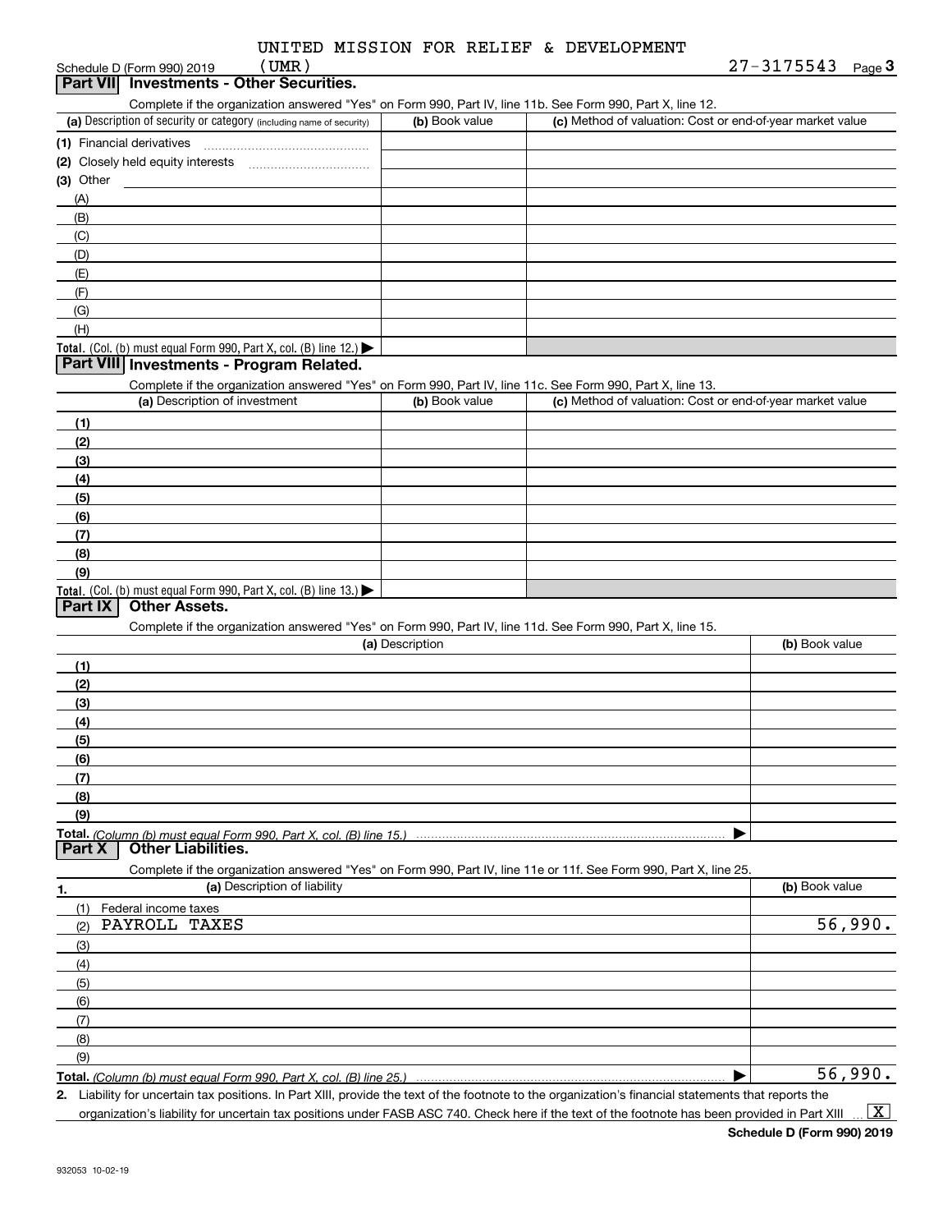UNITED MISSION FOR RELIEF & DEVELOPMENT

Schedule D (Form 990) 2019 (UMR) 27-3175543 Page 3

## Part VII Investments - Other Securities.

Complete if the organization answered "Yes" on Form 990, Part IV, line 11b. See Form 990, Part X, line 12.

| (a) Description of security or category (including name of security) | (b) Book value | (c) Method of valuation: Cost or end-of-year market value |
|---|---|---|
| (1) Financial derivatives | | |
| (2) Closely held equity interests | | |
| (3) Other | | |
| (A) | | |
| (B) | | |
| (C) | | |
| (D) | | |
| (E) | | |
| (F) | | |
| (G) | | |
| (H) | | |
| **Total.** (Col. (b) must equal Form 990, Part X, col. (B) line 12.) ▶ | | |

## Part VIII Investments - Program Related.

Complete if the organization answered "Yes" on Form 990, Part IV, line 11c. See Form 990, Part X, line 13.

| (a) Description of investment | (b) Book value | (c) Method of valuation: Cost or end-of-year market value |
|---|---|---|
| (1) | | |
| (2) | | |
| (3) | | |
| (4) | | |
| (5) | | |
| (6) | | |
| (7) | | |
| (8) | | |
| (9) | | |
| **Total.** (Col. (b) must equal Form 990, Part X, col. (B) line 13.) ▶ | | |

## Part IX Other Assets.

Complete if the organization answered "Yes" on Form 990, Part IV, line 11d. See Form 990, Part X, line 15.

| (a) Description | (b) Book value |
|---|---|
| (1) | |
| (2) | |
| (3) | |
| (4) | |
| (5) | |
| (6) | |
| (7) | |
| (8) | |
| (9) | |
| **Total.** *(Column (b) must equal Form 990, Part X, col. (B) line 15.)* ▶ | |

## Part X Other Liabilities.

Complete if the organization answered "Yes" on Form 990, Part IV, line 11e or 11f. See Form 990, Part X, line 25.

| 1. (a) Description of liability | (b) Book value |
|---|---|
| (1) Federal income taxes | |
| (2) PAYROLL TAXES | 56,990. |
| (3) | |
| (4) | |
| (5) | |
| (6) | |
| (7) | |
| (8) | |
| (9) | |
| **Total.** *(Column (b) must equal Form 990, Part X, col. (B) line 25.)* ▶ | 56,990. |

2. Liability for uncertain tax positions. In Part XIII, provide the text of the footnote to the organization's financial statements that reports the organization's liability for uncertain tax positions under FASB ASC 740. Check here if the text of the footnote has been provided in Part XIII ... [X]

Schedule D (Form 990) 2019

932053 10-02-19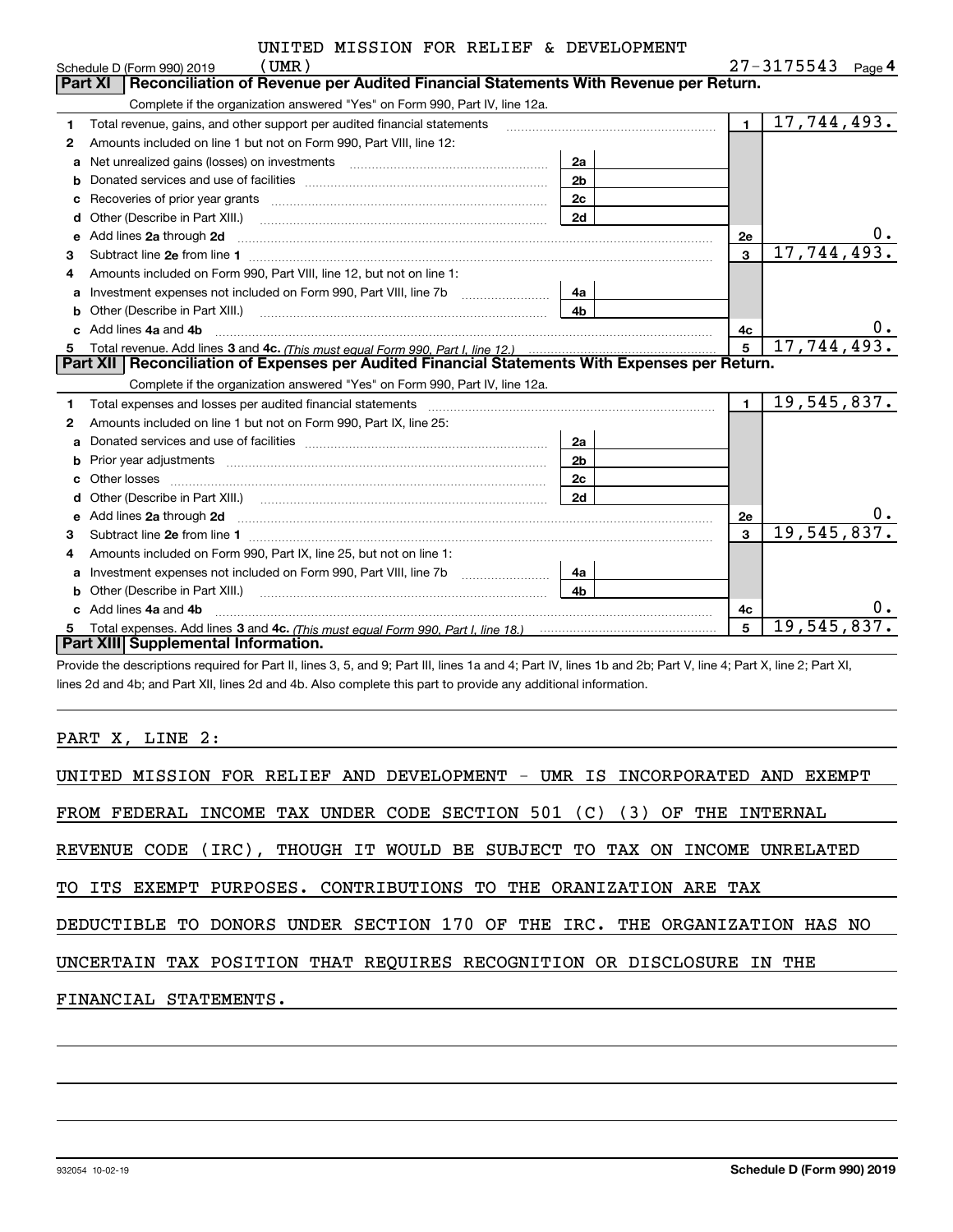UNITED MISSION FOR RELIEF & DEVELOPMENT (UMR)

Schedule D (Form 990) 2019 — 27-3175543 — Page 4

## Part XI Reconciliation of Revenue per Audited Financial Statements With Revenue per Return.

Complete if the organization answered "Yes" on Form 990, Part IV, line 12a.

| | | | | | |
|---|---|---|---|---|---|
| 1 | Total revenue, gains, and other support per audited financial statements | | | 1 | 17,744,493. |
| 2 | Amounts included on line 1 but not on Form 990, Part VIII, line 12: | | | | |
| a | Net unrealized gains (losses) on investments | 2a | | | |
| b | Donated services and use of facilities | 2b | | | |
| c | Recoveries of prior year grants | 2c | | | |
| d | Other (Describe in Part XIII.) | 2d | | | |
| e | Add lines **2a** through **2d** | | | 2e | 0. |
| 3 | Subtract line **2e** from line **1** | | | 3 | 17,744,493. |
| 4 | Amounts included on Form 990, Part VIII, line 12, but not on line 1: | | | | |
| a | Investment expenses not included on Form 990, Part VIII, line 7b | 4a | | | |
| b | Other (Describe in Part XIII.) | 4b | | | |
| c | Add lines **4a** and **4b** | | | 4c | 0. |
| 5 | Total revenue. Add lines **3** and **4c.** *(This must equal Form 990, Part I, line 12.)* | | | 5 | 17,744,493. |

## Part XII Reconciliation of Expenses per Audited Financial Statements With Expenses per Return.

Complete if the organization answered "Yes" on Form 990, Part IV, line 12a.

| | | | | | |
|---|---|---|---|---|---|
| 1 | Total expenses and losses per audited financial statements | | | 1 | 19,545,837. |
| 2 | Amounts included on line 1 but not on Form 990, Part IX, line 25: | | | | |
| a | Donated services and use of facilities | 2a | | | |
| b | Prior year adjustments | 2b | | | |
| c | Other losses | 2c | | | |
| d | Other (Describe in Part XIII.) | 2d | | | |
| e | Add lines **2a** through **2d** | | | 2e | 0. |
| 3 | Subtract line **2e** from line **1** | | | 3 | 19,545,837. |
| 4 | Amounts included on Form 990, Part IX, line 25, but not on line 1: | | | | |
| a | Investment expenses not included on Form 990, Part VIII, line 7b | 4a | | | |
| b | Other (Describe in Part XIII.) | 4b | | | |
| c | Add lines **4a** and **4b** | | | 4c | 0. |
| 5 | Total expenses. Add lines **3** and **4c.** *(This must equal Form 990, Part I, line 18.)* | | | 5 | 19,545,837. |

## Part XIII Supplemental Information.

Provide the descriptions required for Part II, lines 3, 5, and 9; Part III, lines 1a and 4; Part IV, lines 1b and 2b; Part V, line 4; Part X, line 2; Part XI, lines 2d and 4b; and Part XII, lines 2d and 4b. Also complete this part to provide any additional information.

PART X, LINE 2:

UNITED MISSION FOR RELIEF AND DEVELOPMENT - UMR IS INCORPORATED AND EXEMPT FROM FEDERAL INCOME TAX UNDER CODE SECTION 501 (C) (3) OF THE INTERNAL REVENUE CODE (IRC), THOUGH IT WOULD BE SUBJECT TO TAX ON INCOME UNRELATED TO ITS EXEMPT PURPOSES. CONTRIBUTIONS TO THE ORANIZATION ARE TAX DEDUCTIBLE TO DONORS UNDER SECTION 170 OF THE IRC. THE ORGANIZATION HAS NO UNCERTAIN TAX POSITION THAT REQUIRES RECOGNITION OR DISCLOSURE IN THE FINANCIAL STATEMENTS.

932054 10-02-19 — Schedule D (Form 990) 2019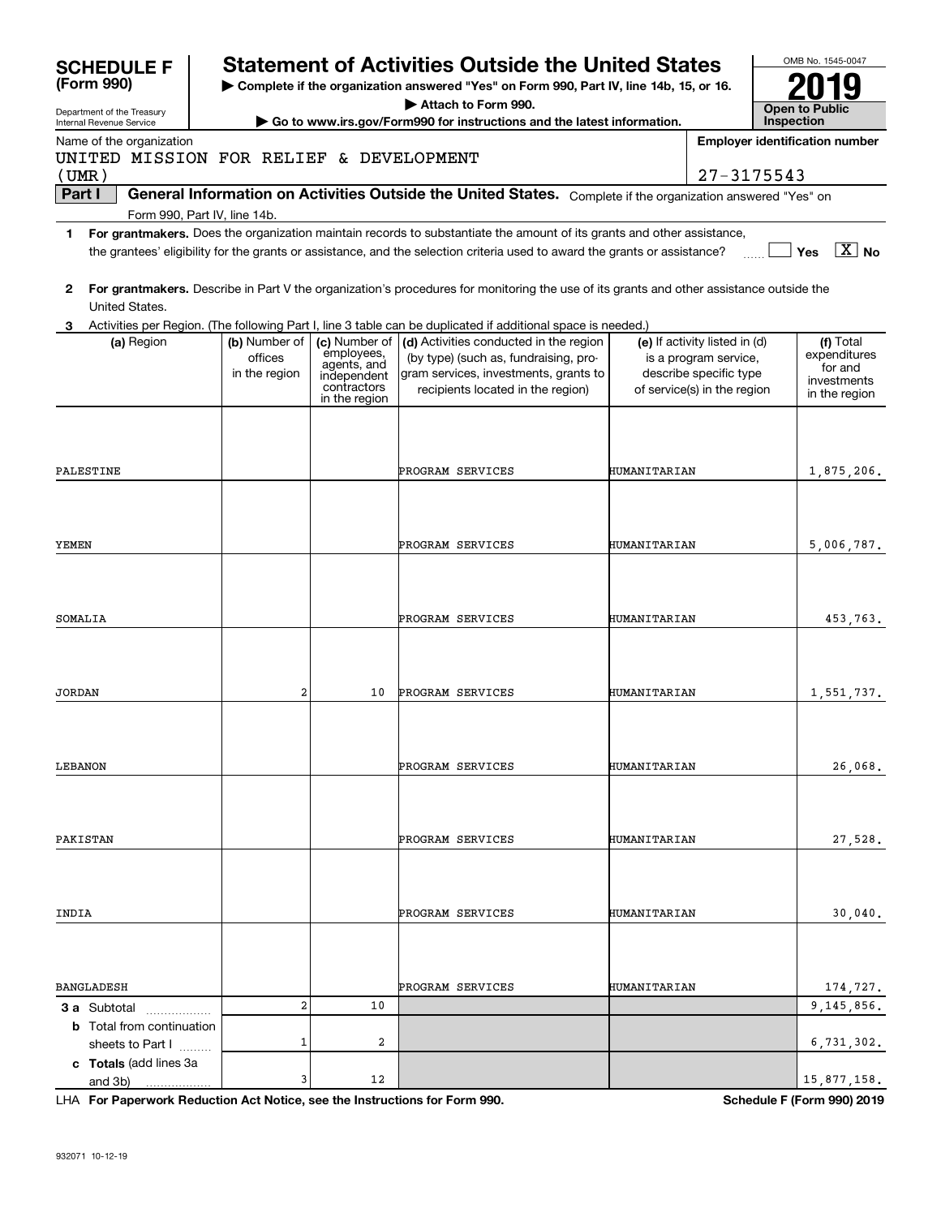**SCHEDULE F (Form 990)**

Department of the Treasury
Internal Revenue Service

# Statement of Activities Outside the United States

▶ Complete if the organization answered "Yes" on Form 990, Part IV, line 14b, 15, or 16.
▶ Attach to Form 990.
▶ Go to www.irs.gov/Form990 for instructions and the latest information.

OMB No. 1545-0047
**2019**
**Open to Public Inspection**

Name of the organization: UNITED MISSION FOR RELIEF & DEVELOPMENT (UMR)

Employer identification number: 27-3175543

**Part I** **General Information on Activities Outside the United States.** Complete if the organization answered "Yes" on Form 990, Part IV, line 14b.

**1** **For grantmakers.** Does the organization maintain records to substantiate the amount of its grants and other assistance, the grantees' eligibility for the grants or assistance, and the selection criteria used to award the grants or assistance? ☐ Yes ☒ No

**2** **For grantmakers.** Describe in Part V the organization's procedures for monitoring the use of its grants and other assistance outside the United States.

**3** Activities per Region. (The following Part I, line 3 table can be duplicated if additional space is needed.)

| (a) Region | (b) Number of offices in the region | (c) Number of employees, agents, and independent contractors in the region | (d) Activities conducted in the region (by type) (such as, fundraising, program services, investments, grants to recipients located in the region) | (e) If activity listed in (d) is a program service, describe specific type of service(s) in the region | (f) Total expenditures for and investments in the region |
|---|---|---|---|---|---|
| PALESTINE | | | PROGRAM SERVICES | HUMANITARIAN | 1,875,206. |
| YEMEN | | | PROGRAM SERVICES | HUMANITARIAN | 5,006,787. |
| SOMALIA | | | PROGRAM SERVICES | HUMANITARIAN | 453,763. |
| JORDAN | 2 | 10 | PROGRAM SERVICES | HUMANITARIAN | 1,551,737. |
| LEBANON | | | PROGRAM SERVICES | HUMANITARIAN | 26,068. |
| PAKISTAN | | | PROGRAM SERVICES | HUMANITARIAN | 27,528. |
| INDIA | | | PROGRAM SERVICES | HUMANITARIAN | 30,040. |
| BANGLADESH | | | PROGRAM SERVICES | HUMANITARIAN | 174,727. |
| **3 a** Subtotal | 2 | 10 | | | 9,145,856. |
| **b** Total from continuation sheets to Part I | 1 | 2 | | | 6,731,302. |
| **c Totals** (add lines 3a and 3b) | 3 | 12 | | | 15,877,158. |

LHA **For Paperwork Reduction Act Notice, see the Instructions for Form 990.** **Schedule F (Form 990) 2019**

932071 10-12-19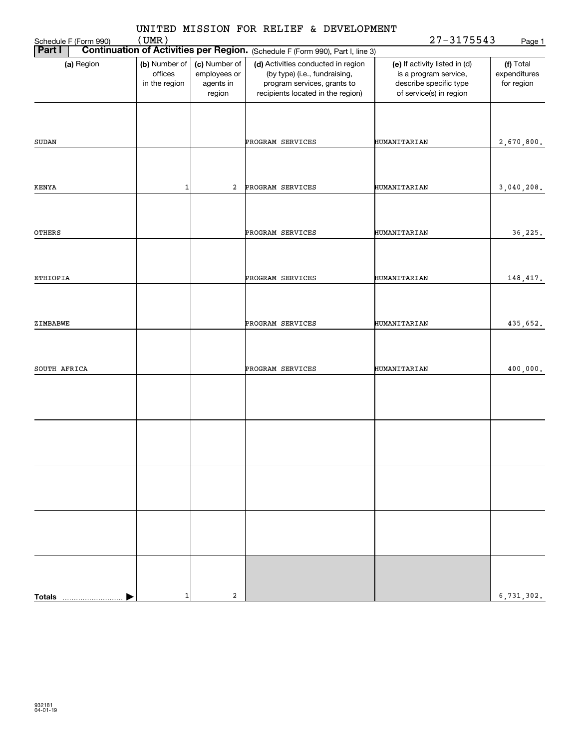UNITED MISSION FOR RELIEF & DEVELOPMENT (UMR)

Schedule F (Form 990)

27-3175543

## Part I Continuation of Activities per Region. (Schedule F (Form 990), Part I, line 3)

| (a) Region | (b) Number of offices in the region | (c) Number of employees or agents in region | (d) Activities conducted in region (by type) (i.e., fundraising, program services, grants to recipients located in the region) | (e) If activity listed in (d) is a program service, describe specific type of service(s) in region | (f) Total expenditures for region |
|---|---|---|---|---|---|
| SUDAN | | | PROGRAM SERVICES | HUMANITARIAN | 2,670,800. |
| KENYA | 1 | 2 | PROGRAM SERVICES | HUMANITARIAN | 3,040,208. |
| OTHERS | | | PROGRAM SERVICES | HUMANITARIAN | 36,225. |
| ETHIOPIA | | | PROGRAM SERVICES | HUMANITARIAN | 148,417. |
| ZIMBABWE | | | PROGRAM SERVICES | HUMANITARIAN | 435,652. |
| SOUTH AFRICA | | | PROGRAM SERVICES | HUMANITARIAN | 400,000. |
| | | | | | |
| | | | | | |
| | | | | | |
| | | | | | |
| **Totals** | 1 | 2 | | | 6,731,302. |

932181 04-01-19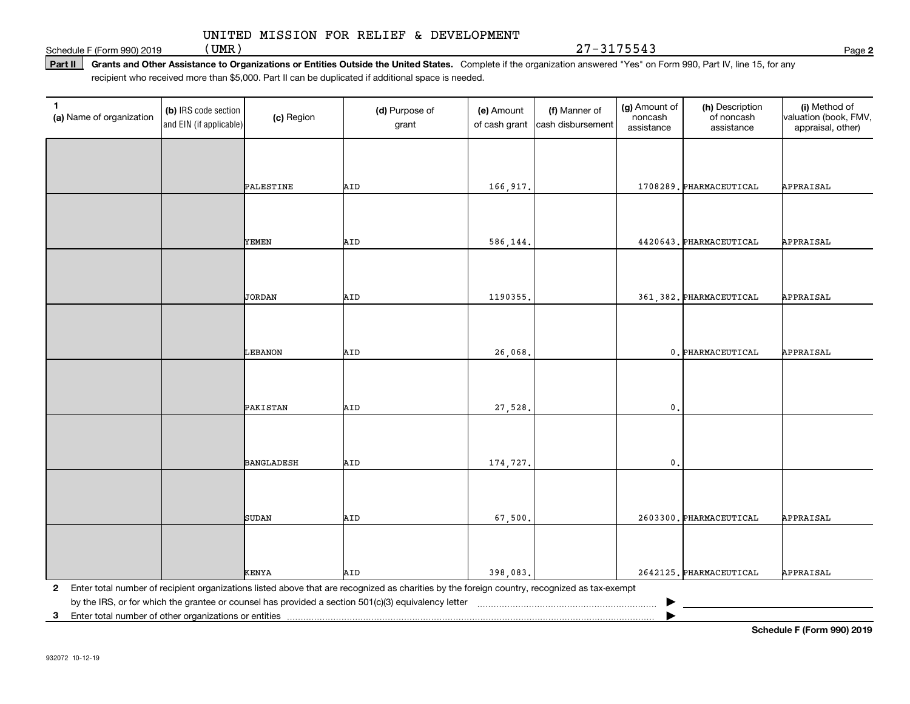UNITED MISSION FOR RELIEF & DEVELOPMENT (UMR) 27-3175543

Schedule F (Form 990) 2019

**Part II** **Grants and Other Assistance to Organizations or Entities Outside the United States.** Complete if the organization answered "Yes" on Form 990, Part IV, line 15, for any recipient who received more than $5,000. Part II can be duplicated if additional space is needed.

| 1 (a) Name of organization | (b) IRS code section and EIN (if applicable) | (c) Region | (d) Purpose of grant | (e) Amount of cash grant | (f) Manner of cash disbursement | (g) Amount of noncash assistance | (h) Description of noncash assistance | (i) Method of valuation (book, FMV, appraisal, other) |
|---|---|---|---|---|---|---|---|---|
| | | PALESTINE | AID | 166,917. | | 1708289. | PHARMACEUTICAL | APPRAISAL |
| | | YEMEN | AID | 586,144. | | 4420643. | PHARMACEUTICAL | APPRAISAL |
| | | JORDAN | AID | 1190355. | | 361,382. | PHARMACEUTICAL | APPRAISAL |
| | | LEBANON | AID | 26,068. | | 0. | PHARMACEUTICAL | APPRAISAL |
| | | PAKISTAN | AID | 27,528. | | 0. | | |
| | | BANGLADESH | AID | 174,727. | | 0. | | |
| | | SUDAN | AID | 67,500. | | 2603300. | PHARMACEUTICAL | APPRAISAL |
| | | KENYA | AID | 398,083. | | 2642125. | PHARMACEUTICAL | APPRAISAL |

**2** Enter total number of recipient organizations listed above that are recognized as charities by the foreign country, recognized as tax-exempt by the IRS, or for which the grantee or counsel has provided a section 501(c)(3) equivalency letter ▶

**3** Enter total number of other organizations or entities ▶

**Schedule F (Form 990) 2019**

932072 10-12-19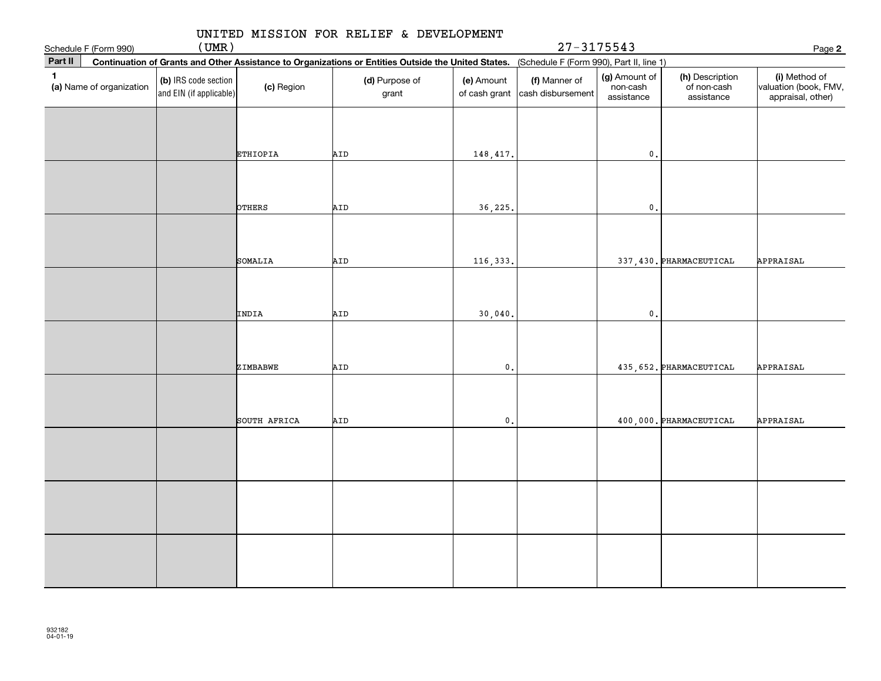UNITED MISSION FOR RELIEF & DEVELOPMENT (UMR)

Schedule F (Form 990) 27-3175543 Page **2**

**Part II** **Continuation of Grants and Other Assistance to Organizations or Entities Outside the United States.** (Schedule F (Form 990), Part II, line 1)

| 1 (a) Name of organization | (b) IRS code section and EIN (if applicable) | (c) Region | (d) Purpose of grant | (e) Amount of cash grant | (f) Manner of cash disbursement | (g) Amount of non-cash assistance | (h) Description of non-cash assistance | (i) Method of valuation (book, FMV, appraisal, other) |
|---|---|---|---|---|---|---|---|---|
| | | ETHIOPIA | AID | 148,417. | | 0. | | |
| | | OTHERS | AID | 36,225. | | 0. | | |
| | | SOMALIA | AID | 116,333. | | 337,430. | PHARMACEUTICAL | APPRAISAL |
| | | INDIA | AID | 30,040. | | 0. | | |
| | | ZIMBABWE | AID | 0. | | 435,652. | PHARMACEUTICAL | APPRAISAL |
| | | SOUTH AFRICA | AID | 0. | | 400,000. | PHARMACEUTICAL | APPRAISAL |
| | | | | | | | | |
| | | | | | | | | |
| | | | | | | | | |

932182 04-01-19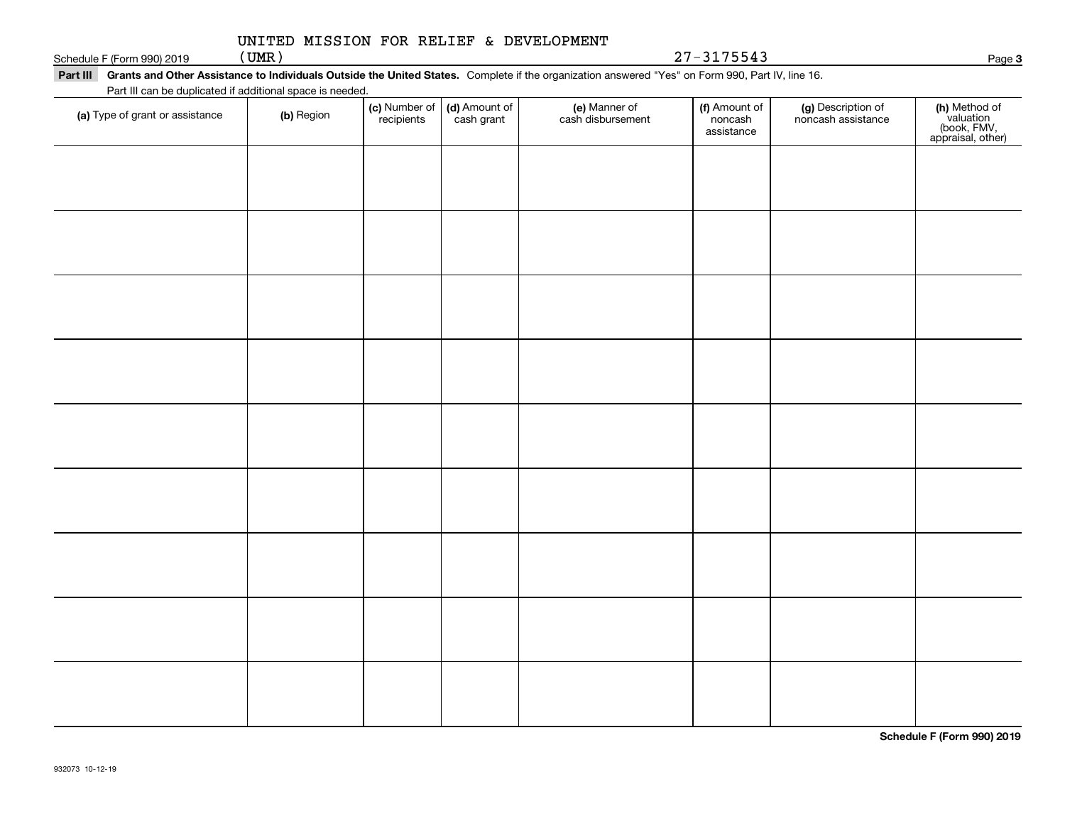UNITED MISSION FOR RELIEF & DEVELOPMENT (UMR) 27-3175543

Schedule F (Form 990) 2019

**Part III Grants and Other Assistance to Individuals Outside the United States.** Complete if the organization answered "Yes" on Form 990, Part IV, line 16.

Part III can be duplicated if additional space is needed.

| (a) Type of grant or assistance | (b) Region | (c) Number of recipients | (d) Amount of cash grant | (e) Manner of cash disbursement | (f) Amount of noncash assistance | (g) Description of noncash assistance | (h) Method of valuation (book, FMV, appraisal, other) |
|---|---|---|---|---|---|---|---|
| | | | | | | | |
| | | | | | | | |
| | | | | | | | |
| | | | | | | | |
| | | | | | | | |
| | | | | | | | |
| | | | | | | | |
| | | | | | | | |
| | | | | | | | |

**Schedule F (Form 990) 2019**

932073 10-12-19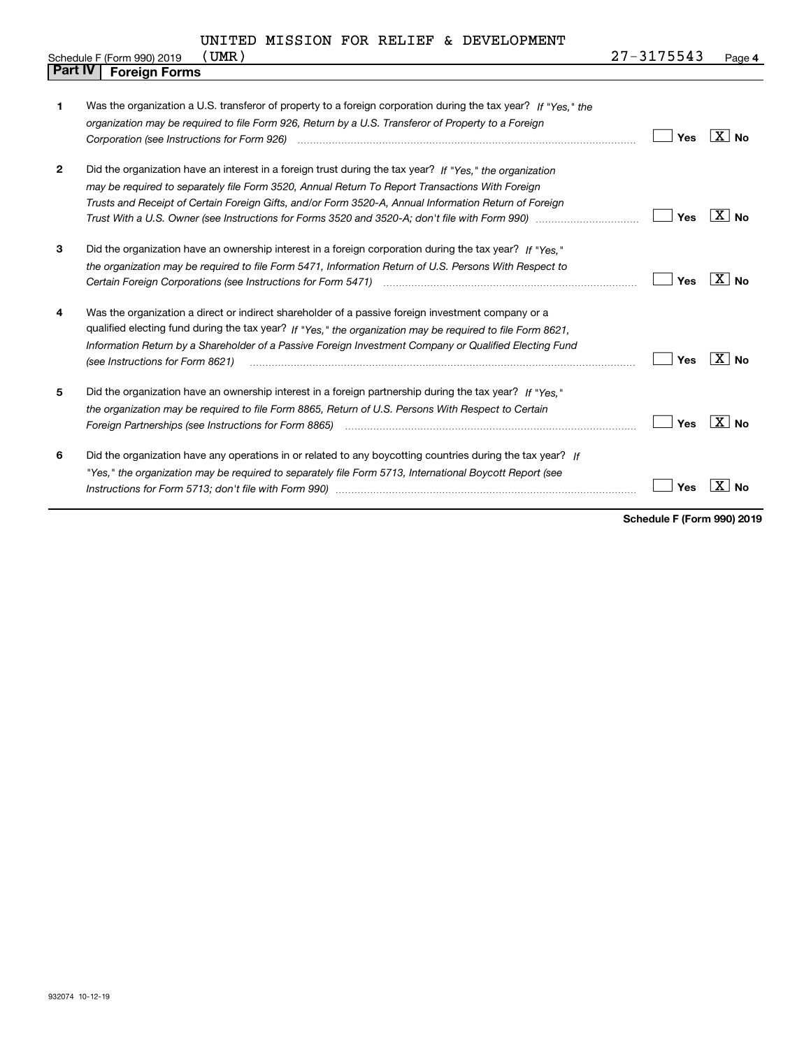UNITED MISSION FOR RELIEF & DEVELOPMENT

Schedule F (Form 990) 2019 (UMR) 27-3175543 Page 4

## Part IV Foreign Forms

| | | | |
|---|---|---|---|
| 1 | Was the organization a U.S. transferor of property to a foreign corporation during the tax year? *If "Yes," the organization may be required to file Form 926, Return by a U.S. Transferor of Property to a Foreign Corporation (see Instructions for Form 926)* | Yes | [X] No |
| 2 | Did the organization have an interest in a foreign trust during the tax year? *If "Yes," the organization may be required to separately file Form 3520, Annual Return To Report Transactions With Foreign Trusts and Receipt of Certain Foreign Gifts, and/or Form 3520-A, Annual Information Return of Foreign Trust With a U.S. Owner (see Instructions for Forms 3520 and 3520-A; don't file with Form 990)* | Yes | [X] No |
| 3 | Did the organization have an ownership interest in a foreign corporation during the tax year? *If "Yes," the organization may be required to file Form 5471, Information Return of U.S. Persons With Respect to Certain Foreign Corporations (see Instructions for Form 5471)* | Yes | [X] No |
| 4 | Was the organization a direct or indirect shareholder of a passive foreign investment company or a qualified electing fund during the tax year? *If "Yes," the organization may be required to file Form 8621, Information Return by a Shareholder of a Passive Foreign Investment Company or Qualified Electing Fund (see Instructions for Form 8621)* | Yes | [X] No |
| 5 | Did the organization have an ownership interest in a foreign partnership during the tax year? *If "Yes," the organization may be required to file Form 8865, Return of U.S. Persons With Respect to Certain Foreign Partnerships (see Instructions for Form 8865)* | Yes | [X] No |
| 6 | Did the organization have any operations in or related to any boycotting countries during the tax year? *If "Yes," the organization may be required to separately file Form 5713, International Boycott Report (see Instructions for Form 5713; don't file with Form 990)* | Yes | [X] No |

**Schedule F (Form 990) 2019**

932074 10-12-19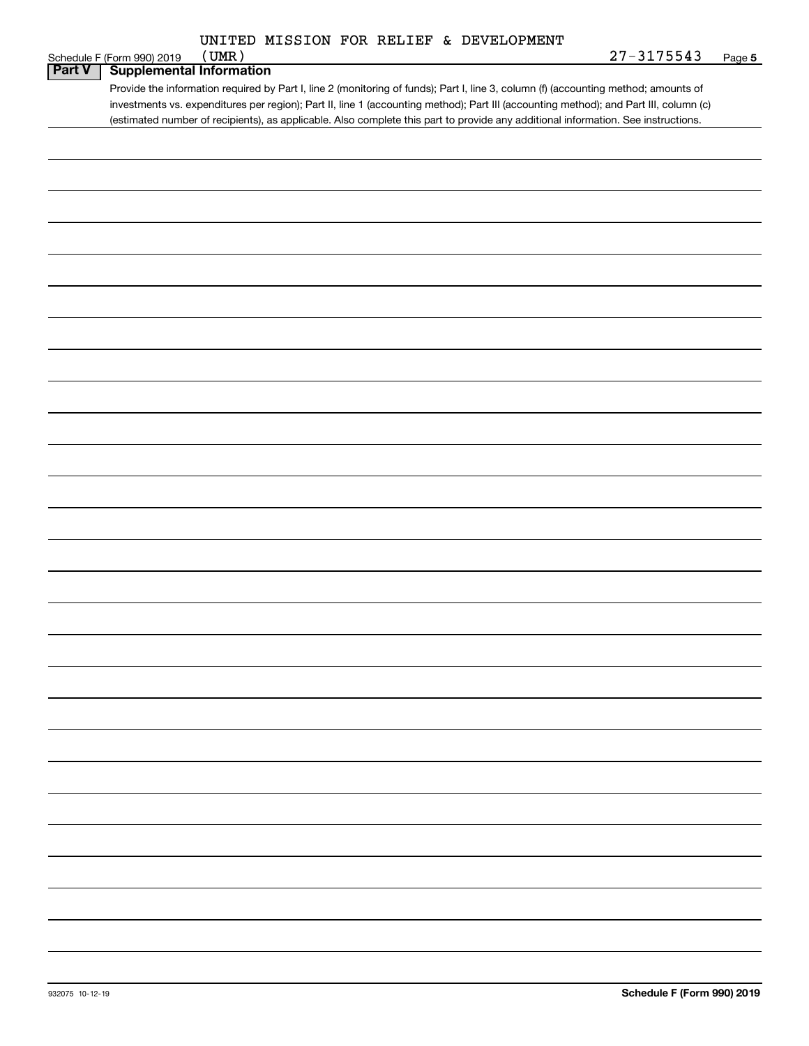UNITED MISSION FOR RELIEF & DEVELOPMENT

Schedule F (Form 990) 2019 (UMR) 27-3175543 Page 5

## Part V Supplemental Information

Provide the information required by Part I, line 2 (monitoring of funds); Part I, line 3, column (f) (accounting method; amounts of investments vs. expenditures per region); Part II, line 1 (accounting method); Part III (accounting method); and Part III, column (c) (estimated number of recipients), as applicable. Also complete this part to provide any additional information. See instructions.

932075 10-12-19 Schedule F (Form 990) 2019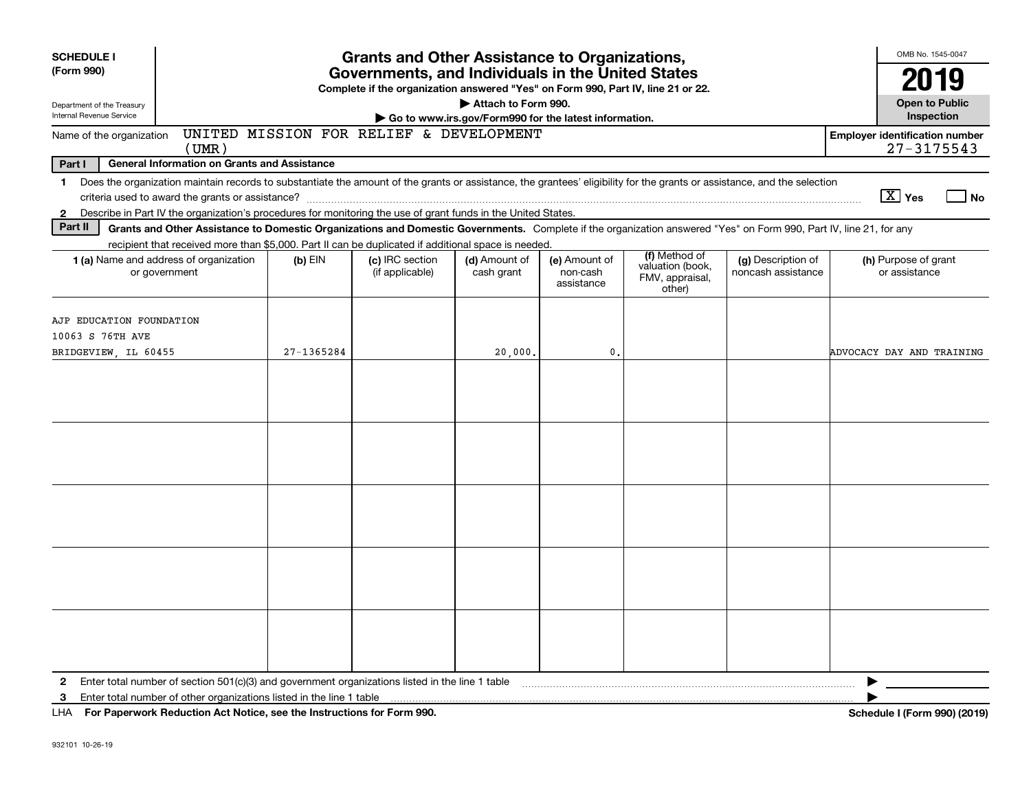**SCHEDULE I**
**(Form 990)**

Department of the Treasury
Internal Revenue Service

# Grants and Other Assistance to Organizations, Governments, and Individuals in the United States

**Complete if the organization answered "Yes" on Form 990, Part IV, line 21 or 22.**
**▶ Attach to Form 990.**
**▶ Go to www.irs.gov/Form990 for the latest information.**

OMB No. 1545-0047
**2019**
**Open to Public Inspection**

Name of the organization: UNITED MISSION FOR RELIEF & DEVELOPMENT (UMR)

**Employer identification number** 27-3175543

**Part I — General Information on Grants and Assistance**

1 Does the organization maintain records to substantiate the amount of the grants or assistance, the grantees' eligibility for the grants or assistance, and the selection criteria used to award the grants or assistance? [X] Yes [ ] No

2 Describe in Part IV the organization's procedures for monitoring the use of grant funds in the United States.

**Part II — Grants and Other Assistance to Domestic Organizations and Domestic Governments.** Complete if the organization answered "Yes" on Form 990, Part IV, line 21, for any recipient that received more than $5,000. Part II can be duplicated if additional space is needed.

| 1 (a) Name and address of organization or government | (b) EIN | (c) IRC section (if applicable) | (d) Amount of cash grant | (e) Amount of non-cash assistance | (f) Method of valuation (book, FMV, appraisal, other) | (g) Description of noncash assistance | (h) Purpose of grant or assistance |
|---|---|---|---|---|---|---|---|
| AJP EDUCATION FOUNDATION<br>10063 S 76TH AVE<br>BRIDGEVIEW, IL 60455 | 27-1365284 | | 20,000. | 0. | | | ADVOCACY DAY AND TRAINING |
| | | | | | | | |
| | | | | | | | |
| | | | | | | | |
| | | | | | | | |
| | | | | | | | |

2 Enter total number of section 501(c)(3) and government organizations listed in the line 1 table ▶

3 Enter total number of other organizations listed in the line 1 table ▶

LHA **For Paperwork Reduction Act Notice, see the Instructions for Form 990.** **Schedule I (Form 990) (2019)**

932101 10-26-19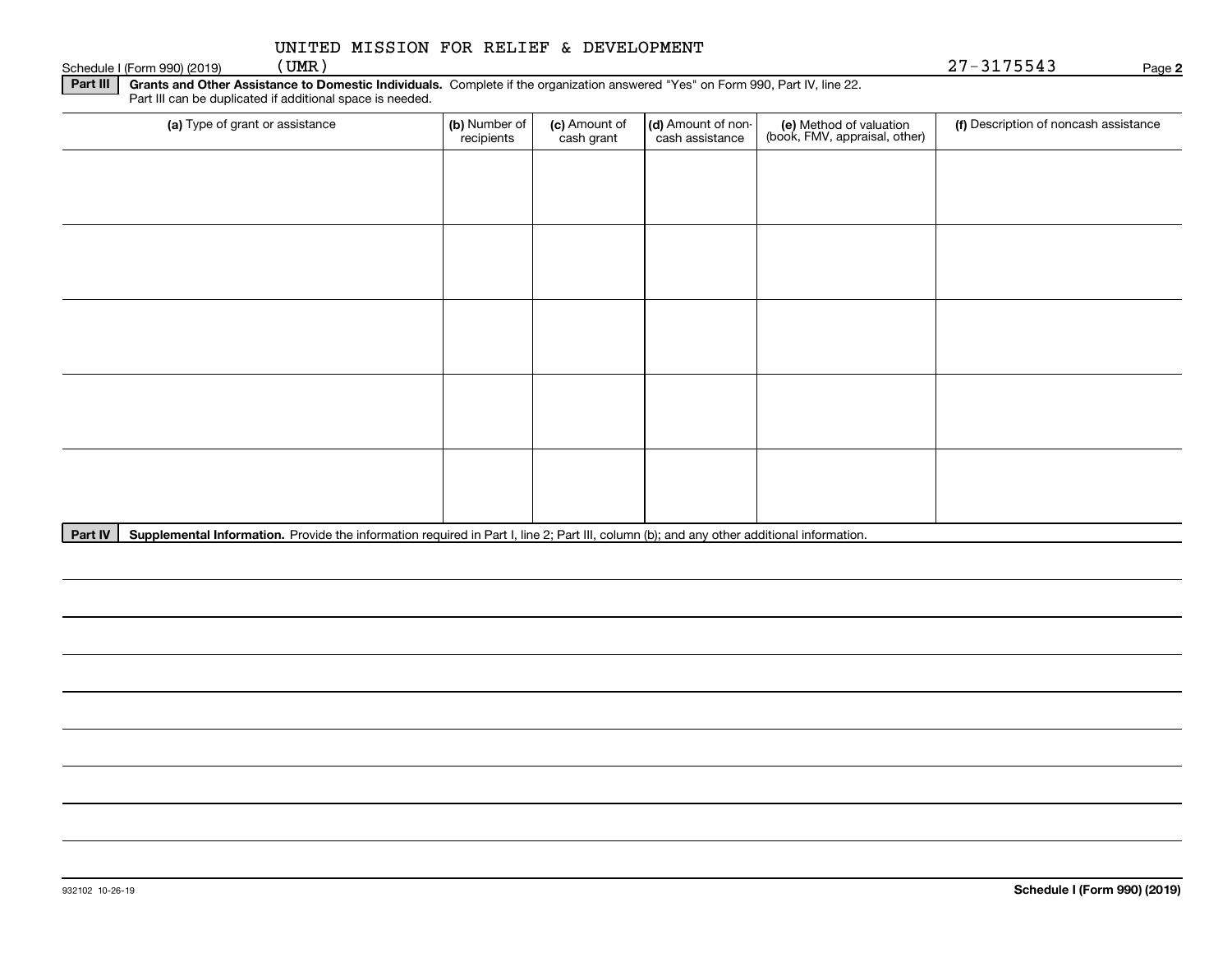UNITED MISSION FOR RELIEF & DEVELOPMENT (UMR)

Schedule I (Form 990) (2019) 27-3175543 Page 2

**Part III** **Grants and Other Assistance to Domestic Individuals.** Complete if the organization answered "Yes" on Form 990, Part IV, line 22. Part III can be duplicated if additional space is needed.

| (a) Type of grant or assistance | (b) Number of recipients | (c) Amount of cash grant | (d) Amount of non-cash assistance | (e) Method of valuation (book, FMV, appraisal, other) | (f) Description of noncash assistance |
|---|---|---|---|---|---|
| | | | | | |
| | | | | | |
| | | | | | |
| | | | | | |
| | | | | | |

**Part IV** **Supplemental Information.** Provide the information required in Part I, line 2; Part III, column (b); and any other additional information.

932102 10-26-19

**Schedule I (Form 990) (2019)**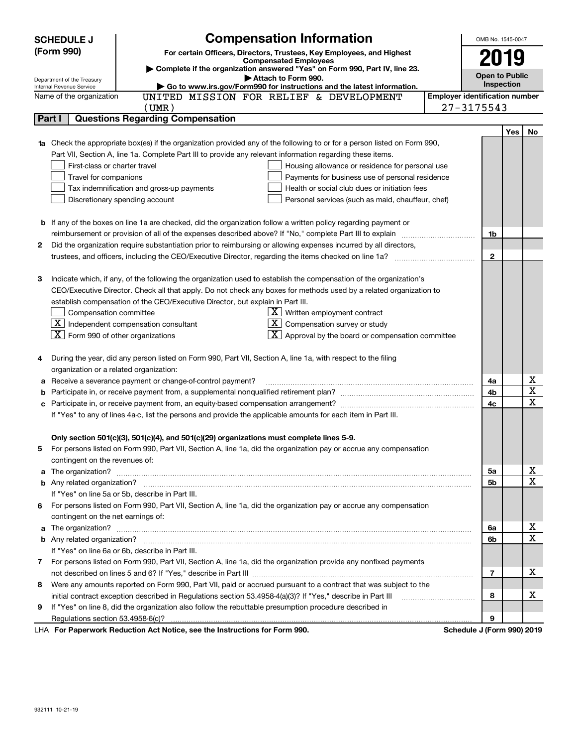**SCHEDULE J (Form 990)**

Department of the Treasury
Internal Revenue Service

# Compensation Information

**For certain Officers, Directors, Trustees, Key Employees, and Highest Compensated Employees**

▶ **Complete if the organization answered "Yes" on Form 990, Part IV, line 23.**

▶ **Attach to Form 990.**

▶ **Go to www.irs.gov/Form990 for instructions and the latest information.**

OMB No. 1545-0047

**2019**

**Open to Public Inspection**

Name of the organization: UNITED MISSION FOR RELIEF & DEVELOPMENT (UMR)

**Employer identification number** 27-3175543

## Part I Questions Regarding Compensation

| | | | Yes | No |
|---|---|---|---|---|
| **1a** | Check the appropriate box(es) if the organization provided any of the following to or for a person listed on Form 990, Part VII, Section A, line 1a. Complete Part III to provide any relevant information regarding these items.<br>☐ First-class or charter travel ☐ Housing allowance or residence for personal use<br>☐ Travel for companions ☐ Payments for business use of personal residence<br>☐ Tax indemnification and gross-up payments ☐ Health or social club dues or initiation fees<br>☐ Discretionary spending account ☐ Personal services (such as maid, chauffeur, chef) | | | |
| **b** | If any of the boxes on line 1a are checked, did the organization follow a written policy regarding payment or reimbursement or provision of all of the expenses described above? If "No," complete Part III to explain | 1b | | |
| **2** | Did the organization require substantiation prior to reimbursing or allowing expenses incurred by all directors, trustees, and officers, including the CEO/Executive Director, regarding the items checked on line 1a? | 2 | | |
| **3** | Indicate which, if any, of the following the organization used to establish the compensation of the organization's CEO/Executive Director. Check all that apply. Do not check any boxes for methods used by a related organization to establish compensation of the CEO/Executive Director, but explain in Part III.<br>☐ Compensation committee ☒ Written employment contract<br>☒ Independent compensation consultant ☒ Compensation survey or study<br>☒ Form 990 of other organizations ☒ Approval by the board or compensation committee | | | |
| **4** | During the year, did any person listed on Form 990, Part VII, Section A, line 1a, with respect to the filing organization or a related organization: | | | |
| **a** | Receive a severance payment or change-of-control payment? | 4a | | X |
| **b** | Participate in, or receive payment from, a supplemental nonqualified retirement plan? | 4b | | X |
| **c** | Participate in, or receive payment from, an equity-based compensation arrangement? | 4c | | X |
| | If "Yes" to any of lines 4a-c, list the persons and provide the applicable amounts for each item in Part III. | | | |
| | **Only section 501(c)(3), 501(c)(4), and 501(c)(29) organizations must complete lines 5-9.** | | | |
| **5** | For persons listed on Form 990, Part VII, Section A, line 1a, did the organization pay or accrue any compensation contingent on the revenues of: | | | |
| **a** | The organization? | 5a | | X |
| **b** | Any related organization? | 5b | | X |
| | If "Yes" on line 5a or 5b, describe in Part III. | | | |
| **6** | For persons listed on Form 990, Part VII, Section A, line 1a, did the organization pay or accrue any compensation contingent on the net earnings of: | | | |
| **a** | The organization? | 6a | | X |
| **b** | Any related organization? | 6b | | X |
| | If "Yes" on line 6a or 6b, describe in Part III. | | | |
| **7** | For persons listed on Form 990, Part VII, Section A, line 1a, did the organization provide any nonfixed payments not described on lines 5 and 6? If "Yes," describe in Part III | 7 | | X |
| **8** | Were any amounts reported on Form 990, Part VII, paid or accrued pursuant to a contract that was subject to the initial contract exception described in Regulations section 53.4958-4(a)(3)? If "Yes," describe in Part III | 8 | | X |
| **9** | If "Yes" on line 8, did the organization also follow the rebuttable presumption procedure described in Regulations section 53.4958-6(c)? | 9 | | |

LHA **For Paperwork Reduction Act Notice, see the Instructions for Form 990.** **Schedule J (Form 990) 2019**

932111 10-21-19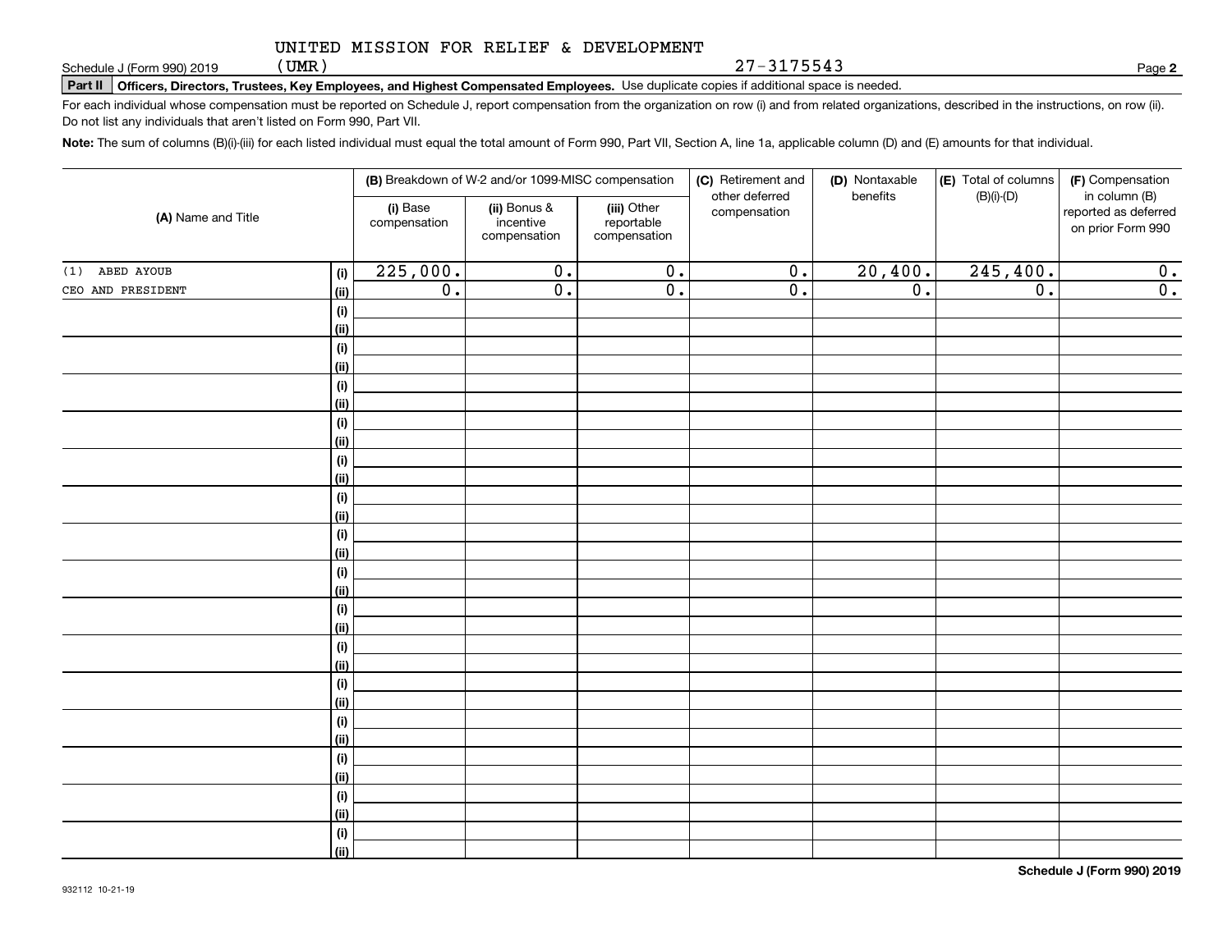UNITED MISSION FOR RELIEF & DEVELOPMENT (UMR)

27-3175543

Schedule J (Form 990) 2019

**Part II** **Officers, Directors, Trustees, Key Employees, and Highest Compensated Employees.** Use duplicate copies if additional space is needed.

For each individual whose compensation must be reported on Schedule J, report compensation from the organization on row (i) and from related organizations, described in the instructions, on row (ii). Do not list any individuals that aren't listed on Form 990, Part VII.

**Note:** The sum of columns (B)(i)-(iii) for each listed individual must equal the total amount of Form 990, Part VII, Section A, line 1a, applicable column (D) and (E) amounts for that individual.

| (A) Name and Title | | (B) Breakdown of W-2 and/or 1099-MISC compensation | | | (C) Retirement and other deferred compensation | (D) Nontaxable benefits | (E) Total of columns (B)(i)-(D) | (F) Compensation in column (B) reported as deferred on prior Form 990 |
|---|---|---|---|---|---|---|---|---|
| | | (i) Base compensation | (ii) Bonus & incentive compensation | (iii) Other reportable compensation | | | | |
| (1) ABED AYOUB | (i) | 225,000. | 0. | 0. | 0. | 20,400. | 245,400. | 0. |
| CEO AND PRESIDENT | (ii) | 0. | 0. | 0. | 0. | 0. | 0. | 0. |
| | (i) | | | | | | | |
| | (ii) | | | | | | | |
| | (i) | | | | | | | |
| | (ii) | | | | | | | |
| | (i) | | | | | | | |
| | (ii) | | | | | | | |
| | (i) | | | | | | | |
| | (ii) | | | | | | | |
| | (i) | | | | | | | |
| | (ii) | | | | | | | |
| | (i) | | | | | | | |
| | (ii) | | | | | | | |
| | (i) | | | | | | | |
| | (ii) | | | | | | | |
| | (i) | | | | | | | |
| | (ii) | | | | | | | |
| | (i) | | | | | | | |
| | (ii) | | | | | | | |
| | (i) | | | | | | | |
| | (ii) | | | | | | | |
| | (i) | | | | | | | |
| | (ii) | | | | | | | |
| | (i) | | | | | | | |
| | (ii) | | | | | | | |
| | (i) | | | | | | | |
| | (ii) | | | | | | | |
| | (i) | | | | | | | |
| | (ii) | | | | | | | |
| | (i) | | | | | | | |
| | (ii) | | | | | | | |

**Schedule J (Form 990) 2019**

932112 10-21-19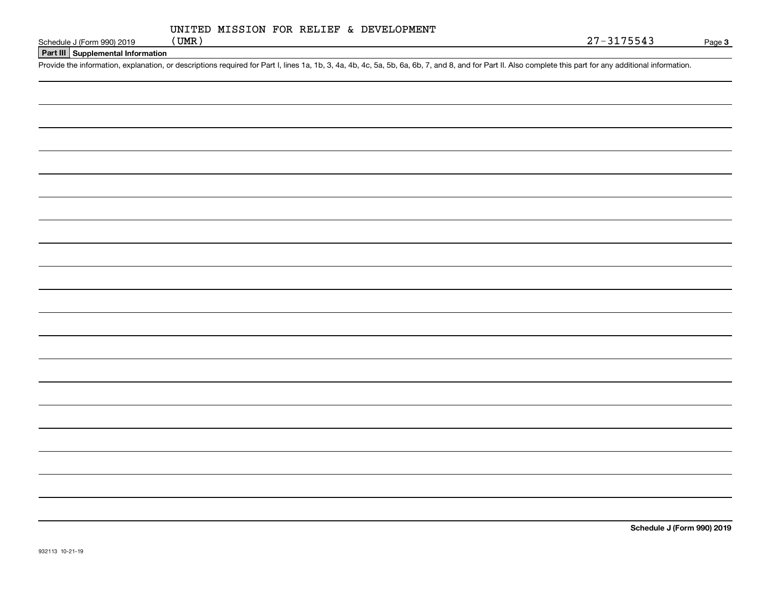UNITED MISSION FOR RELIEF & DEVELOPMENT (UMR)

27-3175543

Schedule J (Form 990) 2019

**Part III Supplemental Information**

Provide the information, explanation, or descriptions required for Part I, lines 1a, 1b, 3, 4a, 4b, 4c, 5a, 5b, 6a, 6b, 7, and 8, and for Part II. Also complete this part for any additional information.

**Schedule J (Form 990) 2019**

932113 10-21-19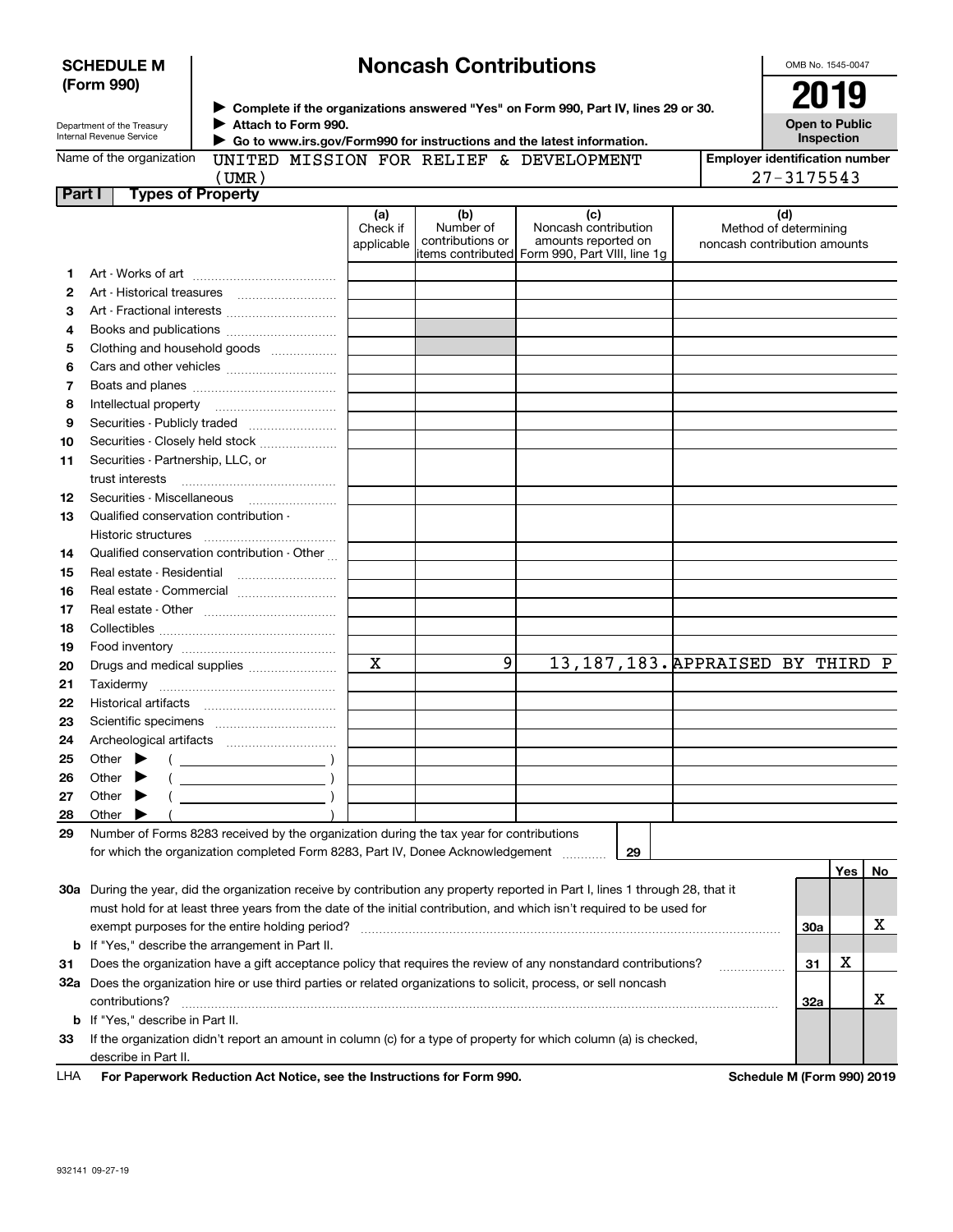**SCHEDULE M (Form 990)**

Department of the Treasury
Internal Revenue Service

# Noncash Contributions

▶ Complete if the organizations answered "Yes" on Form 990, Part IV, lines 29 or 30.
▶ Attach to Form 990.
▶ Go to www.irs.gov/Form990 for instructions and the latest information.

OMB No. 1545-0047

**2019**

**Open to Public Inspection**

Name of the organization: UNITED MISSION FOR RELIEF & DEVELOPMENT (UMR)

Employer identification number: 27-3175543

**Part I Types of Property**

| | | (a) Check if applicable | (b) Number of contributions or items contributed | (c) Noncash contribution amounts reported on Form 990, Part VIII, line 1g | (d) Method of determining noncash contribution amounts |
|---|---|---|---|---|---|
| 1 | Art - Works of art | | | | |
| 2 | Art - Historical treasures | | | | |
| 3 | Art - Fractional interests | | | | |
| 4 | Books and publications | | | | |
| 5 | Clothing and household goods | | | | |
| 6 | Cars and other vehicles | | | | |
| 7 | Boats and planes | | | | |
| 8 | Intellectual property | | | | |
| 9 | Securities - Publicly traded | | | | |
| 10 | Securities - Closely held stock | | | | |
| 11 | Securities - Partnership, LLC, or trust interests | | | | |
| 12 | Securities - Miscellaneous | | | | |
| 13 | Qualified conservation contribution - Historic structures | | | | |
| 14 | Qualified conservation contribution - Other | | | | |
| 15 | Real estate - Residential | | | | |
| 16 | Real estate - Commercial | | | | |
| 17 | Real estate - Other | | | | |
| 18 | Collectibles | | | | |
| 19 | Food inventory | | | | |
| 20 | Drugs and medical supplies | X | 9 | 13,187,183. | APPRAISED BY THIRD P |
| 21 | Taxidermy | | | | |
| 22 | Historical artifacts | | | | |
| 23 | Scientific specimens | | | | |
| 24 | Archeological artifacts | | | | |
| 25 | Other ▶ ( ) | | | | |
| 26 | Other ▶ ( ) | | | | |
| 27 | Other ▶ ( ) | | | | |
| 28 | Other ▶ ( ) | | | | |

**29** Number of Forms 8283 received by the organization during the tax year for contributions for which the organization completed Form 8283, Part IV, Donee Acknowledgement ..... **29**

| | | | Yes | No |
|---|---|---|---|---|
| **30a** | During the year, did the organization receive by contribution any property reported in Part I, lines 1 through 28, that it must hold for at least three years from the date of the initial contribution, and which isn't required to be used for exempt purposes for the entire holding period? | 30a | | X |
| **b** | If "Yes," describe the arrangement in Part II. | | | |
| **31** | Does the organization have a gift acceptance policy that requires the review of any nonstandard contributions? | 31 | X | |
| **32a** | Does the organization hire or use third parties or related organizations to solicit, process, or sell noncash contributions? | 32a | | X |
| **b** | If "Yes," describe in Part II. | | | |
| **33** | If the organization didn't report an amount in column (c) for a type of property for which column (a) is checked, describe in Part II. | | | |

LHA **For Paperwork Reduction Act Notice, see the Instructions for Form 990.** **Schedule M (Form 990) 2019**

932141 09-27-19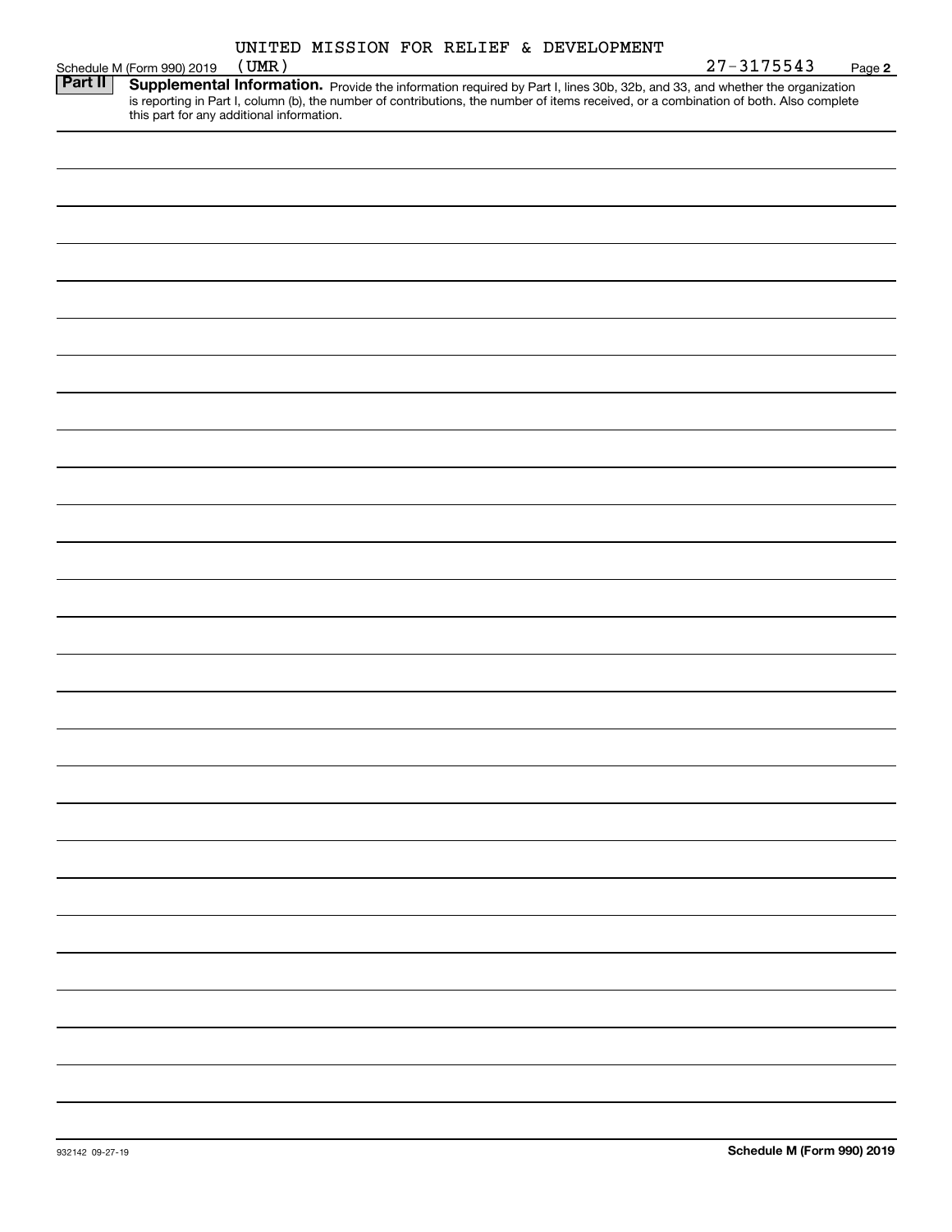UNITED MISSION FOR RELIEF & DEVELOPMENT

Schedule M (Form 990) 2019 (UMR) 27-3175543 Page 2

**Part II** **Supplemental Information.** Provide the information required by Part I, lines 30b, 32b, and 33, and whether the organization is reporting in Part I, column (b), the number of contributions, the number of items received, or a combination of both. Also complete this part for any additional information.

932142 09-27-19 **Schedule M (Form 990) 2019**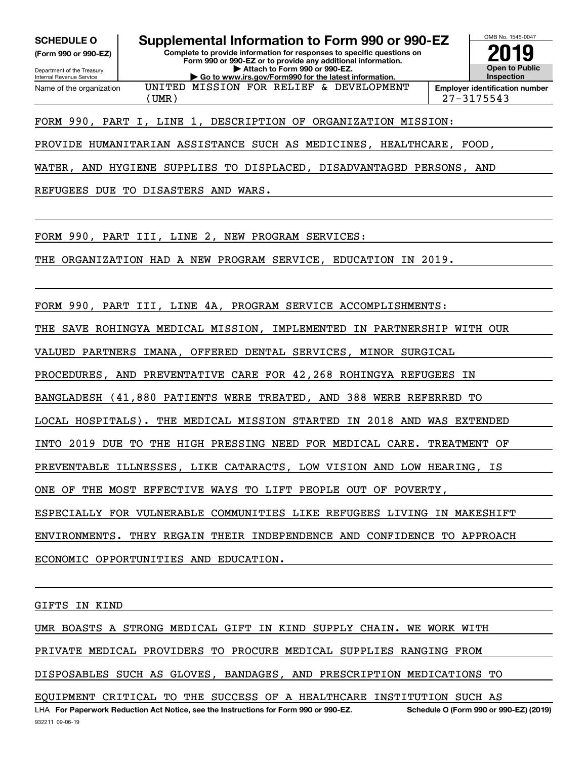**SCHEDULE O (Form 990 or 990-EZ)**

Department of the Treasury
Internal Revenue Service

# Supplemental Information to Form 990 or 990-EZ

**Complete to provide information for responses to specific questions on Form 990 or 990-EZ or to provide any additional information.**
**▶ Attach to Form 990 or 990-EZ.**
**▶ Go to www.irs.gov/Form990 for the latest information.**

OMB No. 1545-0047

**2019**

**Open to Public Inspection**

Name of the organization: UNITED MISSION FOR RELIEF & DEVELOPMENT (UMR)

**Employer identification number** 27-3175543

FORM 990, PART I, LINE 1, DESCRIPTION OF ORGANIZATION MISSION:

PROVIDE HUMANITARIAN ASSISTANCE SUCH AS MEDICINES, HEALTHCARE, FOOD, WATER, AND HYGIENE SUPPLIES TO DISPLACED, DISADVANTAGED PERSONS, AND REFUGEES DUE TO DISASTERS AND WARS.

FORM 990, PART III, LINE 2, NEW PROGRAM SERVICES:

THE ORGANIZATION HAD A NEW PROGRAM SERVICE, EDUCATION IN 2019.

FORM 990, PART III, LINE 4A, PROGRAM SERVICE ACCOMPLISHMENTS:

THE SAVE ROHINGYA MEDICAL MISSION, IMPLEMENTED IN PARTNERSHIP WITH OUR VALUED PARTNERS IMANA, OFFERED DENTAL SERVICES, MINOR SURGICAL PROCEDURES, AND PREVENTATIVE CARE FOR 42,268 ROHINGYA REFUGEES IN BANGLADESH (41,880 PATIENTS WERE TREATED, AND 388 WERE REFERRED TO LOCAL HOSPITALS). THE MEDICAL MISSION STARTED IN 2018 AND WAS EXTENDED INTO 2019 DUE TO THE HIGH PRESSING NEED FOR MEDICAL CARE. TREATMENT OF PREVENTABLE ILLNESSES, LIKE CATARACTS, LOW VISION AND LOW HEARING, IS ONE OF THE MOST EFFECTIVE WAYS TO LIFT PEOPLE OUT OF POVERTY, ESPECIALLY FOR VULNERABLE COMMUNITIES LIKE REFUGEES LIVING IN MAKESHIFT ENVIRONMENTS. THEY REGAIN THEIR INDEPENDENCE AND CONFIDENCE TO APPROACH ECONOMIC OPPORTUNITIES AND EDUCATION.

GIFTS IN KIND

UMR BOASTS A STRONG MEDICAL GIFT IN KIND SUPPLY CHAIN. WE WORK WITH PRIVATE MEDICAL PROVIDERS TO PROCURE MEDICAL SUPPLIES RANGING FROM DISPOSABLES SUCH AS GLOVES, BANDAGES, AND PRESCRIPTION MEDICATIONS TO EQUIPMENT CRITICAL TO THE SUCCESS OF A HEALTHCARE INSTITUTION SUCH AS

LHA **For Paperwork Reduction Act Notice, see the Instructions for Form 990 or 990-EZ.** **Schedule O (Form 990 or 990-EZ) (2019)**

932211 09-06-19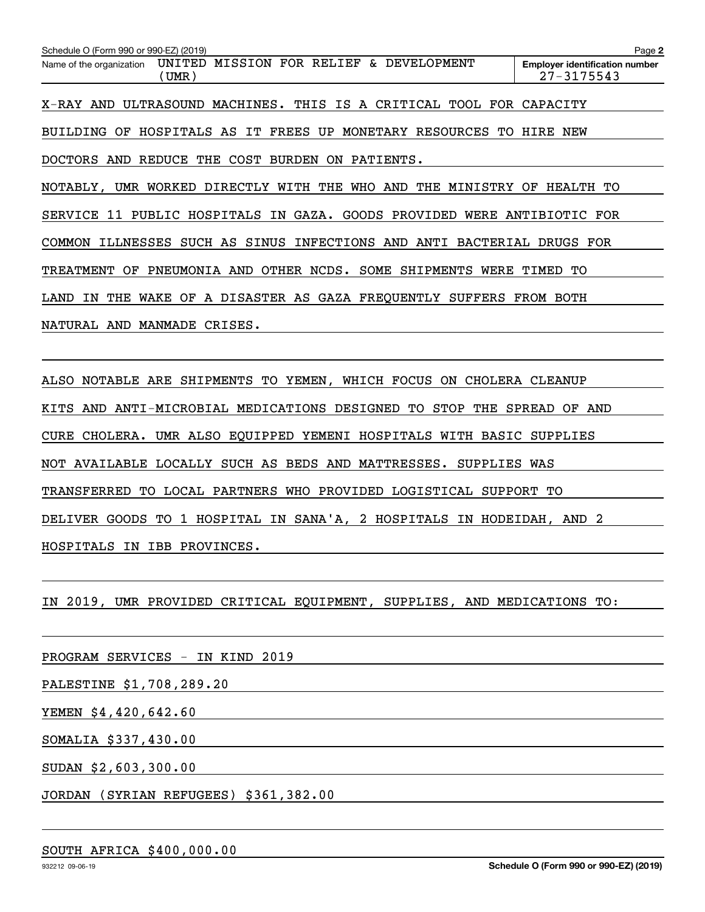Schedule O (Form 990 or 990-EZ) (2019)

Name of the organization: UNITED MISSION FOR RELIEF & DEVELOPMENT (UMR)

Employer identification number: 27-3175543

X-RAY AND ULTRASOUND MACHINES. THIS IS A CRITICAL TOOL FOR CAPACITY BUILDING OF HOSPITALS AS IT FREES UP MONETARY RESOURCES TO HIRE NEW DOCTORS AND REDUCE THE COST BURDEN ON PATIENTS.

NOTABLY, UMR WORKED DIRECTLY WITH THE WHO AND THE MINISTRY OF HEALTH TO SERVICE 11 PUBLIC HOSPITALS IN GAZA. GOODS PROVIDED WERE ANTIBIOTIC FOR COMMON ILLNESSES SUCH AS SINUS INFECTIONS AND ANTI BACTERIAL DRUGS FOR TREATMENT OF PNEUMONIA AND OTHER NCDS. SOME SHIPMENTS WERE TIMED TO LAND IN THE WAKE OF A DISASTER AS GAZA FREQUENTLY SUFFERS FROM BOTH NATURAL AND MANMADE CRISES.

ALSO NOTABLE ARE SHIPMENTS TO YEMEN, WHICH FOCUS ON CHOLERA CLEANUP KITS AND ANTI-MICROBIAL MEDICATIONS DESIGNED TO STOP THE SPREAD OF AND CURE CHOLERA. UMR ALSO EQUIPPED YEMENI HOSPITALS WITH BASIC SUPPLIES NOT AVAILABLE LOCALLY SUCH AS BEDS AND MATTRESSES. SUPPLIES WAS TRANSFERRED TO LOCAL PARTNERS WHO PROVIDED LOGISTICAL SUPPORT TO DELIVER GOODS TO 1 HOSPITAL IN SANA'A, 2 HOSPITALS IN HODEIDAH, AND 2 HOSPITALS IN IBB PROVINCES.

IN 2019, UMR PROVIDED CRITICAL EQUIPMENT, SUPPLIES, AND MEDICATIONS TO:

PROGRAM SERVICES - IN KIND 2019

PALESTINE $1,708,289.20

YEMEN $4,420,642.60

SOMALIA $337,430.00

SUDAN $2,603,300.00

JORDAN (SYRIAN REFUGEES) $361,382.00

SOUTH AFRICA $400,000.00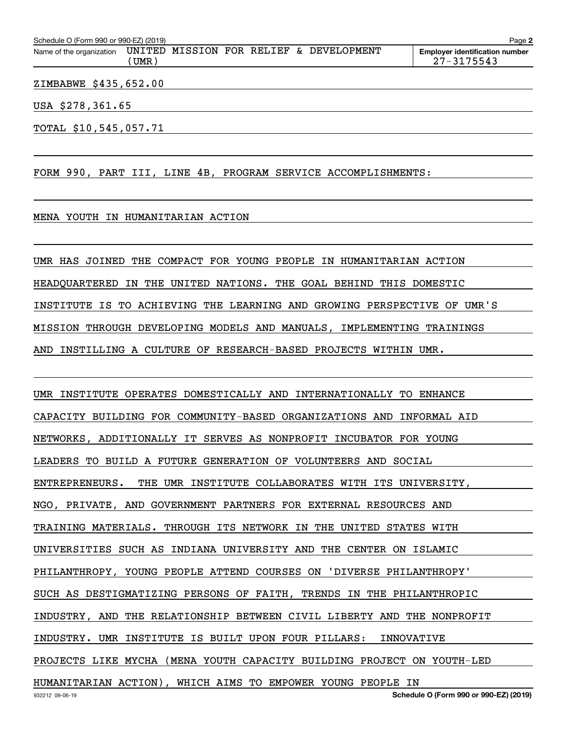Name of the organization: UNITED MISSION FOR RELIEF & DEVELOPMENT (UMR)

Employer identification number: 27-3175543

ZIMBABWE $435,652.00

USA $278,361.65

TOTAL $10,545,057.71

FORM 990, PART III, LINE 4B, PROGRAM SERVICE ACCOMPLISHMENTS:

MENA YOUTH IN HUMANITARIAN ACTION

UMR HAS JOINED THE COMPACT FOR YOUNG PEOPLE IN HUMANITARIAN ACTION HEADQUARTERED IN THE UNITED NATIONS. THE GOAL BEHIND THIS DOMESTIC INSTITUTE IS TO ACHIEVING THE LEARNING AND GROWING PERSPECTIVE OF UMR'S MISSION THROUGH DEVELOPING MODELS AND MANUALS, IMPLEMENTING TRAININGS AND INSTILLING A CULTURE OF RESEARCH-BASED PROJECTS WITHIN UMR.

UMR INSTITUTE OPERATES DOMESTICALLY AND INTERNATIONALLY TO ENHANCE CAPACITY BUILDING FOR COMMUNITY-BASED ORGANIZATIONS AND INFORMAL AID NETWORKS, ADDITIONALLY IT SERVES AS NONPROFIT INCUBATOR FOR YOUNG LEADERS TO BUILD A FUTURE GENERATION OF VOLUNTEERS AND SOCIAL ENTREPRENEURS. THE UMR INSTITUTE COLLABORATES WITH ITS UNIVERSITY, NGO, PRIVATE, AND GOVERNMENT PARTNERS FOR EXTERNAL RESOURCES AND TRAINING MATERIALS. THROUGH ITS NETWORK IN THE UNITED STATES WITH UNIVERSITIES SUCH AS INDIANA UNIVERSITY AND THE CENTER ON ISLAMIC PHILANTHROPY, YOUNG PEOPLE ATTEND COURSES ON 'DIVERSE PHILANTHROPY' SUCH AS DESTIGMATIZING PERSONS OF FAITH, TRENDS IN THE PHILANTHROPIC INDUSTRY, AND THE RELATIONSHIP BETWEEN CIVIL LIBERTY AND THE NONPROFIT INDUSTRY. UMR INSTITUTE IS BUILT UPON FOUR PILLARS: INNOVATIVE PROJECTS LIKE MYCHA (MENA YOUTH CAPACITY BUILDING PROJECT ON YOUTH-LED HUMANITARIAN ACTION), WHICH AIMS TO EMPOWER YOUNG PEOPLE IN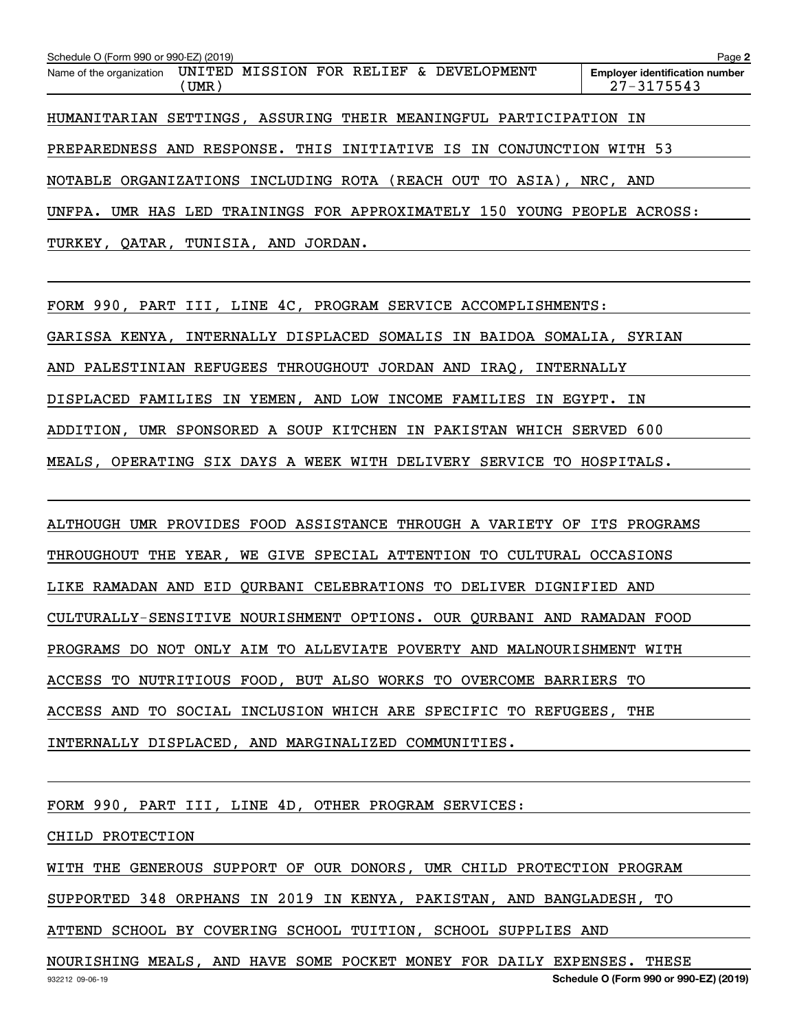HUMANITARIAN SETTINGS, ASSURING THEIR MEANINGFUL PARTICIPATION IN PREPAREDNESS AND RESPONSE. THIS INITIATIVE IS IN CONJUNCTION WITH 53 NOTABLE ORGANIZATIONS INCLUDING ROTA (REACH OUT TO ASIA), NRC, AND UNFPA. UMR HAS LED TRAININGS FOR APPROXIMATELY 150 YOUNG PEOPLE ACROSS: TURKEY, QATAR, TUNISIA, AND JORDAN.

FORM 990, PART III, LINE 4C, PROGRAM SERVICE ACCOMPLISHMENTS:

GARISSA KENYA, INTERNALLY DISPLACED SOMALIS IN BAIDOA SOMALIA, SYRIAN AND PALESTINIAN REFUGEES THROUGHOUT JORDAN AND IRAQ, INTERNALLY DISPLACED FAMILIES IN YEMEN, AND LOW INCOME FAMILIES IN EGYPT. IN ADDITION, UMR SPONSORED A SOUP KITCHEN IN PAKISTAN WHICH SERVED 600 MEALS, OPERATING SIX DAYS A WEEK WITH DELIVERY SERVICE TO HOSPITALS.

ALTHOUGH UMR PROVIDES FOOD ASSISTANCE THROUGH A VARIETY OF ITS PROGRAMS THROUGHOUT THE YEAR, WE GIVE SPECIAL ATTENTION TO CULTURAL OCCASIONS LIKE RAMADAN AND EID QURBANI CELEBRATIONS TO DELIVER DIGNIFIED AND CULTURALLY-SENSITIVE NOURISHMENT OPTIONS. OUR QURBANI AND RAMADAN FOOD PROGRAMS DO NOT ONLY AIM TO ALLEVIATE POVERTY AND MALNOURISHMENT WITH ACCESS TO NUTRITIOUS FOOD, BUT ALSO WORKS TO OVERCOME BARRIERS TO ACCESS AND TO SOCIAL INCLUSION WHICH ARE SPECIFIC TO REFUGEES, THE INTERNALLY DISPLACED, AND MARGINALIZED COMMUNITIES.

FORM 990, PART III, LINE 4D, OTHER PROGRAM SERVICES:

CHILD PROTECTION

WITH THE GENEROUS SUPPORT OF OUR DONORS, UMR CHILD PROTECTION PROGRAM SUPPORTED 348 ORPHANS IN 2019 IN KENYA, PAKISTAN, AND BANGLADESH, TO ATTEND SCHOOL BY COVERING SCHOOL TUITION, SCHOOL SUPPLIES AND NOURISHING MEALS, AND HAVE SOME POCKET MONEY FOR DAILY EXPENSES. THESE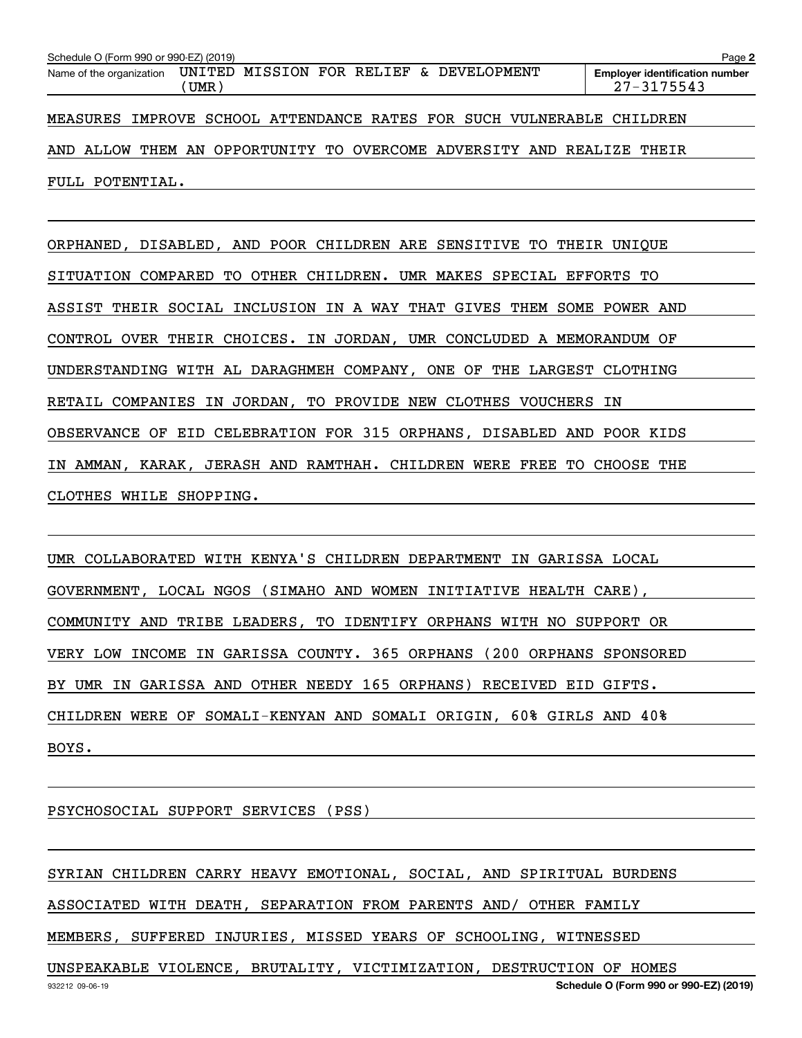MEASURES IMPROVE SCHOOL ATTENDANCE RATES FOR SUCH VULNERABLE CHILDREN AND ALLOW THEM AN OPPORTUNITY TO OVERCOME ADVERSITY AND REALIZE THEIR FULL POTENTIAL.

ORPHANED, DISABLED, AND POOR CHILDREN ARE SENSITIVE TO THEIR UNIQUE SITUATION COMPARED TO OTHER CHILDREN. UMR MAKES SPECIAL EFFORTS TO ASSIST THEIR SOCIAL INCLUSION IN A WAY THAT GIVES THEM SOME POWER AND CONTROL OVER THEIR CHOICES. IN JORDAN, UMR CONCLUDED A MEMORANDUM OF UNDERSTANDING WITH AL DARAGHMEH COMPANY, ONE OF THE LARGEST CLOTHING RETAIL COMPANIES IN JORDAN, TO PROVIDE NEW CLOTHES VOUCHERS IN OBSERVANCE OF EID CELEBRATION FOR 315 ORPHANS, DISABLED AND POOR KIDS IN AMMAN, KARAK, JERASH AND RAMTHAH. CHILDREN WERE FREE TO CHOOSE THE CLOTHES WHILE SHOPPING.

UMR COLLABORATED WITH KENYA'S CHILDREN DEPARTMENT IN GARISSA LOCAL GOVERNMENT, LOCAL NGOS (SIMAHO AND WOMEN INITIATIVE HEALTH CARE), COMMUNITY AND TRIBE LEADERS, TO IDENTIFY ORPHANS WITH NO SUPPORT OR VERY LOW INCOME IN GARISSA COUNTY. 365 ORPHANS (200 ORPHANS SPONSORED BY UMR IN GARISSA AND OTHER NEEDY 165 ORPHANS) RECEIVED EID GIFTS. CHILDREN WERE OF SOMALI-KENYAN AND SOMALI ORIGIN, 60% GIRLS AND 40% BOYS.

PSYCHOSOCIAL SUPPORT SERVICES (PSS)

SYRIAN CHILDREN CARRY HEAVY EMOTIONAL, SOCIAL, AND SPIRITUAL BURDENS ASSOCIATED WITH DEATH, SEPARATION FROM PARENTS AND/ OTHER FAMILY MEMBERS, SUFFERED INJURIES, MISSED YEARS OF SCHOOLING, WITNESSED UNSPEAKABLE VIOLENCE, BRUTALITY, VICTIMIZATION, DESTRUCTION OF HOMES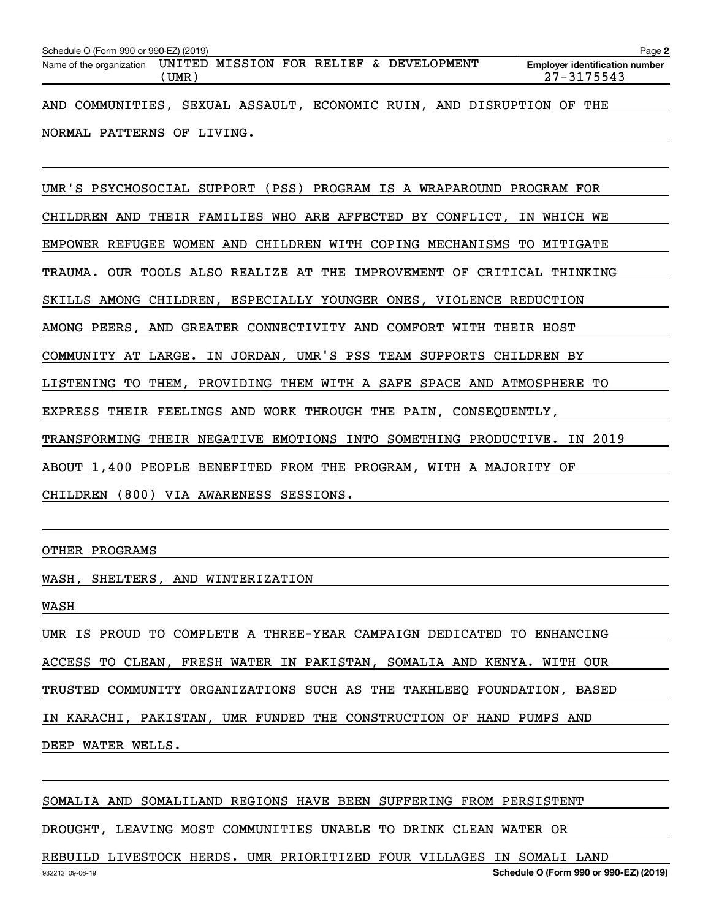AND COMMUNITIES, SEXUAL ASSAULT, ECONOMIC RUIN, AND DISRUPTION OF THE NORMAL PATTERNS OF LIVING.

UMR'S PSYCHOSOCIAL SUPPORT (PSS) PROGRAM IS A WRAPAROUND PROGRAM FOR CHILDREN AND THEIR FAMILIES WHO ARE AFFECTED BY CONFLICT, IN WHICH WE EMPOWER REFUGEE WOMEN AND CHILDREN WITH COPING MECHANISMS TO MITIGATE TRAUMA. OUR TOOLS ALSO REALIZE AT THE IMPROVEMENT OF CRITICAL THINKING SKILLS AMONG CHILDREN, ESPECIALLY YOUNGER ONES, VIOLENCE REDUCTION AMONG PEERS, AND GREATER CONNECTIVITY AND COMFORT WITH THEIR HOST COMMUNITY AT LARGE. IN JORDAN, UMR'S PSS TEAM SUPPORTS CHILDREN BY LISTENING TO THEM, PROVIDING THEM WITH A SAFE SPACE AND ATMOSPHERE TO EXPRESS THEIR FEELINGS AND WORK THROUGH THE PAIN, CONSEQUENTLY, TRANSFORMING THEIR NEGATIVE EMOTIONS INTO SOMETHING PRODUCTIVE. IN 2019 ABOUT 1,400 PEOPLE BENEFITED FROM THE PROGRAM, WITH A MAJORITY OF CHILDREN (800) VIA AWARENESS SESSIONS.

OTHER PROGRAMS

WASH, SHELTERS, AND WINTERIZATION

WASH

UMR IS PROUD TO COMPLETE A THREE-YEAR CAMPAIGN DEDICATED TO ENHANCING ACCESS TO CLEAN, FRESH WATER IN PAKISTAN, SOMALIA AND KENYA. WITH OUR TRUSTED COMMUNITY ORGANIZATIONS SUCH AS THE TAKHLEEQ FOUNDATION, BASED IN KARACHI, PAKISTAN, UMR FUNDED THE CONSTRUCTION OF HAND PUMPS AND DEEP WATER WELLS.

SOMALIA AND SOMALILAND REGIONS HAVE BEEN SUFFERING FROM PERSISTENT DROUGHT, LEAVING MOST COMMUNITIES UNABLE TO DRINK CLEAN WATER OR REBUILD LIVESTOCK HERDS. UMR PRIORITIZED FOUR VILLAGES IN SOMALI LAND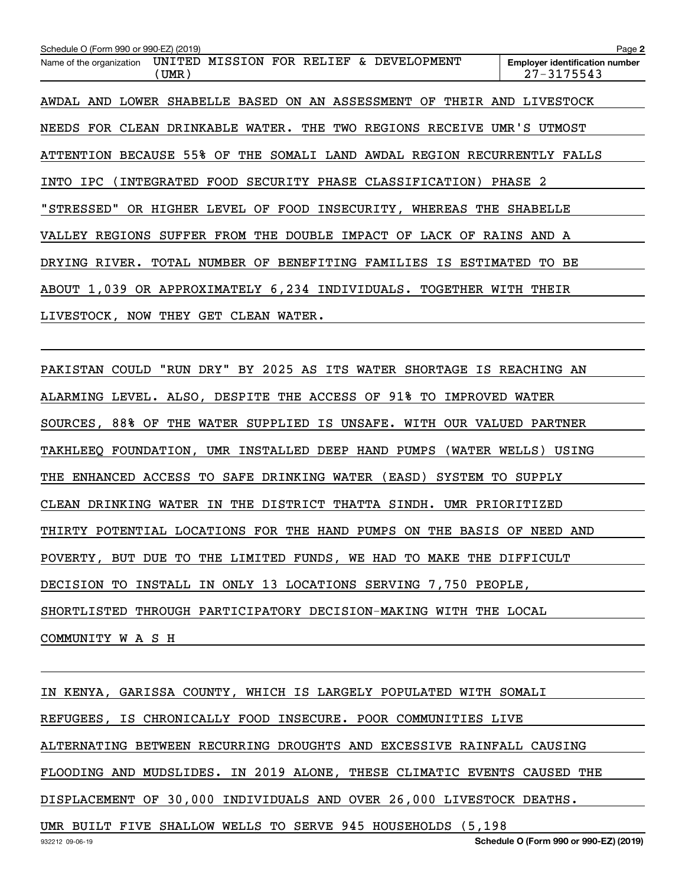AWDAL AND LOWER SHABELLE BASED ON AN ASSESSMENT OF THEIR AND LIVESTOCK NEEDS FOR CLEAN DRINKABLE WATER. THE TWO REGIONS RECEIVE UMR'S UTMOST ATTENTION BECAUSE 55% OF THE SOMALI LAND AWDAL REGION RECURRENTLY FALLS INTO IPC (INTEGRATED FOOD SECURITY PHASE CLASSIFICATION) PHASE 2 "STRESSED" OR HIGHER LEVEL OF FOOD INSECURITY, WHEREAS THE SHABELLE VALLEY REGIONS SUFFER FROM THE DOUBLE IMPACT OF LACK OF RAINS AND A DRYING RIVER. TOTAL NUMBER OF BENEFITING FAMILIES IS ESTIMATED TO BE ABOUT 1,039 OR APPROXIMATELY 6,234 INDIVIDUALS. TOGETHER WITH THEIR LIVESTOCK, NOW THEY GET CLEAN WATER.

PAKISTAN COULD "RUN DRY" BY 2025 AS ITS WATER SHORTAGE IS REACHING AN ALARMING LEVEL. ALSO, DESPITE THE ACCESS OF 91% TO IMPROVED WATER SOURCES, 88% OF THE WATER SUPPLIED IS UNSAFE. WITH OUR VALUED PARTNER TAKHLEEQ FOUNDATION, UMR INSTALLED DEEP HAND PUMPS (WATER WELLS) USING THE ENHANCED ACCESS TO SAFE DRINKING WATER (EASD) SYSTEM TO SUPPLY CLEAN DRINKING WATER IN THE DISTRICT THATTA SINDH. UMR PRIORITIZED THIRTY POTENTIAL LOCATIONS FOR THE HAND PUMPS ON THE BASIS OF NEED AND POVERTY, BUT DUE TO THE LIMITED FUNDS, WE HAD TO MAKE THE DIFFICULT DECISION TO INSTALL IN ONLY 13 LOCATIONS SERVING 7,750 PEOPLE, SHORTLISTED THROUGH PARTICIPATORY DECISION-MAKING WITH THE LOCAL COMMUNITY W A S H

IN KENYA, GARISSA COUNTY, WHICH IS LARGELY POPULATED WITH SOMALI REFUGEES, IS CHRONICALLY FOOD INSECURE. POOR COMMUNITIES LIVE ALTERNATING BETWEEN RECURRING DROUGHTS AND EXCESSIVE RAINFALL CAUSING FLOODING AND MUDSLIDES. IN 2019 ALONE, THESE CLIMATIC EVENTS CAUSED THE DISPLACEMENT OF 30,000 INDIVIDUALS AND OVER 26,000 LIVESTOCK DEATHS. UMR BUILT FIVE SHALLOW WELLS TO SERVE 945 HOUSEHOLDS (5,198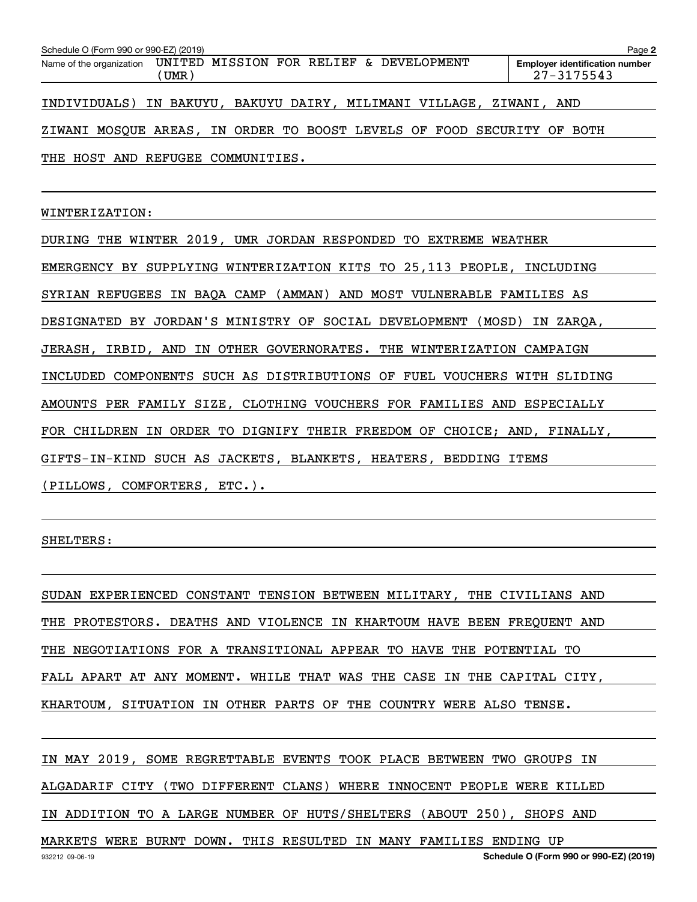INDIVIDUALS) IN BAKUYU, BAKUYU DAIRY, MILIMANI VILLAGE, ZIWANI, AND ZIWANI MOSQUE AREAS, IN ORDER TO BOOST LEVELS OF FOOD SECURITY OF BOTH THE HOST AND REFUGEE COMMUNITIES.

WINTERIZATION:

DURING THE WINTER 2019, UMR JORDAN RESPONDED TO EXTREME WEATHER EMERGENCY BY SUPPLYING WINTERIZATION KITS TO 25,113 PEOPLE, INCLUDING SYRIAN REFUGEES IN BAQA CAMP (AMMAN) AND MOST VULNERABLE FAMILIES AS DESIGNATED BY JORDAN'S MINISTRY OF SOCIAL DEVELOPMENT (MOSD) IN ZARQA, JERASH, IRBID, AND IN OTHER GOVERNORATES. THE WINTERIZATION CAMPAIGN INCLUDED COMPONENTS SUCH AS DISTRIBUTIONS OF FUEL VOUCHERS WITH SLIDING AMOUNTS PER FAMILY SIZE, CLOTHING VOUCHERS FOR FAMILIES AND ESPECIALLY FOR CHILDREN IN ORDER TO DIGNIFY THEIR FREEDOM OF CHOICE; AND, FINALLY, GIFTS-IN-KIND SUCH AS JACKETS, BLANKETS, HEATERS, BEDDING ITEMS (PILLOWS, COMFORTERS, ETC.).

SHELTERS:

SUDAN EXPERIENCED CONSTANT TENSION BETWEEN MILITARY, THE CIVILIANS AND THE PROTESTORS. DEATHS AND VIOLENCE IN KHARTOUM HAVE BEEN FREQUENT AND THE NEGOTIATIONS FOR A TRANSITIONAL APPEAR TO HAVE THE POTENTIAL TO FALL APART AT ANY MOMENT. WHILE THAT WAS THE CASE IN THE CAPITAL CITY, KHARTOUM, SITUATION IN OTHER PARTS OF THE COUNTRY WERE ALSO TENSE.

IN MAY 2019, SOME REGRETTABLE EVENTS TOOK PLACE BETWEEN TWO GROUPS IN ALGADARIF CITY (TWO DIFFERENT CLANS) WHERE INNOCENT PEOPLE WERE KILLED IN ADDITION TO A LARGE NUMBER OF HUTS/SHELTERS (ABOUT 250), SHOPS AND MARKETS WERE BURNT DOWN. THIS RESULTED IN MANY FAMILIES ENDING UP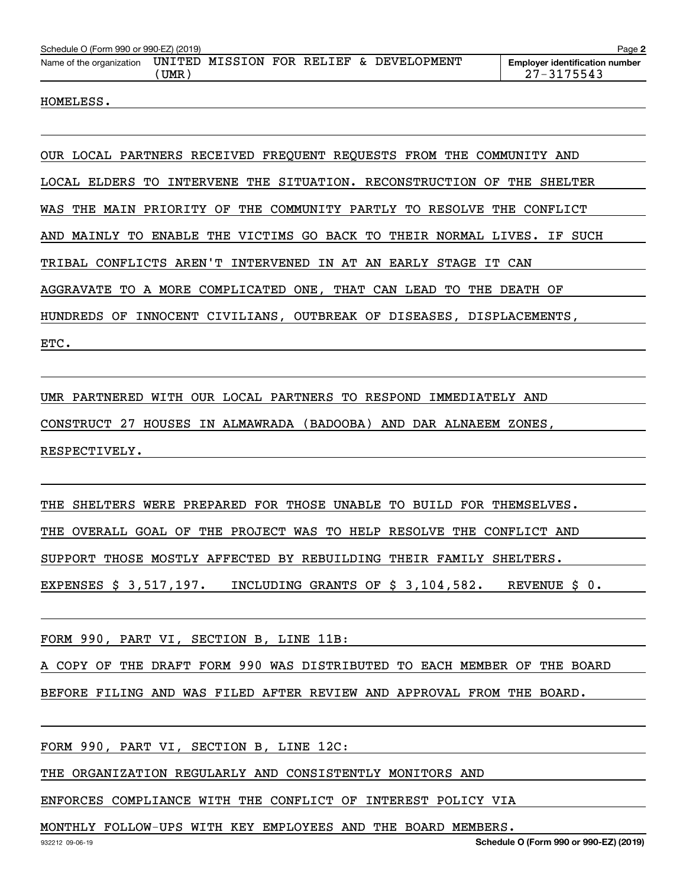Schedule O (Form 990 or 990-EZ) (2019)

Name of the organization: UNITED MISSION FOR RELIEF & DEVELOPMENT (UMR)

Employer identification number: 27-3175543

HOMELESS.

OUR LOCAL PARTNERS RECEIVED FREQUENT REQUESTS FROM THE COMMUNITY AND LOCAL ELDERS TO INTERVENE THE SITUATION. RECONSTRUCTION OF THE SHELTER WAS THE MAIN PRIORITY OF THE COMMUNITY PARTLY TO RESOLVE THE CONFLICT AND MAINLY TO ENABLE THE VICTIMS GO BACK TO THEIR NORMAL LIVES. IF SUCH TRIBAL CONFLICTS AREN'T INTERVENED IN AT AN EARLY STAGE IT CAN AGGRAVATE TO A MORE COMPLICATED ONE, THAT CAN LEAD TO THE DEATH OF HUNDREDS OF INNOCENT CIVILIANS, OUTBREAK OF DISEASES, DISPLACEMENTS, ETC.

UMR PARTNERED WITH OUR LOCAL PARTNERS TO RESPOND IMMEDIATELY AND CONSTRUCT 27 HOUSES IN ALMAWRADA (BADOOBA) AND DAR ALNAEEM ZONES, RESPECTIVELY.

THE SHELTERS WERE PREPARED FOR THOSE UNABLE TO BUILD FOR THEMSELVES. THE OVERALL GOAL OF THE PROJECT WAS TO HELP RESOLVE THE CONFLICT AND SUPPORT THOSE MOSTLY AFFECTED BY REBUILDING THEIR FAMILY SHELTERS. EXPENSES $ 3,517,197. INCLUDING GRANTS OF $ 3,104,582. REVENUE $ 0.

FORM 990, PART VI, SECTION B, LINE 11B:

A COPY OF THE DRAFT FORM 990 WAS DISTRIBUTED TO EACH MEMBER OF THE BOARD BEFORE FILING AND WAS FILED AFTER REVIEW AND APPROVAL FROM THE BOARD.

FORM 990, PART VI, SECTION B, LINE 12C:

THE ORGANIZATION REGULARLY AND CONSISTENTLY MONITORS AND ENFORCES COMPLIANCE WITH THE CONFLICT OF INTEREST POLICY VIA MONTHLY FOLLOW-UPS WITH KEY EMPLOYEES AND THE BOARD MEMBERS.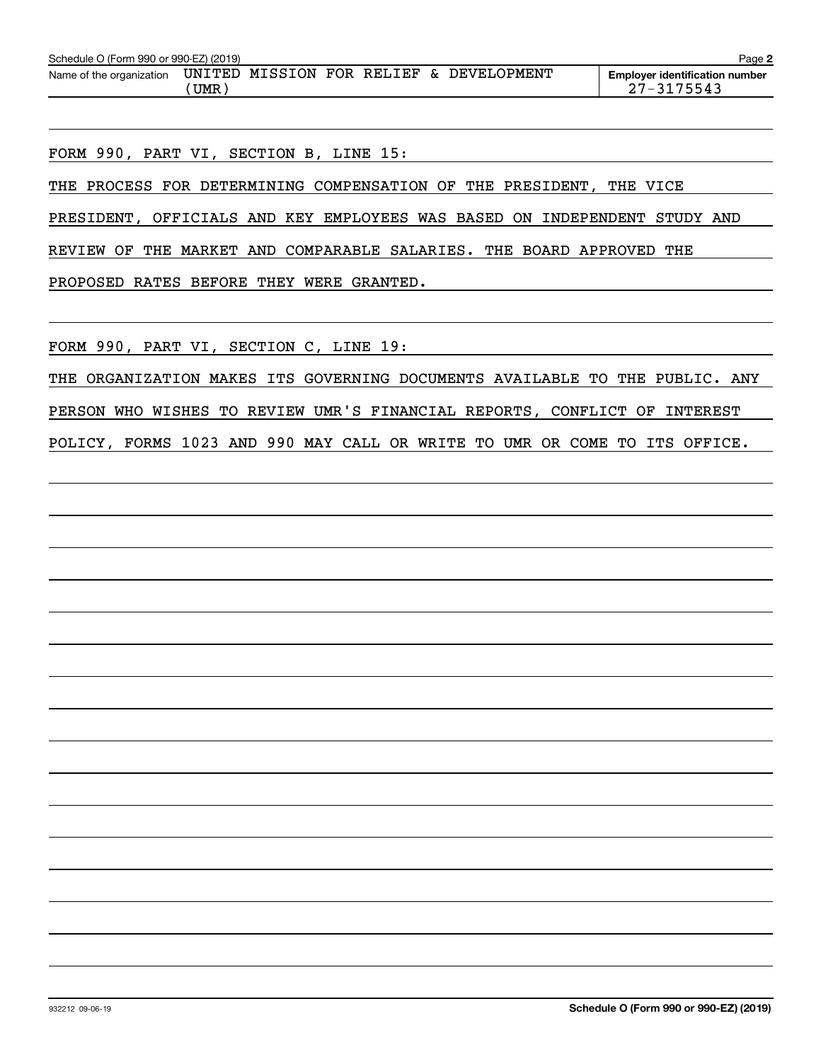Schedule O (Form 990 or 990-EZ) (2019) Page **2**

Name of the organization UNITED MISSION FOR RELIEF & DEVELOPMENT (UMR)

**Employer identification number** 27-3175543

FORM 990, PART VI, SECTION B, LINE 15:

THE PROCESS FOR DETERMINING COMPENSATION OF THE PRESIDENT, THE VICE PRESIDENT, OFFICIALS AND KEY EMPLOYEES WAS BASED ON INDEPENDENT STUDY AND REVIEW OF THE MARKET AND COMPARABLE SALARIES. THE BOARD APPROVED THE PROPOSED RATES BEFORE THEY WERE GRANTED.

FORM 990, PART VI, SECTION C, LINE 19:

THE ORGANIZATION MAKES ITS GOVERNING DOCUMENTS AVAILABLE TO THE PUBLIC. ANY PERSON WHO WISHES TO REVIEW UMR'S FINANCIAL REPORTS, CONFLICT OF INTEREST POLICY, FORMS 1023 AND 990 MAY CALL OR WRITE TO UMR OR COME TO ITS OFFICE.

932212 09-06-19 **Schedule O (Form 990 or 990-EZ) (2019)**